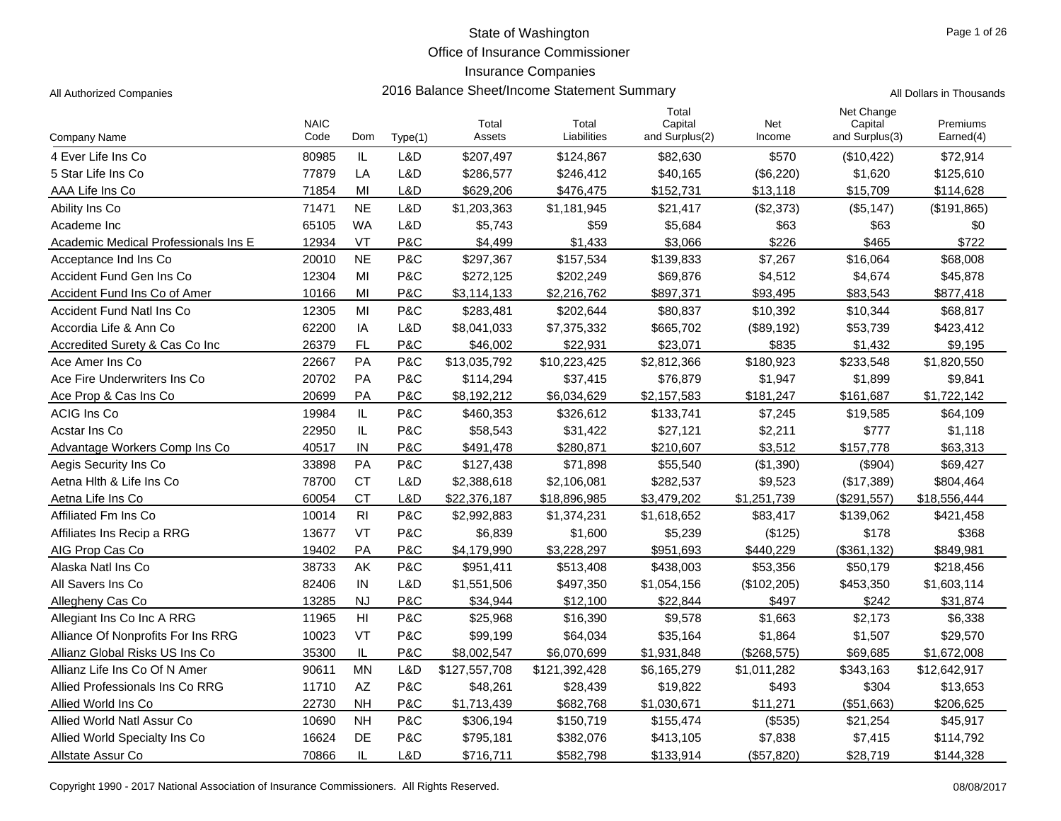# State of Washington
## Office of Insurance Commissioner
## Insurance Companies
## 2016 Balance Sheet/Income Statement Summary

All Authorized Companies

All Dollars in Thousands

| Company Name | NAIC Code | Dom | Type(1) | Total Assets | Total Liabilities | Total Capital and Surplus(2) | Net Income | Net Change Capital and Surplus(3) | Premiums Earned(4) |
|---|---|---|---|---|---|---|---|---|---|
| 4 Ever Life Ins Co | 80985 | IL | L&D | $207,497 | $124,867 | $82,630 | $570 | ($10,422) | $72,914 |
| 5 Star Life Ins Co | 77879 | LA | L&D | $286,577 | $246,412 | $40,165 | ($6,220) | $1,620 | $125,610 |
| AAA Life Ins Co | 71854 | MI | L&D | $629,206 | $476,475 | $152,731 | $13,118 | $15,709 | $114,628 |
| Ability Ins Co | 71471 | NE | L&D | $1,203,363 | $1,181,945 | $21,417 | ($2,373) | ($5,147) | ($191,865) |
| Academe Inc | 65105 | WA | L&D | $5,743 | $59 | $5,684 | $63 | $63 | $0 |
| Academic Medical Professionals Ins E | 12934 | VT | P&C | $4,499 | $1,433 | $3,066 | $226 | $465 | $722 |
| Acceptance Ind Ins Co | 20010 | NE | P&C | $297,367 | $157,534 | $139,833 | $7,267 | $16,064 | $68,008 |
| Accident Fund Gen Ins Co | 12304 | MI | P&C | $272,125 | $202,249 | $69,876 | $4,512 | $4,674 | $45,878 |
| Accident Fund Ins Co of Amer | 10166 | MI | P&C | $3,114,133 | $2,216,762 | $897,371 | $93,495 | $83,543 | $877,418 |
| Accident Fund Natl Ins Co | 12305 | MI | P&C | $283,481 | $202,644 | $80,837 | $10,392 | $10,344 | $68,817 |
| Accordia Life & Ann Co | 62200 | IA | L&D | $8,041,033 | $7,375,332 | $665,702 | ($89,192) | $53,739 | $423,412 |
| Accredited Surety & Cas Co Inc | 26379 | FL | P&C | $46,002 | $22,931 | $23,071 | $835 | $1,432 | $9,195 |
| Ace Amer Ins Co | 22667 | PA | P&C | $13,035,792 | $10,223,425 | $2,812,366 | $180,923 | $233,548 | $1,820,550 |
| Ace Fire Underwriters Ins Co | 20702 | PA | P&C | $114,294 | $37,415 | $76,879 | $1,947 | $1,899 | $9,841 |
| Ace Prop & Cas Ins Co | 20699 | PA | P&C | $8,192,212 | $6,034,629 | $2,157,583 | $181,247 | $161,687 | $1,722,142 |
| ACIG Ins Co | 19984 | IL | P&C | $460,353 | $326,612 | $133,741 | $7,245 | $19,585 | $64,109 |
| Acstar Ins Co | 22950 | IL | P&C | $58,543 | $31,422 | $27,121 | $2,211 | $777 | $1,118 |
| Advantage Workers Comp Ins Co | 40517 | IN | P&C | $491,478 | $280,871 | $210,607 | $3,512 | $157,778 | $63,313 |
| Aegis Security Ins Co | 33898 | PA | P&C | $127,438 | $71,898 | $55,540 | ($1,390) | ($904) | $69,427 |
| Aetna Hlth & Life Ins Co | 78700 | CT | L&D | $2,388,618 | $2,106,081 | $282,537 | $9,523 | ($17,389) | $804,464 |
| Aetna Life Ins Co | 60054 | CT | L&D | $22,376,187 | $18,896,985 | $3,479,202 | $1,251,739 | ($291,557) | $18,556,444 |
| Affiliated Fm Ins Co | 10014 | RI | P&C | $2,992,883 | $1,374,231 | $1,618,652 | $83,417 | $139,062 | $421,458 |
| Affiliates Ins Recip a RRG | 13677 | VT | P&C | $6,839 | $1,600 | $5,239 | ($125) | $178 | $368 |
| AIG Prop Cas Co | 19402 | PA | P&C | $4,179,990 | $3,228,297 | $951,693 | $440,229 | ($361,132) | $849,981 |
| Alaska Natl Ins Co | 38733 | AK | P&C | $951,411 | $513,408 | $438,003 | $53,356 | $50,179 | $218,456 |
| All Savers Ins Co | 82406 | IN | L&D | $1,551,506 | $497,350 | $1,054,156 | ($102,205) | $453,350 | $1,603,114 |
| Allegheny Cas Co | 13285 | NJ | P&C | $34,944 | $12,100 | $22,844 | $497 | $242 | $31,874 |
| Allegiant Ins Co Inc A RRG | 11965 | HI | P&C | $25,968 | $16,390 | $9,578 | $1,663 | $2,173 | $6,338 |
| Alliance Of Nonprofits For Ins RRG | 10023 | VT | P&C | $99,199 | $64,034 | $35,164 | $1,864 | $1,507 | $29,570 |
| Allianz Global Risks US Ins Co | 35300 | IL | P&C | $8,002,547 | $6,070,699 | $1,931,848 | ($268,575) | $69,685 | $1,672,008 |
| Allianz Life Ins Co Of N Amer | 90611 | MN | L&D | $127,557,708 | $121,392,428 | $6,165,279 | $1,011,282 | $343,163 | $12,642,917 |
| Allied Professionals Ins Co RRG | 11710 | AZ | P&C | $48,261 | $28,439 | $19,822 | $493 | $304 | $13,653 |
| Allied World Ins Co | 22730 | NH | P&C | $1,713,439 | $682,768 | $1,030,671 | $11,271 | ($51,663) | $206,625 |
| Allied World Natl Assur Co | 10690 | NH | P&C | $306,194 | $150,719 | $155,474 | ($535) | $21,254 | $45,917 |
| Allied World Specialty Ins Co | 16624 | DE | P&C | $795,181 | $382,076 | $413,105 | $7,838 | $7,415 | $114,792 |
| Allstate Assur Co | 70866 | IL | L&D | $716,711 | $582,798 | $133,914 | ($57,820) | $28,719 | $144,328 |

Copyright 1990 - 2017 National Association of Insurance Commissioners. All Rights Reserved.

08/08/2017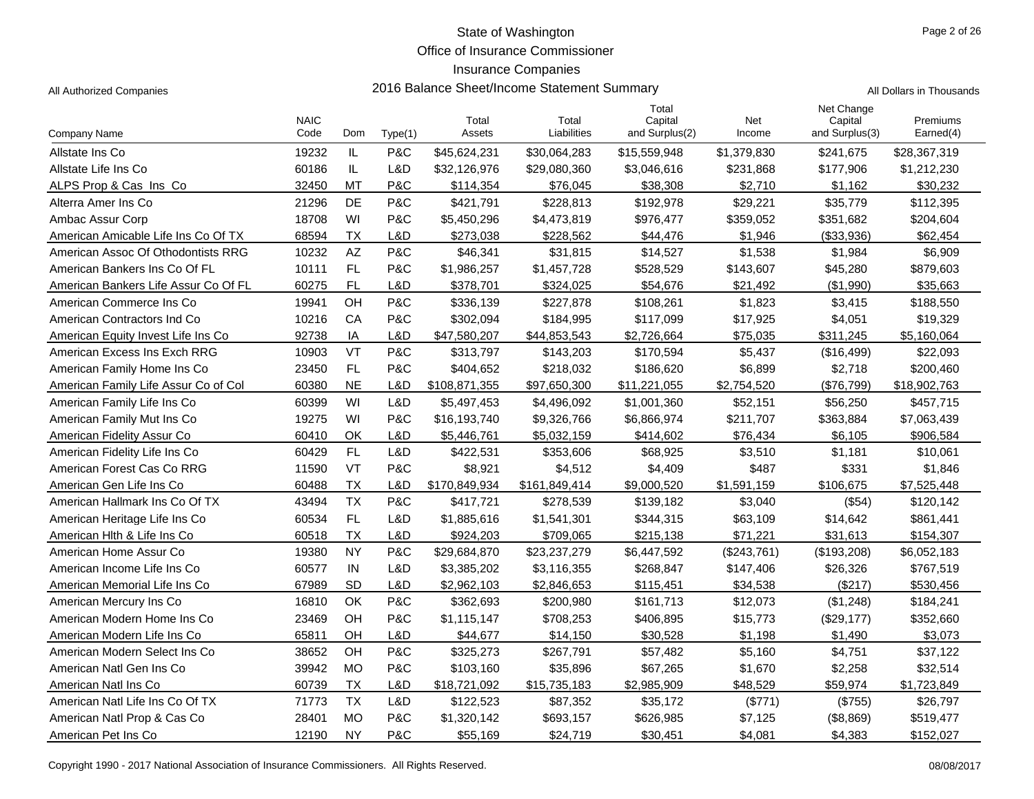# State of Washington
## Office of Insurance Commissioner
## Insurance Companies
## 2016 Balance Sheet/Income Statement Summary

All Authorized Companies

All Dollars in Thousands

| Company Name | NAIC Code | Dom | Type(1) | Total Assets | Total Liabilities | Total Capital and Surplus(2) | Net Income | Net Change Capital and Surplus(3) | Premiums Earned(4) |
|---|---|---|---|---|---|---|---|---|---|
| Allstate Ins Co | 19232 | IL | P&C | $45,624,231 | $30,064,283 | $15,559,948 | $1,379,830 | $241,675 | $28,367,319 |
| Allstate Life Ins Co | 60186 | IL | L&D | $32,126,976 | $29,080,360 | $3,046,616 | $231,868 | $177,906 | $1,212,230 |
| ALPS Prop & Cas Ins Co | 32450 | MT | P&C | $114,354 | $76,045 | $38,308 | $2,710 | $1,162 | $30,232 |
| Alterra Amer Ins Co | 21296 | DE | P&C | $421,791 | $228,813 | $192,978 | $29,221 | $35,779 | $112,395 |
| Ambac Assur Corp | 18708 | WI | P&C | $5,450,296 | $4,473,819 | $976,477 | $359,052 | $351,682 | $204,604 |
| American Amicable Life Ins Co Of TX | 68594 | TX | L&D | $273,038 | $228,562 | $44,476 | $1,946 | ($33,936) | $62,454 |
| American Assoc Of Othodontists RRG | 10232 | AZ | P&C | $46,341 | $31,815 | $14,527 | $1,538 | $1,984 | $6,909 |
| American Bankers Ins Co Of FL | 10111 | FL | P&C | $1,986,257 | $1,457,728 | $528,529 | $143,607 | $45,280 | $879,603 |
| American Bankers Life Assur Co Of FL | 60275 | FL | L&D | $378,701 | $324,025 | $54,676 | $21,492 | ($1,990) | $35,663 |
| American Commerce Ins Co | 19941 | OH | P&C | $336,139 | $227,878 | $108,261 | $1,823 | $3,415 | $188,550 |
| American Contractors Ind Co | 10216 | CA | P&C | $302,094 | $184,995 | $117,099 | $17,925 | $4,051 | $19,329 |
| American Equity Invest Life Ins Co | 92738 | IA | L&D | $47,580,207 | $44,853,543 | $2,726,664 | $75,035 | $311,245 | $5,160,064 |
| American Excess Ins Exch RRG | 10903 | VT | P&C | $313,797 | $143,203 | $170,594 | $5,437 | ($16,499) | $22,093 |
| American Family Home Ins Co | 23450 | FL | P&C | $404,652 | $218,032 | $186,620 | $6,899 | $2,718 | $200,460 |
| American Family Life Assur Co of Col | 60380 | NE | L&D | $108,871,355 | $97,650,300 | $11,221,055 | $2,754,520 | ($76,799) | $18,902,763 |
| American Family Life Ins Co | 60399 | WI | L&D | $5,497,453 | $4,496,092 | $1,001,360 | $52,151 | $56,250 | $457,715 |
| American Family Mut Ins Co | 19275 | WI | P&C | $16,193,740 | $9,326,766 | $6,866,974 | $211,707 | $363,884 | $7,063,439 |
| American Fidelity Assur Co | 60410 | OK | L&D | $5,446,761 | $5,032,159 | $414,602 | $76,434 | $6,105 | $906,584 |
| American Fidelity Life Ins Co | 60429 | FL | L&D | $422,531 | $353,606 | $68,925 | $3,510 | $1,181 | $10,061 |
| American Forest Cas Co RRG | 11590 | VT | P&C | $8,921 | $4,512 | $4,409 | $487 | $331 | $1,846 |
| American Gen Life Ins Co | 60488 | TX | L&D | $170,849,934 | $161,849,414 | $9,000,520 | $1,591,159 | $106,675 | $7,525,448 |
| American Hallmark Ins Co Of TX | 43494 | TX | P&C | $417,721 | $278,539 | $139,182 | $3,040 | ($54) | $120,142 |
| American Heritage Life Ins Co | 60534 | FL | L&D | $1,885,616 | $1,541,301 | $344,315 | $63,109 | $14,642 | $861,441 |
| American Hlth & Life Ins Co | 60518 | TX | L&D | $924,203 | $709,065 | $215,138 | $71,221 | $31,613 | $154,307 |
| American Home Assur Co | 19380 | NY | P&C | $29,684,870 | $23,237,279 | $6,447,592 | ($243,761) | ($193,208) | $6,052,183 |
| American Income Life Ins Co | 60577 | IN | L&D | $3,385,202 | $3,116,355 | $268,847 | $147,406 | $26,326 | $767,519 |
| American Memorial Life Ins Co | 67989 | SD | L&D | $2,962,103 | $2,846,653 | $115,451 | $34,538 | ($217) | $530,456 |
| American Mercury Ins Co | 16810 | OK | P&C | $362,693 | $200,980 | $161,713 | $12,073 | ($1,248) | $184,241 |
| American Modern Home Ins Co | 23469 | OH | P&C | $1,115,147 | $708,253 | $406,895 | $15,773 | ($29,177) | $352,660 |
| American Modern Life Ins Co | 65811 | OH | L&D | $44,677 | $14,150 | $30,528 | $1,198 | $1,490 | $3,073 |
| American Modern Select Ins Co | 38652 | OH | P&C | $325,273 | $267,791 | $57,482 | $5,160 | $4,751 | $37,122 |
| American Natl Gen Ins Co | 39942 | MO | P&C | $103,160 | $35,896 | $67,265 | $1,670 | $2,258 | $32,514 |
| American Natl Ins Co | 60739 | TX | L&D | $18,721,092 | $15,735,183 | $2,985,909 | $48,529 | $59,974 | $1,723,849 |
| American Natl Life Ins Co Of TX | 71773 | TX | L&D | $122,523 | $87,352 | $35,172 | ($771) | ($755) | $26,797 |
| American Natl Prop & Cas Co | 28401 | MO | P&C | $1,320,142 | $693,157 | $626,985 | $7,125 | ($8,869) | $519,477 |
| American Pet Ins Co | 12190 | NY | P&C | $55,169 | $24,719 | $30,451 | $4,081 | $4,383 | $152,027 |

Copyright 1990 - 2017 National Association of Insurance Commissioners. All Rights Reserved.

08/08/2017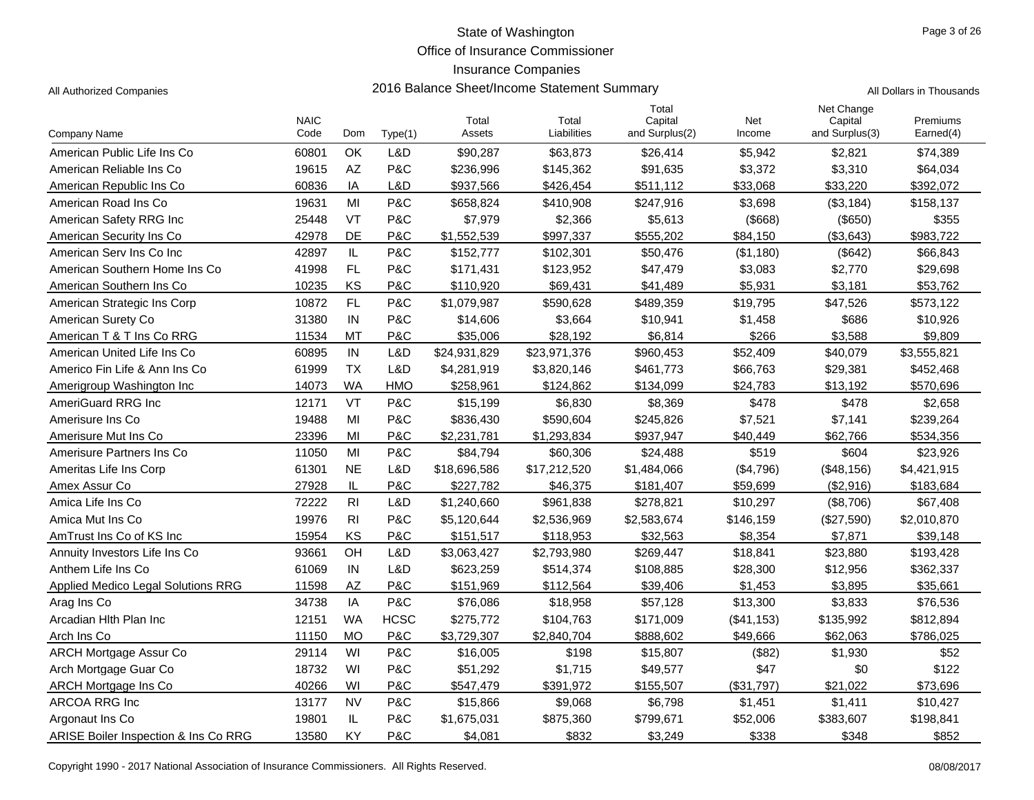# State of Washington
## Office of Insurance Commissioner
## Insurance Companies
## 2016 Balance Sheet/Income Statement Summary

All Authorized Companies

All Dollars in Thousands

| Company Name | NAIC Code | Dom | Type(1) | Total Assets | Total Liabilities | Total Capital and Surplus(2) | Net Income | Net Change Capital and Surplus(3) | Premiums Earned(4) |
|---|---|---|---|---|---|---|---|---|---|
| American Public Life Ins Co | 60801 | OK | L&D | $90,287 | $63,873 | $26,414 | $5,942 | $2,821 | $74,389 |
| American Reliable Ins Co | 19615 | AZ | P&C | $236,996 | $145,362 | $91,635 | $3,372 | $3,310 | $64,034 |
| American Republic Ins Co | 60836 | IA | L&D | $937,566 | $426,454 | $511,112 | $33,068 | $33,220 | $392,072 |
| American Road Ins Co | 19631 | MI | P&C | $658,824 | $410,908 | $247,916 | $3,698 | ($3,184) | $158,137 |
| American Safety RRG Inc | 25448 | VT | P&C | $7,979 | $2,366 | $5,613 | ($668) | ($650) | $355 |
| American Security Ins Co | 42978 | DE | P&C | $1,552,539 | $997,337 | $555,202 | $84,150 | ($3,643) | $983,722 |
| American Serv Ins Co Inc | 42897 | IL | P&C | $152,777 | $102,301 | $50,476 | ($1,180) | ($642) | $66,843 |
| American Southern Home Ins Co | 41998 | FL | P&C | $171,431 | $123,952 | $47,479 | $3,083 | $2,770 | $29,698 |
| American Southern Ins Co | 10235 | KS | P&C | $110,920 | $69,431 | $41,489 | $5,931 | $3,181 | $53,762 |
| American Strategic Ins Corp | 10872 | FL | P&C | $1,079,987 | $590,628 | $489,359 | $19,795 | $47,526 | $573,122 |
| American Surety Co | 31380 | IN | P&C | $14,606 | $3,664 | $10,941 | $1,458 | $686 | $10,926 |
| American T & T Ins Co RRG | 11534 | MT | P&C | $35,006 | $28,192 | $6,814 | $266 | $3,588 | $9,809 |
| American United Life Ins Co | 60895 | IN | L&D | $24,931,829 | $23,971,376 | $960,453 | $52,409 | $40,079 | $3,555,821 |
| Americo Fin Life & Ann Ins Co | 61999 | TX | L&D | $4,281,919 | $3,820,146 | $461,773 | $66,763 | $29,381 | $452,468 |
| Amerigroup Washington Inc | 14073 | WA | HMO | $258,961 | $124,862 | $134,099 | $24,783 | $13,192 | $570,696 |
| AmeriGuard RRG Inc | 12171 | VT | P&C | $15,199 | $6,830 | $8,369 | $478 | $478 | $2,658 |
| Amerisure Ins Co | 19488 | MI | P&C | $836,430 | $590,604 | $245,826 | $7,521 | $7,141 | $239,264 |
| Amerisure Mut Ins Co | 23396 | MI | P&C | $2,231,781 | $1,293,834 | $937,947 | $40,449 | $62,766 | $534,356 |
| Amerisure Partners Ins Co | 11050 | MI | P&C | $84,794 | $60,306 | $24,488 | $519 | $604 | $23,926 |
| Ameritas Life Ins Corp | 61301 | NE | L&D | $18,696,586 | $17,212,520 | $1,484,066 | ($4,796) | ($48,156) | $4,421,915 |
| Amex Assur Co | 27928 | IL | P&C | $227,782 | $46,375 | $181,407 | $59,699 | ($2,916) | $183,684 |
| Amica Life Ins Co | 72222 | RI | L&D | $1,240,660 | $961,838 | $278,821 | $10,297 | ($8,706) | $67,408 |
| Amica Mut Ins Co | 19976 | RI | P&C | $5,120,644 | $2,536,969 | $2,583,674 | $146,159 | ($27,590) | $2,010,870 |
| AmTrust Ins Co of KS Inc | 15954 | KS | P&C | $151,517 | $118,953 | $32,563 | $8,354 | $7,871 | $39,148 |
| Annuity Investors Life Ins Co | 93661 | OH | L&D | $3,063,427 | $2,793,980 | $269,447 | $18,841 | $23,880 | $193,428 |
| Anthem Life Ins Co | 61069 | IN | L&D | $623,259 | $514,374 | $108,885 | $28,300 | $12,956 | $362,337 |
| Applied Medico Legal Solutions RRG | 11598 | AZ | P&C | $151,969 | $112,564 | $39,406 | $1,453 | $3,895 | $35,661 |
| Arag Ins Co | 34738 | IA | P&C | $76,086 | $18,958 | $57,128 | $13,300 | $3,833 | $76,536 |
| Arcadian Hlth Plan Inc | 12151 | WA | HCSC | $275,772 | $104,763 | $171,009 | ($41,153) | $135,992 | $812,894 |
| Arch Ins Co | 11150 | MO | P&C | $3,729,307 | $2,840,704 | $888,602 | $49,666 | $62,063 | $786,025 |
| ARCH Mortgage Assur Co | 29114 | WI | P&C | $16,005 | $198 | $15,807 | ($82) | $1,930 | $52 |
| Arch Mortgage Guar Co | 18732 | WI | P&C | $51,292 | $1,715 | $49,577 | $47 | $0 | $122 |
| ARCH Mortgage Ins Co | 40266 | WI | P&C | $547,479 | $391,972 | $155,507 | ($31,797) | $21,022 | $73,696 |
| ARCOA RRG Inc | 13177 | NV | P&C | $15,866 | $9,068 | $6,798 | $1,451 | $1,411 | $10,427 |
| Argonaut Ins Co | 19801 | IL | P&C | $1,675,031 | $875,360 | $799,671 | $52,006 | $383,607 | $198,841 |
| ARISE Boiler Inspection & Ins Co RRG | 13580 | KY | P&C | $4,081 | $832 | $3,249 | $338 | $348 | $852 |

Copyright 1990 - 2017 National Association of Insurance Commissioners. All Rights Reserved.

08/08/2017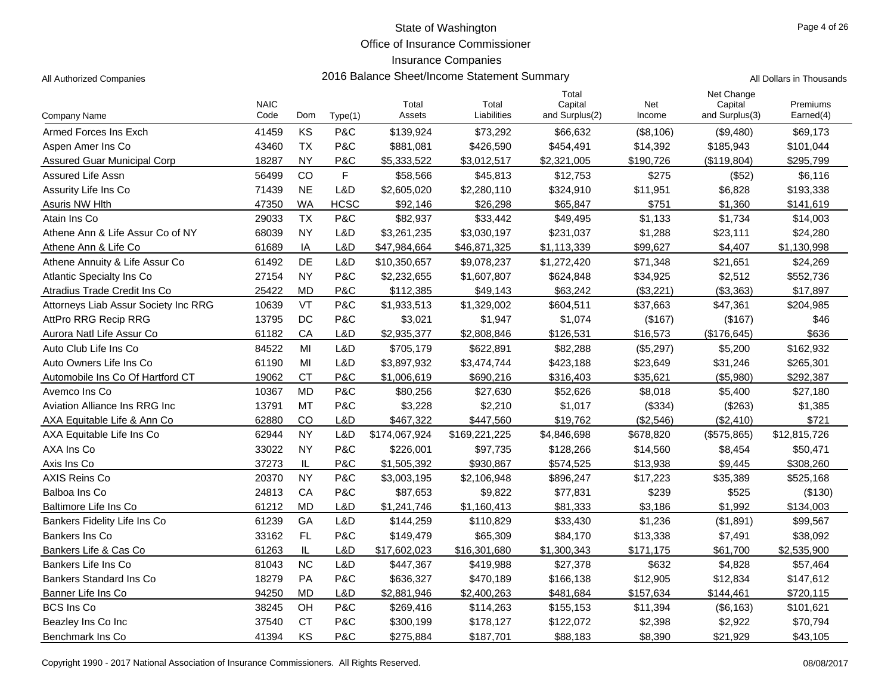# State of Washington
## Office of Insurance Commissioner
## Insurance Companies
## 2016 Balance Sheet/Income Statement Summary

All Authorized Companies

All Dollars in Thousands

| Company Name | NAIC Code | Dom | Type(1) | Total Assets | Total Liabilities | Total Capital and Surplus(2) | Net Income | Net Change Capital and Surplus(3) | Premiums Earned(4) |
|---|---|---|---|---|---|---|---|---|---|
| Armed Forces Ins Exch | 41459 | KS | P&C | $139,924 | $73,292 | $66,632 | ($8,106) | ($9,480) | $69,173 |
| Aspen Amer Ins Co | 43460 | TX | P&C | $881,081 | $426,590 | $454,491 | $14,392 | $185,943 | $101,044 |
| Assured Guar Municipal Corp | 18287 | NY | P&C | $5,333,522 | $3,012,517 | $2,321,005 | $190,726 | ($119,804) | $295,799 |
| Assured Life Assn | 56499 | CO | F | $58,566 | $45,813 | $12,753 | $275 | ($52) | $6,116 |
| Assurity Life Ins Co | 71439 | NE | L&D | $2,605,020 | $2,280,110 | $324,910 | $11,951 | $6,828 | $193,338 |
| Asuris NW Hlth | 47350 | WA | HCSC | $92,146 | $26,298 | $65,847 | $751 | $1,360 | $141,619 |
| Atain Ins Co | 29033 | TX | P&C | $82,937 | $33,442 | $49,495 | $1,133 | $1,734 | $14,003 |
| Athene Ann & Life Assur Co of NY | 68039 | NY | L&D | $3,261,235 | $3,030,197 | $231,037 | $1,288 | $23,111 | $24,280 |
| Athene Ann & Life Co | 61689 | IA | L&D | $47,984,664 | $46,871,325 | $1,113,339 | $99,627 | $4,407 | $1,130,998 |
| Athene Annuity & Life Assur Co | 61492 | DE | L&D | $10,350,657 | $9,078,237 | $1,272,420 | $71,348 | $21,651 | $24,269 |
| Atlantic Specialty Ins Co | 27154 | NY | P&C | $2,232,655 | $1,607,807 | $624,848 | $34,925 | $2,512 | $552,736 |
| Atradius Trade Credit Ins Co | 25422 | MD | P&C | $112,385 | $49,143 | $63,242 | ($3,221) | ($3,363) | $17,897 |
| Attorneys Liab Assur Society Inc RRG | 10639 | VT | P&C | $1,933,513 | $1,329,002 | $604,511 | $37,663 | $47,361 | $204,985 |
| AttPro RRG Recip RRG | 13795 | DC | P&C | $3,021 | $1,947 | $1,074 | ($167) | ($167) | $46 |
| Aurora Natl Life Assur Co | 61182 | CA | L&D | $2,935,377 | $2,808,846 | $126,531 | $16,573 | ($176,645) | $636 |
| Auto Club Life Ins Co | 84522 | MI | L&D | $705,179 | $622,891 | $82,288 | ($5,297) | $5,200 | $162,932 |
| Auto Owners Life Ins Co | 61190 | MI | L&D | $3,897,932 | $3,474,744 | $423,188 | $23,649 | $31,246 | $265,301 |
| Automobile Ins Co Of Hartford CT | 19062 | CT | P&C | $1,006,619 | $690,216 | $316,403 | $35,621 | ($5,980) | $292,387 |
| Avemco Ins Co | 10367 | MD | P&C | $80,256 | $27,630 | $52,626 | $8,018 | $5,400 | $27,180 |
| Aviation Alliance Ins RRG Inc | 13791 | MT | P&C | $3,228 | $2,210 | $1,017 | ($334) | ($263) | $1,385 |
| AXA Equitable Life & Ann Co | 62880 | CO | L&D | $467,322 | $447,560 | $19,762 | ($2,546) | ($2,410) | $721 |
| AXA Equitable Life Ins Co | 62944 | NY | L&D | $174,067,924 | $169,221,225 | $4,846,698 | $678,820 | ($575,865) | $12,815,726 |
| AXA Ins Co | 33022 | NY | P&C | $226,001 | $97,735 | $128,266 | $14,560 | $8,454 | $50,471 |
| Axis Ins Co | 37273 | IL | P&C | $1,505,392 | $930,867 | $574,525 | $13,938 | $9,445 | $308,260 |
| AXIS Reins Co | 20370 | NY | P&C | $3,003,195 | $2,106,948 | $896,247 | $17,223 | $35,389 | $525,168 |
| Balboa Ins Co | 24813 | CA | P&C | $87,653 | $9,822 | $77,831 | $239 | $525 | ($130) |
| Baltimore Life Ins Co | 61212 | MD | L&D | $1,241,746 | $1,160,413 | $81,333 | $3,186 | $1,992 | $134,003 |
| Bankers Fidelity Life Ins Co | 61239 | GA | L&D | $144,259 | $110,829 | $33,430 | $1,236 | ($1,891) | $99,567 |
| Bankers Ins Co | 33162 | FL | P&C | $149,479 | $65,309 | $84,170 | $13,338 | $7,491 | $38,092 |
| Bankers Life & Cas Co | 61263 | IL | L&D | $17,602,023 | $16,301,680 | $1,300,343 | $171,175 | $61,700 | $2,535,900 |
| Bankers Life Ins Co | 81043 | NC | L&D | $447,367 | $419,988 | $27,378 | $632 | $4,828 | $57,464 |
| Bankers Standard Ins Co | 18279 | PA | P&C | $636,327 | $470,189 | $166,138 | $12,905 | $12,834 | $147,612 |
| Banner Life Ins Co | 94250 | MD | L&D | $2,881,946 | $2,400,263 | $481,684 | $157,634 | $144,461 | $720,115 |
| BCS Ins Co | 38245 | OH | P&C | $269,416 | $114,263 | $155,153 | $11,394 | ($6,163) | $101,621 |
| Beazley Ins Co Inc | 37540 | CT | P&C | $300,199 | $178,127 | $122,072 | $2,398 | $2,922 | $70,794 |
| Benchmark Ins Co | 41394 | KS | P&C | $275,884 | $187,701 | $88,183 | $8,390 | $21,929 | $43,105 |

Copyright 1990 - 2017 National Association of Insurance Commissioners. All Rights Reserved.

08/08/2017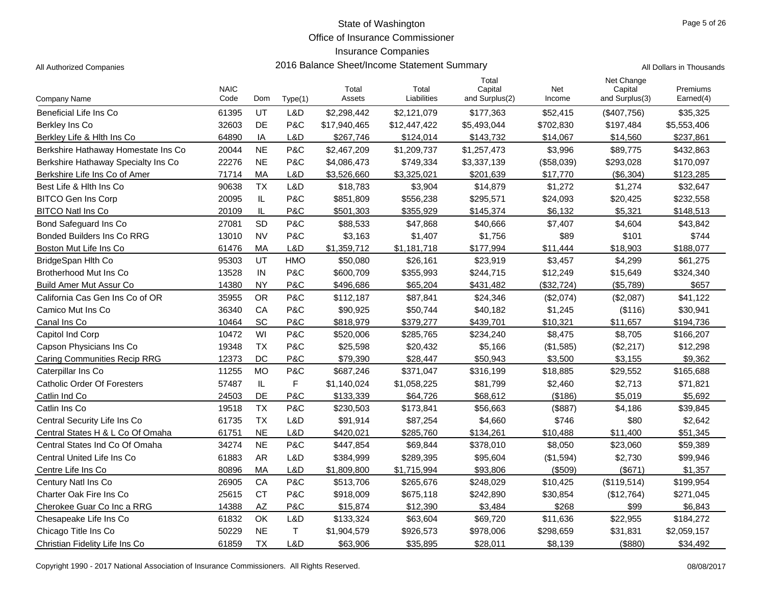State of Washington

Office of Insurance Commissioner

Insurance Companies

All Authorized Companies — 2016 Balance Sheet/Income Statement Summary — All Dollars in Thousands

| Company Name | NAIC Code | Dom | Type(1) | Total Assets | Total Liabilities | Total Capital and Surplus(2) | Net Income | Net Change Capital and Surplus(3) | Premiums Earned(4) |
|---|---|---|---|---|---|---|---|---|---|
| Beneficial Life Ins Co | 61395 | UT | L&D | $2,298,442 | $2,121,079 | $177,363 | $52,415 | ($407,756) | $35,325 |
| Berkley Ins Co | 32603 | DE | P&C | $17,940,465 | $12,447,422 | $5,493,044 | $702,830 | $197,484 | $5,553,406 |
| Berkley Life & Hlth Ins Co | 64890 | IA | L&D | $267,746 | $124,014 | $143,732 | $14,067 | $14,560 | $237,861 |
| Berkshire Hathaway Homestate Ins Co | 20044 | NE | P&C | $2,467,209 | $1,209,737 | $1,257,473 | $3,996 | $89,775 | $432,863 |
| Berkshire Hathaway Specialty Ins Co | 22276 | NE | P&C | $4,086,473 | $749,334 | $3,337,139 | ($58,039) | $293,028 | $170,097 |
| Berkshire Life Ins Co of Amer | 71714 | MA | L&D | $3,526,660 | $3,325,021 | $201,639 | $17,770 | ($6,304) | $123,285 |
| Best Life & Hlth Ins Co | 90638 | TX | L&D | $18,783 | $3,904 | $14,879 | $1,272 | $1,274 | $32,647 |
| BITCO Gen Ins Corp | 20095 | IL | P&C | $851,809 | $556,238 | $295,571 | $24,093 | $20,425 | $232,558 |
| BITCO Natl Ins Co | 20109 | IL | P&C | $501,303 | $355,929 | $145,374 | $6,132 | $5,321 | $148,513 |
| Bond Safeguard Ins Co | 27081 | SD | P&C | $88,533 | $47,868 | $40,666 | $7,407 | $4,604 | $43,842 |
| Bonded Builders Ins Co RRG | 13010 | NV | P&C | $3,163 | $1,407 | $1,756 | $89 | $101 | $744 |
| Boston Mut Life Ins Co | 61476 | MA | L&D | $1,359,712 | $1,181,718 | $177,994 | $11,444 | $18,903 | $188,077 |
| BridgeSpan Hlth Co | 95303 | UT | HMO | $50,080 | $26,161 | $23,919 | $3,457 | $4,299 | $61,275 |
| Brotherhood Mut Ins Co | 13528 | IN | P&C | $600,709 | $355,993 | $244,715 | $12,249 | $15,649 | $324,340 |
| Build Amer Mut Assur Co | 14380 | NY | P&C | $496,686 | $65,204 | $431,482 | ($32,724) | ($5,789) | $657 |
| California Cas Gen Ins Co of OR | 35955 | OR | P&C | $112,187 | $87,841 | $24,346 | ($2,074) | ($2,087) | $41,122 |
| Camico Mut Ins Co | 36340 | CA | P&C | $90,925 | $50,744 | $40,182 | $1,245 | ($116) | $30,941 |
| Canal Ins Co | 10464 | SC | P&C | $818,979 | $379,277 | $439,701 | $10,321 | $11,657 | $194,736 |
| Capitol Ind Corp | 10472 | WI | P&C | $520,006 | $285,765 | $234,240 | $8,475 | $8,705 | $166,207 |
| Capson Physicians Ins Co | 19348 | TX | P&C | $25,598 | $20,432 | $5,166 | ($1,585) | ($2,217) | $12,298 |
| Caring Communities Recip RRG | 12373 | DC | P&C | $79,390 | $28,447 | $50,943 | $3,500 | $3,155 | $9,362 |
| Caterpillar Ins Co | 11255 | MO | P&C | $687,246 | $371,047 | $316,199 | $18,885 | $29,552 | $165,688 |
| Catholic Order Of Foresters | 57487 | IL | F | $1,140,024 | $1,058,225 | $81,799 | $2,460 | $2,713 | $71,821 |
| Catlin Ind Co | 24503 | DE | P&C | $133,339 | $64,726 | $68,612 | ($186) | $5,019 | $5,692 |
| Catlin Ins Co | 19518 | TX | P&C | $230,503 | $173,841 | $56,663 | ($887) | $4,186 | $39,845 |
| Central Security Life Ins Co | 61735 | TX | L&D | $91,914 | $87,254 | $4,660 | $746 | $80 | $2,642 |
| Central States H & L Co Of Omaha | 61751 | NE | L&D | $420,021 | $285,760 | $134,261 | $10,488 | $11,400 | $51,345 |
| Central States Ind Co Of Omaha | 34274 | NE | P&C | $447,854 | $69,844 | $378,010 | $8,050 | $23,060 | $59,389 |
| Central United Life Ins Co | 61883 | AR | L&D | $384,999 | $289,395 | $95,604 | ($1,594) | $2,730 | $99,946 |
| Centre Life Ins Co | 80896 | MA | L&D | $1,809,800 | $1,715,994 | $93,806 | ($509) | ($671) | $1,357 |
| Century Natl Ins Co | 26905 | CA | P&C | $513,706 | $265,676 | $248,029 | $10,425 | ($119,514) | $199,954 |
| Charter Oak Fire Ins Co | 25615 | CT | P&C | $918,009 | $675,118 | $242,890 | $30,854 | ($12,764) | $271,045 |
| Cherokee Guar Co Inc a RRG | 14388 | AZ | P&C | $15,874 | $12,390 | $3,484 | $268 | $99 | $6,843 |
| Chesapeake Life Ins Co | 61832 | OK | L&D | $133,324 | $63,604 | $69,720 | $11,636 | $22,955 | $184,272 |
| Chicago Title Ins Co | 50229 | NE | T | $1,904,579 | $926,573 | $978,006 | $298,659 | $31,831 | $2,059,157 |
| Christian Fidelity Life Ins Co | 61859 | TX | L&D | $63,906 | $35,895 | $28,011 | $8,139 | ($880) | $34,492 |

Copyright 1990 - 2017 National Association of Insurance Commissioners. All Rights Reserved. 08/08/2017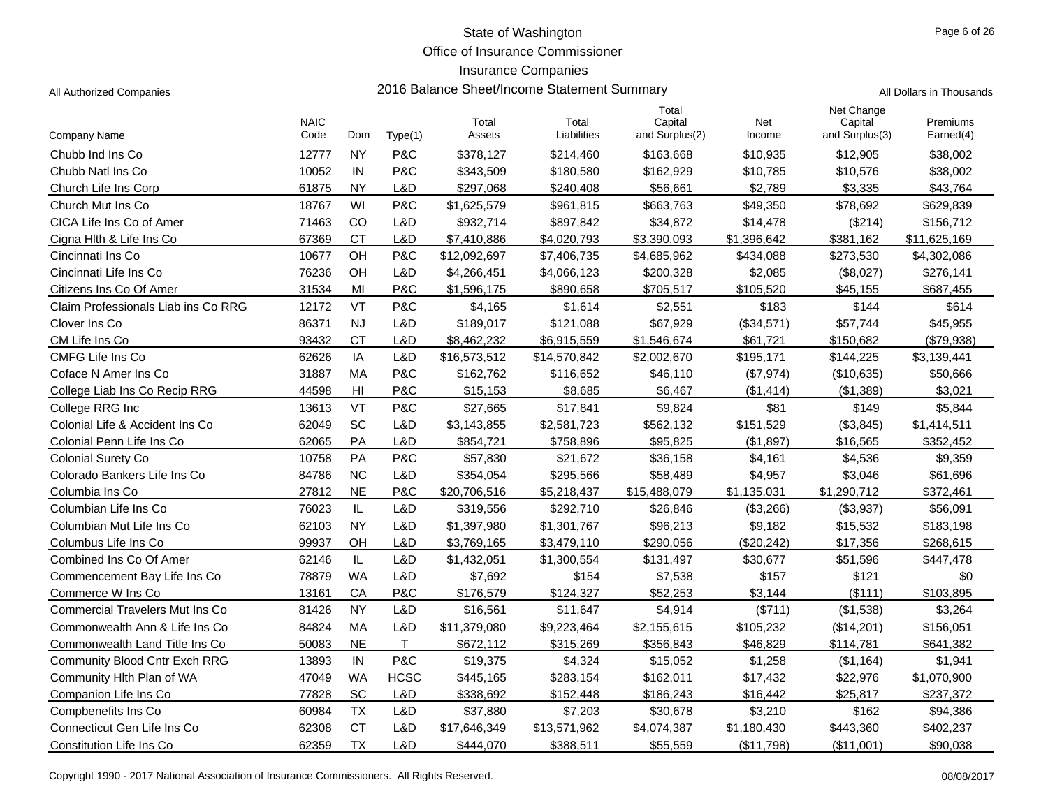State of Washington
Office of Insurance Commissioner
Insurance Companies

All Authorized Companies — 2016 Balance Sheet/Income Statement Summary — All Dollars in Thousands

| Company Name | NAIC Code | Dom | Type(1) | Total Assets | Total Liabilities | Total Capital and Surplus(2) | Net Income | Net Change Capital and Surplus(3) | Premiums Earned(4) |
|---|---|---|---|---|---|---|---|---|---|
| Chubb Ind Ins Co | 12777 | NY | P&C | $378,127 | $214,460 | $163,668 | $10,935 | $12,905 | $38,002 |
| Chubb Natl Ins Co | 10052 | IN | P&C | $343,509 | $180,580 | $162,929 | $10,785 | $10,576 | $38,002 |
| Church Life Ins Corp | 61875 | NY | L&D | $297,068 | $240,408 | $56,661 | $2,789 | $3,335 | $43,764 |
| Church Mut Ins Co | 18767 | WI | P&C | $1,625,579 | $961,815 | $663,763 | $49,350 | $78,692 | $629,839 |
| CICA Life Ins Co of Amer | 71463 | CO | L&D | $932,714 | $897,842 | $34,872 | $14,478 | ($214) | $156,712 |
| Cigna Hlth & Life Ins Co | 67369 | CT | L&D | $7,410,886 | $4,020,793 | $3,390,093 | $1,396,642 | $381,162 | $11,625,169 |
| Cincinnati Ins Co | 10677 | OH | P&C | $12,092,697 | $7,406,735 | $4,685,962 | $434,088 | $273,530 | $4,302,086 |
| Cincinnati Life Ins Co | 76236 | OH | L&D | $4,266,451 | $4,066,123 | $200,328 | $2,085 | ($8,027) | $276,141 |
| Citizens Ins Co Of Amer | 31534 | MI | P&C | $1,596,175 | $890,658 | $705,517 | $105,520 | $45,155 | $687,455 |
| Claim Professionals Liab ins Co RRG | 12172 | VT | P&C | $4,165 | $1,614 | $2,551 | $183 | $144 | $614 |
| Clover Ins Co | 86371 | NJ | L&D | $189,017 | $121,088 | $67,929 | ($34,571) | $57,744 | $45,955 |
| CM Life Ins Co | 93432 | CT | L&D | $8,462,232 | $6,915,559 | $1,546,674 | $61,721 | $150,682 | ($79,938) |
| CMFG Life Ins Co | 62626 | IA | L&D | $16,573,512 | $14,570,842 | $2,002,670 | $195,171 | $144,225 | $3,139,441 |
| Coface N Amer Ins Co | 31887 | MA | P&C | $162,762 | $116,652 | $46,110 | ($7,974) | ($10,635) | $50,666 |
| College Liab Ins Co Recip RRG | 44598 | HI | P&C | $15,153 | $8,685 | $6,467 | ($1,414) | ($1,389) | $3,021 |
| College RRG Inc | 13613 | VT | P&C | $27,665 | $17,841 | $9,824 | $81 | $149 | $5,844 |
| Colonial Life & Accident Ins Co | 62049 | SC | L&D | $3,143,855 | $2,581,723 | $562,132 | $151,529 | ($3,845) | $1,414,511 |
| Colonial Penn Life Ins Co | 62065 | PA | L&D | $854,721 | $758,896 | $95,825 | ($1,897) | $16,565 | $352,452 |
| Colonial Surety Co | 10758 | PA | P&C | $57,830 | $21,672 | $36,158 | $4,161 | $4,536 | $9,359 |
| Colorado Bankers Life Ins Co | 84786 | NC | L&D | $354,054 | $295,566 | $58,489 | $4,957 | $3,046 | $61,696 |
| Columbia Ins Co | 27812 | NE | P&C | $20,706,516 | $5,218,437 | $15,488,079 | $1,135,031 | $1,290,712 | $372,461 |
| Columbian Life Ins Co | 76023 | IL | L&D | $319,556 | $292,710 | $26,846 | ($3,266) | ($3,937) | $56,091 |
| Columbian Mut Life Ins Co | 62103 | NY | L&D | $1,397,980 | $1,301,767 | $96,213 | $9,182 | $15,532 | $183,198 |
| Columbus Life Ins Co | 99937 | OH | L&D | $3,769,165 | $3,479,110 | $290,056 | ($20,242) | $17,356 | $268,615 |
| Combined Ins Co Of Amer | 62146 | IL | L&D | $1,432,051 | $1,300,554 | $131,497 | $30,677 | $51,596 | $447,478 |
| Commencement Bay Life Ins Co | 78879 | WA | L&D | $7,692 | $154 | $7,538 | $157 | $121 | $0 |
| Commerce W Ins Co | 13161 | CA | P&C | $176,579 | $124,327 | $52,253 | $3,144 | ($111) | $103,895 |
| Commercial Travelers Mut Ins Co | 81426 | NY | L&D | $16,561 | $11,647 | $4,914 | ($711) | ($1,538) | $3,264 |
| Commonwealth Ann & Life Ins Co | 84824 | MA | L&D | $11,379,080 | $9,223,464 | $2,155,615 | $105,232 | ($14,201) | $156,051 |
| Commonwealth Land Title Ins Co | 50083 | NE | T | $672,112 | $315,269 | $356,843 | $46,829 | $114,781 | $641,382 |
| Community Blood Cntr Exch RRG | 13893 | IN | P&C | $19,375 | $4,324 | $15,052 | $1,258 | ($1,164) | $1,941 |
| Community Hlth Plan of WA | 47049 | WA | HCSC | $445,165 | $283,154 | $162,011 | $17,432 | $22,976 | $1,070,900 |
| Companion Life Ins Co | 77828 | SC | L&D | $338,692 | $152,448 | $186,243 | $16,442 | $25,817 | $237,372 |
| Compbenefits Ins Co | 60984 | TX | L&D | $37,880 | $7,203 | $30,678 | $3,210 | $162 | $94,386 |
| Connecticut Gen Life Ins Co | 62308 | CT | L&D | $17,646,349 | $13,571,962 | $4,074,387 | $1,180,430 | $443,360 | $402,237 |
| Constitution Life Ins Co | 62359 | TX | L&D | $444,070 | $388,511 | $55,559 | ($11,798) | ($11,001) | $90,038 |

Copyright 1990 - 2017 National Association of Insurance Commissioners. All Rights Reserved. 08/08/2017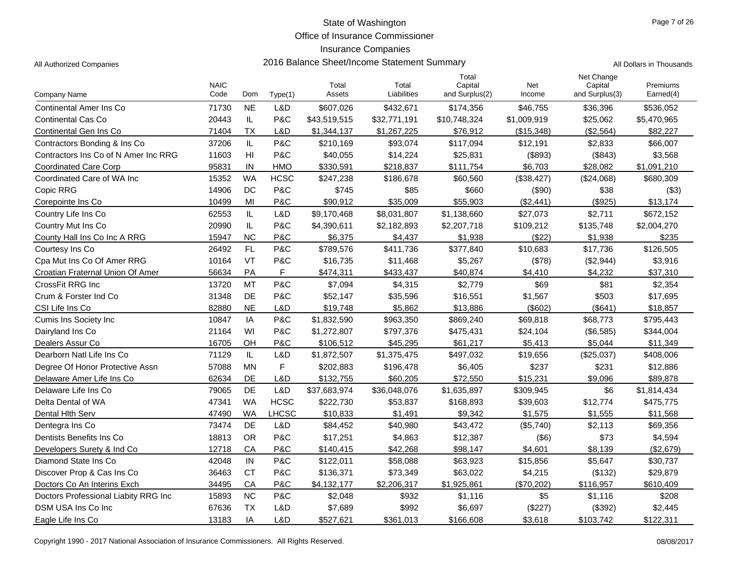# State of Washington
## Office of Insurance Commissioner
## Insurance Companies
## 2016 Balance Sheet/Income Statement Summary

All Authorized Companies

All Dollars in Thousands

| Company Name | NAIC Code | Dom | Type(1) | Total Assets | Total Liabilities | Total Capital and Surplus(2) | Net Income | Net Change Capital and Surplus(3) | Premiums Earned(4) |
|---|---|---|---|---|---|---|---|---|---|
| Continental Amer Ins Co | 71730 | NE | L&D | $607,026 | $432,671 | $174,356 | $46,755 | $36,396 | $536,052 |
| Continental Cas Co | 20443 | IL | P&C | $43,519,515 | $32,771,191 | $10,748,324 | $1,009,919 | $25,062 | $5,470,965 |
| Continental Gen Ins Co | 71404 | TX | L&D | $1,344,137 | $1,267,225 | $76,912 | ($15,348) | ($2,564) | $82,227 |
| Contractors Bonding & Ins Co | 37206 | IL | P&C | $210,169 | $93,074 | $117,094 | $12,191 | $2,833 | $66,007 |
| Contractors Ins Co of N Amer Inc RRG | 11603 | HI | P&C | $40,055 | $14,224 | $25,831 | ($893) | ($843) | $3,568 |
| Coordinated Care Corp | 95831 | IN | HMO | $330,591 | $218,837 | $111,754 | $6,703 | $28,082 | $1,091,210 |
| Coordinated Care of WA Inc | 15352 | WA | HCSC | $247,238 | $186,678 | $60,560 | ($38,427) | ($24,068) | $680,309 |
| Copic RRG | 14906 | DC | P&C | $745 | $85 | $660 | ($90) | $38 | ($3) |
| Corepointe Ins Co | 10499 | MI | P&C | $90,912 | $35,009 | $55,903 | ($2,441) | ($925) | $13,174 |
| Country Life Ins Co | 62553 | IL | L&D | $9,170,468 | $8,031,807 | $1,138,660 | $27,073 | $2,711 | $672,152 |
| Country Mut Ins Co | 20990 | IL | P&C | $4,390,611 | $2,182,893 | $2,207,718 | $109,212 | $135,748 | $2,004,270 |
| County Hall Ins Co Inc A RRG | 15947 | NC | P&C | $6,375 | $4,437 | $1,938 | ($22) | $1,938 | $235 |
| Courtesy Ins Co | 26492 | FL | P&C | $789,576 | $411,736 | $377,840 | $10,683 | $17,736 | $126,505 |
| Cpa Mut Ins Co Of Amer RRG | 10164 | VT | P&C | $16,735 | $11,468 | $5,267 | ($78) | ($2,944) | $3,916 |
| Croatian Fraternal Union Of Amer | 56634 | PA | F | $474,311 | $433,437 | $40,874 | $4,410 | $4,232 | $37,310 |
| CrossFit RRG Inc | 13720 | MT | P&C | $7,094 | $4,315 | $2,779 | $69 | $81 | $2,354 |
| Crum & Forster Ind Co | 31348 | DE | P&C | $52,147 | $35,596 | $16,551 | $1,567 | $503 | $17,695 |
| CSI Life Ins Co | 82880 | NE | L&D | $19,748 | $5,862 | $13,886 | ($602) | ($641) | $18,857 |
| Cumis Ins Society Inc | 10847 | IA | P&C | $1,832,590 | $963,350 | $869,240 | $69,818 | $68,773 | $795,443 |
| Dairyland Ins Co | 21164 | WI | P&C | $1,272,807 | $797,376 | $475,431 | $24,104 | ($6,585) | $344,004 |
| Dealers Assur Co | 16705 | OH | P&C | $106,512 | $45,295 | $61,217 | $5,413 | $5,044 | $11,349 |
| Dearborn Natl Life Ins Co | 71129 | IL | L&D | $1,872,507 | $1,375,475 | $497,032 | $19,656 | ($25,037) | $408,006 |
| Degree Of Honor Protective Assn | 57088 | MN | F | $202,883 | $196,478 | $6,405 | $237 | $231 | $12,886 |
| Delaware Amer Life Ins Co | 62634 | DE | L&D | $132,755 | $60,205 | $72,550 | $15,231 | $9,096 | $89,878 |
| Delaware Life Ins Co | 79065 | DE | L&D | $37,683,974 | $36,048,076 | $1,635,897 | $309,945 | $6 | $1,814,434 |
| Delta Dental of WA | 47341 | WA | HCSC | $222,730 | $53,837 | $168,893 | $39,603 | $12,774 | $475,775 |
| Dental Hlth Serv | 47490 | WA | LHCSC | $10,833 | $1,491 | $9,342 | $1,575 | $1,555 | $11,568 |
| Dentegra Ins Co | 73474 | DE | L&D | $84,452 | $40,980 | $43,472 | ($5,740) | $2,113 | $69,356 |
| Dentists Benefits Ins Co | 18813 | OR | P&C | $17,251 | $4,863 | $12,387 | ($6) | $73 | $4,594 |
| Developers Surety & Ind Co | 12718 | CA | P&C | $140,415 | $42,268 | $98,147 | $4,601 | $8,139 | ($2,679) |
| Diamond State Ins Co | 42048 | IN | P&C | $122,011 | $58,088 | $63,923 | $15,856 | $5,647 | $30,737 |
| Discover Prop & Cas Ins Co | 36463 | CT | P&C | $136,371 | $73,349 | $63,022 | $4,215 | ($132) | $29,879 |
| Doctors Co An Interins Exch | 34495 | CA | P&C | $4,132,177 | $2,206,317 | $1,925,861 | ($70,202) | $116,957 | $610,409 |
| Doctors Professional Liabity RRG Inc | 15893 | NC | P&C | $2,048 | $932 | $1,116 | $5 | $1,116 | $208 |
| DSM USA Ins Co Inc | 67636 | TX | L&D | $7,689 | $992 | $6,697 | ($227) | ($392) | $2,445 |
| Eagle Life Ins Co | 13183 | IA | L&D | $527,621 | $361,013 | $166,608 | $3,618 | $103,742 | $122,311 |

Copyright 1990 - 2017 National Association of Insurance Commissioners. All Rights Reserved.

08/08/2017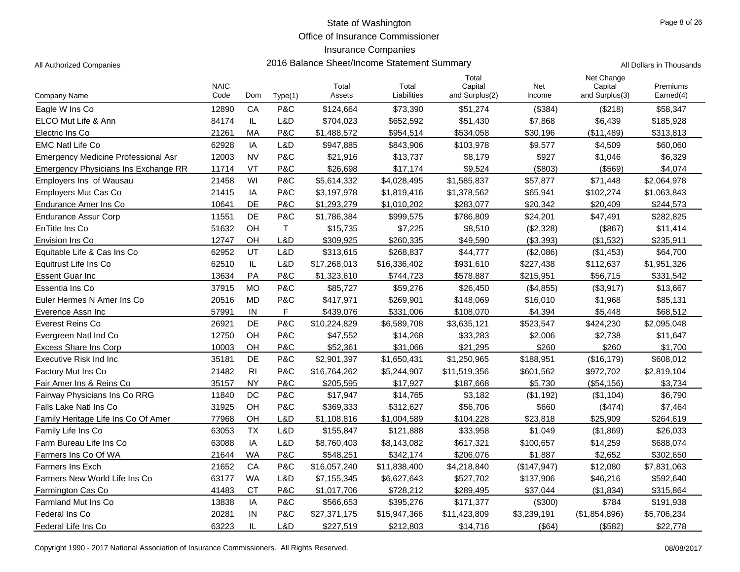# State of Washington
## Office of Insurance Commissioner
## Insurance Companies
## 2016 Balance Sheet/Income Statement Summary

All Authorized Companies

All Dollars in Thousands

| Company Name | NAIC Code | Dom | Type(1) | Total Assets | Total Liabilities | Total Capital and Surplus(2) | Net Income | Net Change Capital and Surplus(3) | Premiums Earned(4) |
|---|---|---|---|---|---|---|---|---|---|
| Eagle W Ins Co | 12890 | CA | P&C | $124,664 | $73,390 | $51,274 | ($384) | ($218) | $58,347 |
| ELCO Mut Life & Ann | 84174 | IL | L&D | $704,023 | $652,592 | $51,430 | $7,868 | $6,439 | $185,928 |
| Electric Ins Co | 21261 | MA | P&C | $1,488,572 | $954,514 | $534,058 | $30,196 | ($11,489) | $313,813 |
| EMC Natl Life Co | 62928 | IA | L&D | $947,885 | $843,906 | $103,978 | $9,577 | $4,509 | $60,060 |
| Emergency Medicine Professional Asr | 12003 | NV | P&C | $21,916 | $13,737 | $8,179 | $927 | $1,046 | $6,329 |
| Emergency Physicians Ins Exchange RR | 11714 | VT | P&C | $26,698 | $17,174 | $9,524 | ($803) | ($569) | $4,074 |
| Employers Ins of Wausau | 21458 | WI | P&C | $5,614,332 | $4,028,495 | $1,585,837 | $57,877 | $71,448 | $2,064,978 |
| Employers Mut Cas Co | 21415 | IA | P&C | $3,197,978 | $1,819,416 | $1,378,562 | $65,941 | $102,274 | $1,063,843 |
| Endurance Amer Ins Co | 10641 | DE | P&C | $1,293,279 | $1,010,202 | $283,077 | $20,342 | $20,409 | $244,573 |
| Endurance Assur Corp | 11551 | DE | P&C | $1,786,384 | $999,575 | $786,809 | $24,201 | $47,491 | $282,825 |
| EnTitle Ins Co | 51632 | OH | T | $15,735 | $7,225 | $8,510 | ($2,328) | ($867) | $11,414 |
| Envision Ins Co | 12747 | OH | L&D | $309,925 | $260,335 | $49,590 | ($3,393) | ($1,532) | $235,911 |
| Equitable Life & Cas Ins Co | 62952 | UT | L&D | $313,615 | $268,837 | $44,777 | ($2,086) | ($1,453) | $64,700 |
| Equitrust Life Ins Co | 62510 | IL | L&D | $17,268,013 | $16,336,402 | $931,610 | $227,438 | $112,637 | $1,951,326 |
| Essent Guar Inc | 13634 | PA | P&C | $1,323,610 | $744,723 | $578,887 | $215,951 | $56,715 | $331,542 |
| Essentia Ins Co | 37915 | MO | P&C | $85,727 | $59,276 | $26,450 | ($4,855) | ($3,917) | $13,667 |
| Euler Hermes N Amer Ins Co | 20516 | MD | P&C | $417,971 | $269,901 | $148,069 | $16,010 | $1,968 | $85,131 |
| Everence Assn Inc | 57991 | IN | F | $439,076 | $331,006 | $108,070 | $4,394 | $5,448 | $68,512 |
| Everest Reins Co | 26921 | DE | P&C | $10,224,829 | $6,589,708 | $3,635,121 | $523,547 | $424,230 | $2,095,048 |
| Evergreen Natl Ind Co | 12750 | OH | P&C | $47,552 | $14,268 | $33,283 | $2,006 | $2,738 | $11,647 |
| Excess Share Ins Corp | 10003 | OH | P&C | $52,361 | $31,066 | $21,295 | $260 | $260 | $1,700 |
| Executive Risk Ind Inc | 35181 | DE | P&C | $2,901,397 | $1,650,431 | $1,250,965 | $188,951 | ($16,179) | $608,012 |
| Factory Mut Ins Co | 21482 | RI | P&C | $16,764,262 | $5,244,907 | $11,519,356 | $601,562 | $972,702 | $2,819,104 |
| Fair Amer Ins & Reins Co | 35157 | NY | P&C | $205,595 | $17,927 | $187,668 | $5,730 | ($54,156) | $3,734 |
| Fairway Physicians Ins Co RRG | 11840 | DC | P&C | $17,947 | $14,765 | $3,182 | ($1,192) | ($1,104) | $6,790 |
| Falls Lake Natl Ins Co | 31925 | OH | P&C | $369,333 | $312,627 | $56,706 | $660 | ($474) | $7,464 |
| Family Heritage Life Ins Co Of Amer | 77968 | OH | L&D | $1,108,816 | $1,004,589 | $104,228 | $23,818 | $25,909 | $264,619 |
| Family Life Ins Co | 63053 | TX | L&D | $155,847 | $121,888 | $33,958 | $1,049 | ($1,869) | $26,033 |
| Farm Bureau Life Ins Co | 63088 | IA | L&D | $8,760,403 | $8,143,082 | $617,321 | $100,657 | $14,259 | $688,074 |
| Farmers Ins Co Of WA | 21644 | WA | P&C | $548,251 | $342,174 | $206,076 | $1,887 | $2,652 | $302,650 |
| Farmers Ins Exch | 21652 | CA | P&C | $16,057,240 | $11,838,400 | $4,218,840 | ($147,947) | $12,080 | $7,831,063 |
| Farmers New World Life Ins Co | 63177 | WA | L&D | $7,155,345 | $6,627,643 | $527,702 | $137,906 | $46,216 | $592,640 |
| Farmington Cas Co | 41483 | CT | P&C | $1,017,706 | $728,212 | $289,495 | $37,044 | ($1,834) | $315,864 |
| Farmland Mut Ins Co | 13838 | IA | P&C | $566,653 | $395,276 | $171,377 | ($300) | $784 | $191,938 |
| Federal Ins Co | 20281 | IN | P&C | $27,371,175 | $15,947,366 | $11,423,809 | $3,239,191 | ($1,854,896) | $5,706,234 |
| Federal Life Ins Co | 63223 | IL | L&D | $227,519 | $212,803 | $14,716 | ($64) | ($582) | $22,778 |

Copyright 1990 - 2017 National Association of Insurance Commissioners. All Rights Reserved.

08/08/2017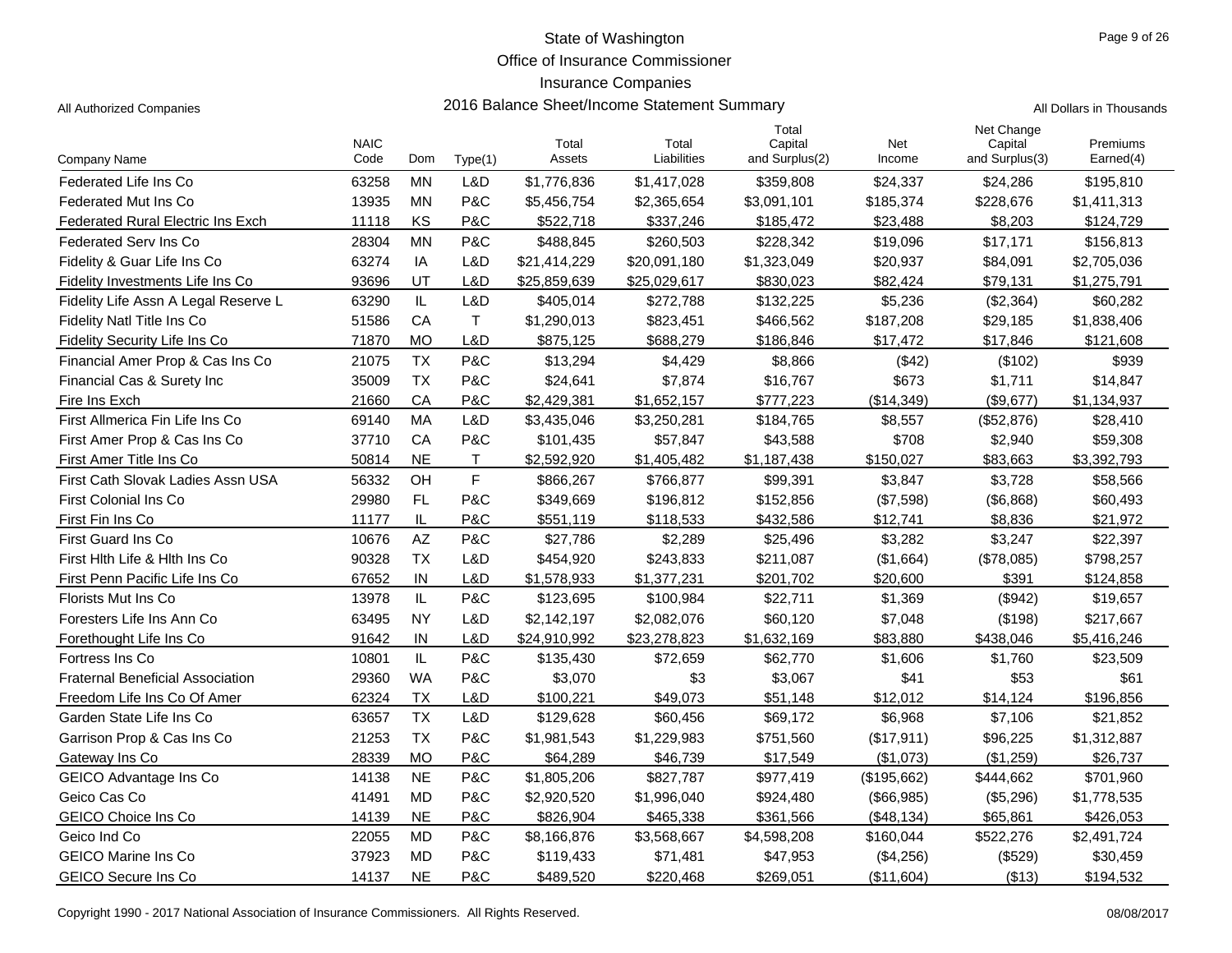# State of Washington
## Office of Insurance Commissioner
## Insurance Companies
## 2016 Balance Sheet/Income Statement Summary

All Authorized Companies

All Dollars in Thousands

| Company Name | NAIC Code | Dom | Type(1) | Total Assets | Total Liabilities | Total Capital and Surplus(2) | Net Income | Net Change Capital and Surplus(3) | Premiums Earned(4) |
|---|---|---|---|---|---|---|---|---|---|
| Federated Life Ins Co | 63258 | MN | L&D | $1,776,836 | $1,417,028 | $359,808 | $24,337 | $24,286 | $195,810 |
| Federated Mut Ins Co | 13935 | MN | P&C | $5,456,754 | $2,365,654 | $3,091,101 | $185,374 | $228,676 | $1,411,313 |
| Federated Rural Electric Ins Exch | 11118 | KS | P&C | $522,718 | $337,246 | $185,472 | $23,488 | $8,203 | $124,729 |
| Federated Serv Ins Co | 28304 | MN | P&C | $488,845 | $260,503 | $228,342 | $19,096 | $17,171 | $156,813 |
| Fidelity & Guar Life Ins Co | 63274 | IA | L&D | $21,414,229 | $20,091,180 | $1,323,049 | $20,937 | $84,091 | $2,705,036 |
| Fidelity Investments Life Ins Co | 93696 | UT | L&D | $25,859,639 | $25,029,617 | $830,023 | $82,424 | $79,131 | $1,275,791 |
| Fidelity Life Assn A Legal Reserve L | 63290 | IL | L&D | $405,014 | $272,788 | $132,225 | $5,236 | ($2,364) | $60,282 |
| Fidelity Natl Title Ins Co | 51586 | CA | T | $1,290,013 | $823,451 | $466,562 | $187,208 | $29,185 | $1,838,406 |
| Fidelity Security Life Ins Co | 71870 | MO | L&D | $875,125 | $688,279 | $186,846 | $17,472 | $17,846 | $121,608 |
| Financial Amer Prop & Cas Ins Co | 21075 | TX | P&C | $13,294 | $4,429 | $8,866 | ($42) | ($102) | $939 |
| Financial Cas & Surety Inc | 35009 | TX | P&C | $24,641 | $7,874 | $16,767 | $673 | $1,711 | $14,847 |
| Fire Ins Exch | 21660 | CA | P&C | $2,429,381 | $1,652,157 | $777,223 | ($14,349) | ($9,677) | $1,134,937 |
| First Allmerica Fin Life Ins Co | 69140 | MA | L&D | $3,435,046 | $3,250,281 | $184,765 | $8,557 | ($52,876) | $28,410 |
| First Amer Prop & Cas Ins Co | 37710 | CA | P&C | $101,435 | $57,847 | $43,588 | $708 | $2,940 | $59,308 |
| First Amer Title Ins Co | 50814 | NE | T | $2,592,920 | $1,405,482 | $1,187,438 | $150,027 | $83,663 | $3,392,793 |
| First Cath Slovak Ladies Assn USA | 56332 | OH | F | $866,267 | $766,877 | $99,391 | $3,847 | $3,728 | $58,566 |
| First Colonial Ins Co | 29980 | FL | P&C | $349,669 | $196,812 | $152,856 | ($7,598) | ($6,868) | $60,493 |
| First Fin Ins Co | 11177 | IL | P&C | $551,119 | $118,533 | $432,586 | $12,741 | $8,836 | $21,972 |
| First Guard Ins Co | 10676 | AZ | P&C | $27,786 | $2,289 | $25,496 | $3,282 | $3,247 | $22,397 |
| First Hlth Life & Hlth Ins Co | 90328 | TX | L&D | $454,920 | $243,833 | $211,087 | ($1,664) | ($78,085) | $798,257 |
| First Penn Pacific Life Ins Co | 67652 | IN | L&D | $1,578,933 | $1,377,231 | $201,702 | $20,600 | $391 | $124,858 |
| Florists Mut Ins Co | 13978 | IL | P&C | $123,695 | $100,984 | $22,711 | $1,369 | ($942) | $19,657 |
| Foresters Life Ins Ann Co | 63495 | NY | L&D | $2,142,197 | $2,082,076 | $60,120 | $7,048 | ($198) | $217,667 |
| Forethought Life Ins Co | 91642 | IN | L&D | $24,910,992 | $23,278,823 | $1,632,169 | $83,880 | $438,046 | $5,416,246 |
| Fortress Ins Co | 10801 | IL | P&C | $135,430 | $72,659 | $62,770 | $1,606 | $1,760 | $23,509 |
| Fraternal Beneficial Association | 29360 | WA | P&C | $3,070 | $3 | $3,067 | $41 | $53 | $61 |
| Freedom Life Ins Co Of Amer | 62324 | TX | L&D | $100,221 | $49,073 | $51,148 | $12,012 | $14,124 | $196,856 |
| Garden State Life Ins Co | 63657 | TX | L&D | $129,628 | $60,456 | $69,172 | $6,968 | $7,106 | $21,852 |
| Garrison Prop & Cas Ins Co | 21253 | TX | P&C | $1,981,543 | $1,229,983 | $751,560 | ($17,911) | $96,225 | $1,312,887 |
| Gateway Ins Co | 28339 | MO | P&C | $64,289 | $46,739 | $17,549 | ($1,073) | ($1,259) | $26,737 |
| GEICO Advantage Ins Co | 14138 | NE | P&C | $1,805,206 | $827,787 | $977,419 | ($195,662) | $444,662 | $701,960 |
| Geico Cas Co | 41491 | MD | P&C | $2,920,520 | $1,996,040 | $924,480 | ($66,985) | ($5,296) | $1,778,535 |
| GEICO Choice Ins Co | 14139 | NE | P&C | $826,904 | $465,338 | $361,566 | ($48,134) | $65,861 | $426,053 |
| Geico Ind Co | 22055 | MD | P&C | $8,166,876 | $3,568,667 | $4,598,208 | $160,044 | $522,276 | $2,491,724 |
| GEICO Marine Ins Co | 37923 | MD | P&C | $119,433 | $71,481 | $47,953 | ($4,256) | ($529) | $30,459 |
| GEICO Secure Ins Co | 14137 | NE | P&C | $489,520 | $220,468 | $269,051 | ($11,604) | ($13) | $194,532 |

Copyright 1990 - 2017 National Association of Insurance Commissioners. All Rights Reserved.

08/08/2017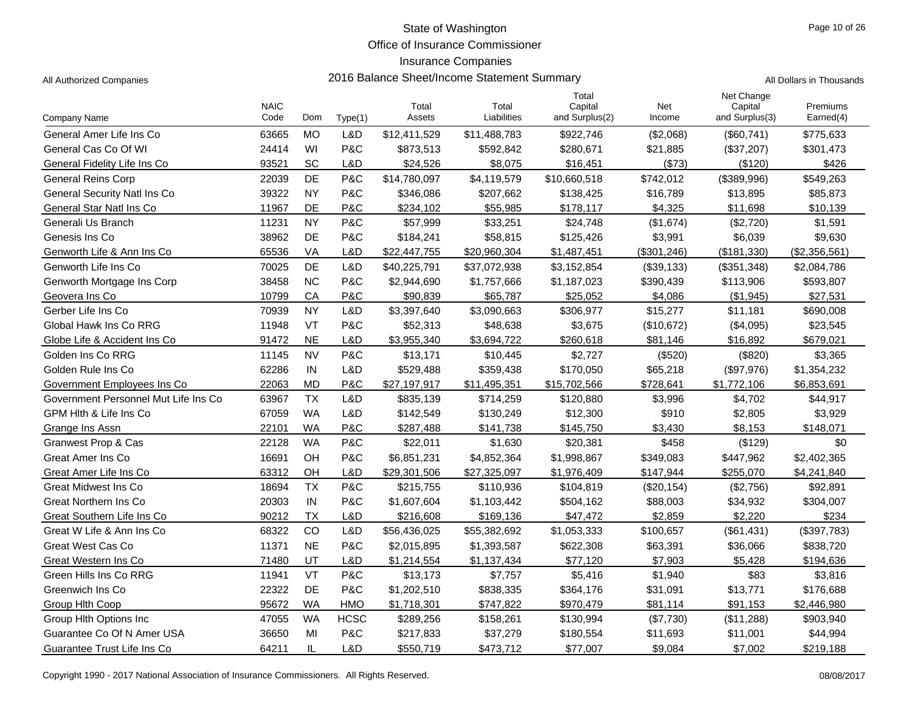# State of Washington
## Office of Insurance Commissioner
## Insurance Companies
## 2016 Balance Sheet/Income Statement Summary

All Authorized Companies

All Dollars in Thousands

| Company Name | NAIC Code | Dom | Type(1) | Total Assets | Total Liabilities | Total Capital and Surplus(2) | Net Income | Net Change Capital and Surplus(3) | Premiums Earned(4) |
|---|---|---|---|---|---|---|---|---|---|
| General Amer Life Ins Co | 63665 | MO | L&D | $12,411,529 | $11,488,783 | $922,746 | ($2,068) | ($60,741) | $775,633 |
| General Cas Co Of WI | 24414 | WI | P&C | $873,513 | $592,842 | $280,671 | $21,885 | ($37,207) | $301,473 |
| General Fidelity Life Ins Co | 93521 | SC | L&D | $24,526 | $8,075 | $16,451 | ($73) | ($120) | $426 |
| General Reins Corp | 22039 | DE | P&C | $14,780,097 | $4,119,579 | $10,660,518 | $742,012 | ($389,996) | $549,263 |
| General Security Natl Ins Co | 39322 | NY | P&C | $346,086 | $207,662 | $138,425 | $16,789 | $13,895 | $85,873 |
| General Star Natl Ins Co | 11967 | DE | P&C | $234,102 | $55,985 | $178,117 | $4,325 | $11,698 | $10,139 |
| Generali Us Branch | 11231 | NY | P&C | $57,999 | $33,251 | $24,748 | ($1,674) | ($2,720) | $1,591 |
| Genesis Ins Co | 38962 | DE | P&C | $184,241 | $58,815 | $125,426 | $3,991 | $6,039 | $9,630 |
| Genworth Life & Ann Ins Co | 65536 | VA | L&D | $22,447,755 | $20,960,304 | $1,487,451 | ($301,246) | ($181,330) | ($2,356,561) |
| Genworth Life Ins Co | 70025 | DE | L&D | $40,225,791 | $37,072,938 | $3,152,854 | ($39,133) | ($351,348) | $2,084,786 |
| Genworth Mortgage Ins Corp | 38458 | NC | P&C | $2,944,690 | $1,757,666 | $1,187,023 | $390,439 | $113,906 | $593,807 |
| Geovera Ins Co | 10799 | CA | P&C | $90,839 | $65,787 | $25,052 | $4,086 | ($1,945) | $27,531 |
| Gerber Life Ins Co | 70939 | NY | L&D | $3,397,640 | $3,090,663 | $306,977 | $15,277 | $11,181 | $690,008 |
| Global Hawk Ins Co RRG | 11948 | VT | P&C | $52,313 | $48,638 | $3,675 | ($10,672) | ($4,095) | $23,545 |
| Globe Life & Accident Ins Co | 91472 | NE | L&D | $3,955,340 | $3,694,722 | $260,618 | $81,146 | $16,892 | $679,021 |
| Golden Ins Co RRG | 11145 | NV | P&C | $13,171 | $10,445 | $2,727 | ($520) | ($820) | $3,365 |
| Golden Rule Ins Co | 62286 | IN | L&D | $529,488 | $359,438 | $170,050 | $65,218 | ($97,976) | $1,354,232 |
| Government Employees Ins Co | 22063 | MD | P&C | $27,197,917 | $11,495,351 | $15,702,566 | $728,641 | $1,772,106 | $6,853,691 |
| Government Personnel Mut Life Ins Co | 63967 | TX | L&D | $835,139 | $714,259 | $120,880 | $3,996 | $4,702 | $44,917 |
| GPM Hlth & Life Ins Co | 67059 | WA | L&D | $142,549 | $130,249 | $12,300 | $910 | $2,805 | $3,929 |
| Grange Ins Assn | 22101 | WA | P&C | $287,488 | $141,738 | $145,750 | $3,430 | $8,153 | $148,071 |
| Granwest Prop & Cas | 22128 | WA | P&C | $22,011 | $1,630 | $20,381 | $458 | ($129) | $0 |
| Great Amer Ins Co | 16691 | OH | P&C | $6,851,231 | $4,852,364 | $1,998,867 | $349,083 | $447,962 | $2,402,365 |
| Great Amer Life Ins Co | 63312 | OH | L&D | $29,301,506 | $27,325,097 | $1,976,409 | $147,944 | $255,070 | $4,241,840 |
| Great Midwest Ins Co | 18694 | TX | P&C | $215,755 | $110,936 | $104,819 | ($20,154) | ($2,756) | $92,891 |
| Great Northern Ins Co | 20303 | IN | P&C | $1,607,604 | $1,103,442 | $504,162 | $88,003 | $34,932 | $304,007 |
| Great Southern Life Ins Co | 90212 | TX | L&D | $216,608 | $169,136 | $47,472 | $2,859 | $2,220 | $234 |
| Great W Life & Ann Ins Co | 68322 | CO | L&D | $56,436,025 | $55,382,692 | $1,053,333 | $100,657 | ($61,431) | ($397,783) |
| Great West Cas Co | 11371 | NE | P&C | $2,015,895 | $1,393,587 | $622,308 | $63,391 | $36,066 | $838,720 |
| Great Western Ins Co | 71480 | UT | L&D | $1,214,554 | $1,137,434 | $77,120 | $7,903 | $5,428 | $194,636 |
| Green Hills Ins Co RRG | 11941 | VT | P&C | $13,173 | $7,757 | $5,416 | $1,940 | $83 | $3,816 |
| Greenwich Ins Co | 22322 | DE | P&C | $1,202,510 | $838,335 | $364,176 | $31,091 | $13,771 | $176,688 |
| Group Hlth Coop | 95672 | WA | HMO | $1,718,301 | $747,822 | $970,479 | $81,114 | $91,153 | $2,446,980 |
| Group Hlth Options Inc | 47055 | WA | HCSC | $289,256 | $158,261 | $130,994 | ($7,730) | ($11,288) | $903,940 |
| Guarantee Co Of N Amer USA | 36650 | MI | P&C | $217,833 | $37,279 | $180,554 | $11,693 | $11,001 | $44,994 |
| Guarantee Trust Life Ins Co | 64211 | IL | L&D | $550,719 | $473,712 | $77,007 | $9,084 | $7,002 | $219,188 |

Copyright 1990 - 2017 National Association of Insurance Commissioners. All Rights Reserved. 08/08/2017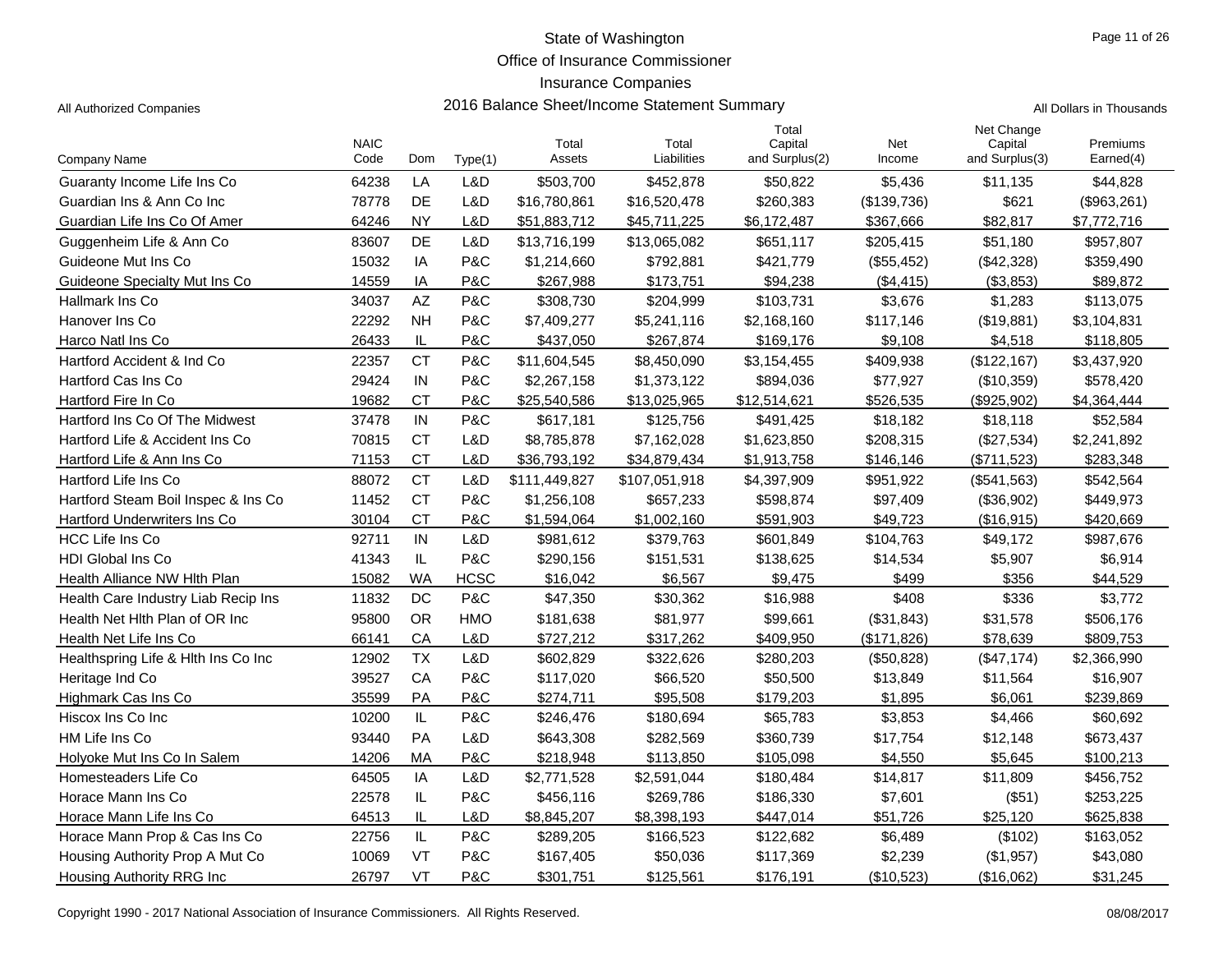# State of Washington
## Office of Insurance Commissioner
## Insurance Companies
## 2016 Balance Sheet/Income Statement Summary

All Authorized Companies

All Dollars in Thousands

| Company Name | NAIC Code | Dom | Type(1) | Total Assets | Total Liabilities | Total Capital and Surplus(2) | Net Income | Net Change Capital and Surplus(3) | Premiums Earned(4) |
|---|---|---|---|---|---|---|---|---|---|
| Guaranty Income Life Ins Co | 64238 | LA | L&D | $503,700 | $452,878 | $50,822 | $5,436 | $11,135 | $44,828 |
| Guardian Ins & Ann Co Inc | 78778 | DE | L&D | $16,780,861 | $16,520,478 | $260,383 | ($139,736) | $621 | ($963,261) |
| Guardian Life Ins Co Of Amer | 64246 | NY | L&D | $51,883,712 | $45,711,225 | $6,172,487 | $367,666 | $82,817 | $7,772,716 |
| Guggenheim Life & Ann Co | 83607 | DE | L&D | $13,716,199 | $13,065,082 | $651,117 | $205,415 | $51,180 | $957,807 |
| Guideone Mut Ins Co | 15032 | IA | P&C | $1,214,660 | $792,881 | $421,779 | ($55,452) | ($42,328) | $359,490 |
| Guideone Specialty Mut Ins Co | 14559 | IA | P&C | $267,988 | $173,751 | $94,238 | ($4,415) | ($3,853) | $89,872 |
| Hallmark Ins Co | 34037 | AZ | P&C | $308,730 | $204,999 | $103,731 | $3,676 | $1,283 | $113,075 |
| Hanover Ins Co | 22292 | NH | P&C | $7,409,277 | $5,241,116 | $2,168,160 | $117,146 | ($19,881) | $3,104,831 |
| Harco Natl Ins Co | 26433 | IL | P&C | $437,050 | $267,874 | $169,176 | $9,108 | $4,518 | $118,805 |
| Hartford Accident & Ind Co | 22357 | CT | P&C | $11,604,545 | $8,450,090 | $3,154,455 | $409,938 | ($122,167) | $3,437,920 |
| Hartford Cas Ins Co | 29424 | IN | P&C | $2,267,158 | $1,373,122 | $894,036 | $77,927 | ($10,359) | $578,420 |
| Hartford Fire In Co | 19682 | CT | P&C | $25,540,586 | $13,025,965 | $12,514,621 | $526,535 | ($925,902) | $4,364,444 |
| Hartford Ins Co Of The Midwest | 37478 | IN | P&C | $617,181 | $125,756 | $491,425 | $18,182 | $18,118 | $52,584 |
| Hartford Life & Accident Ins Co | 70815 | CT | L&D | $8,785,878 | $7,162,028 | $1,623,850 | $208,315 | ($27,534) | $2,241,892 |
| Hartford Life & Ann Ins Co | 71153 | CT | L&D | $36,793,192 | $34,879,434 | $1,913,758 | $146,146 | ($711,523) | $283,348 |
| Hartford Life Ins Co | 88072 | CT | L&D | $111,449,827 | $107,051,918 | $4,397,909 | $951,922 | ($541,563) | $542,564 |
| Hartford Steam Boil Inspec & Ins Co | 11452 | CT | P&C | $1,256,108 | $657,233 | $598,874 | $97,409 | ($36,902) | $449,973 |
| Hartford Underwriters Ins Co | 30104 | CT | P&C | $1,594,064 | $1,002,160 | $591,903 | $49,723 | ($16,915) | $420,669 |
| HCC Life Ins Co | 92711 | IN | L&D | $981,612 | $379,763 | $601,849 | $104,763 | $49,172 | $987,676 |
| HDI Global Ins Co | 41343 | IL | P&C | $290,156 | $151,531 | $138,625 | $14,534 | $5,907 | $6,914 |
| Health Alliance NW Hlth Plan | 15082 | WA | HCSC | $16,042 | $6,567 | $9,475 | $499 | $356 | $44,529 |
| Health Care Industry Liab Recip Ins | 11832 | DC | P&C | $47,350 | $30,362 | $16,988 | $408 | $336 | $3,772 |
| Health Net Hlth Plan of OR Inc | 95800 | OR | HMO | $181,638 | $81,977 | $99,661 | ($31,843) | $31,578 | $506,176 |
| Health Net Life Ins Co | 66141 | CA | L&D | $727,212 | $317,262 | $409,950 | ($171,826) | $78,639 | $809,753 |
| Healthspring Life & Hlth Ins Co Inc | 12902 | TX | L&D | $602,829 | $322,626 | $280,203 | ($50,828) | ($47,174) | $2,366,990 |
| Heritage Ind Co | 39527 | CA | P&C | $117,020 | $66,520 | $50,500 | $13,849 | $11,564 | $16,907 |
| Highmark Cas Ins Co | 35599 | PA | P&C | $274,711 | $95,508 | $179,203 | $1,895 | $6,061 | $239,869 |
| Hiscox Ins Co Inc | 10200 | IL | P&C | $246,476 | $180,694 | $65,783 | $3,853 | $4,466 | $60,692 |
| HM Life Ins Co | 93440 | PA | L&D | $643,308 | $282,569 | $360,739 | $17,754 | $12,148 | $673,437 |
| Holyoke Mut Ins Co In Salem | 14206 | MA | P&C | $218,948 | $113,850 | $105,098 | $4,550 | $5,645 | $100,213 |
| Homesteaders Life Co | 64505 | IA | L&D | $2,771,528 | $2,591,044 | $180,484 | $14,817 | $11,809 | $456,752 |
| Horace Mann Ins Co | 22578 | IL | P&C | $456,116 | $269,786 | $186,330 | $7,601 | ($51) | $253,225 |
| Horace Mann Life Ins Co | 64513 | IL | L&D | $8,845,207 | $8,398,193 | $447,014 | $51,726 | $25,120 | $625,838 |
| Horace Mann Prop & Cas Ins Co | 22756 | IL | P&C | $289,205 | $166,523 | $122,682 | $6,489 | ($102) | $163,052 |
| Housing Authority Prop A Mut Co | 10069 | VT | P&C | $167,405 | $50,036 | $117,369 | $2,239 | ($1,957) | $43,080 |
| Housing Authority RRG Inc | 26797 | VT | P&C | $301,751 | $125,561 | $176,191 | ($10,523) | ($16,062) | $31,245 |

Copyright 1990 - 2017 National Association of Insurance Commissioners. All Rights Reserved.

08/08/2017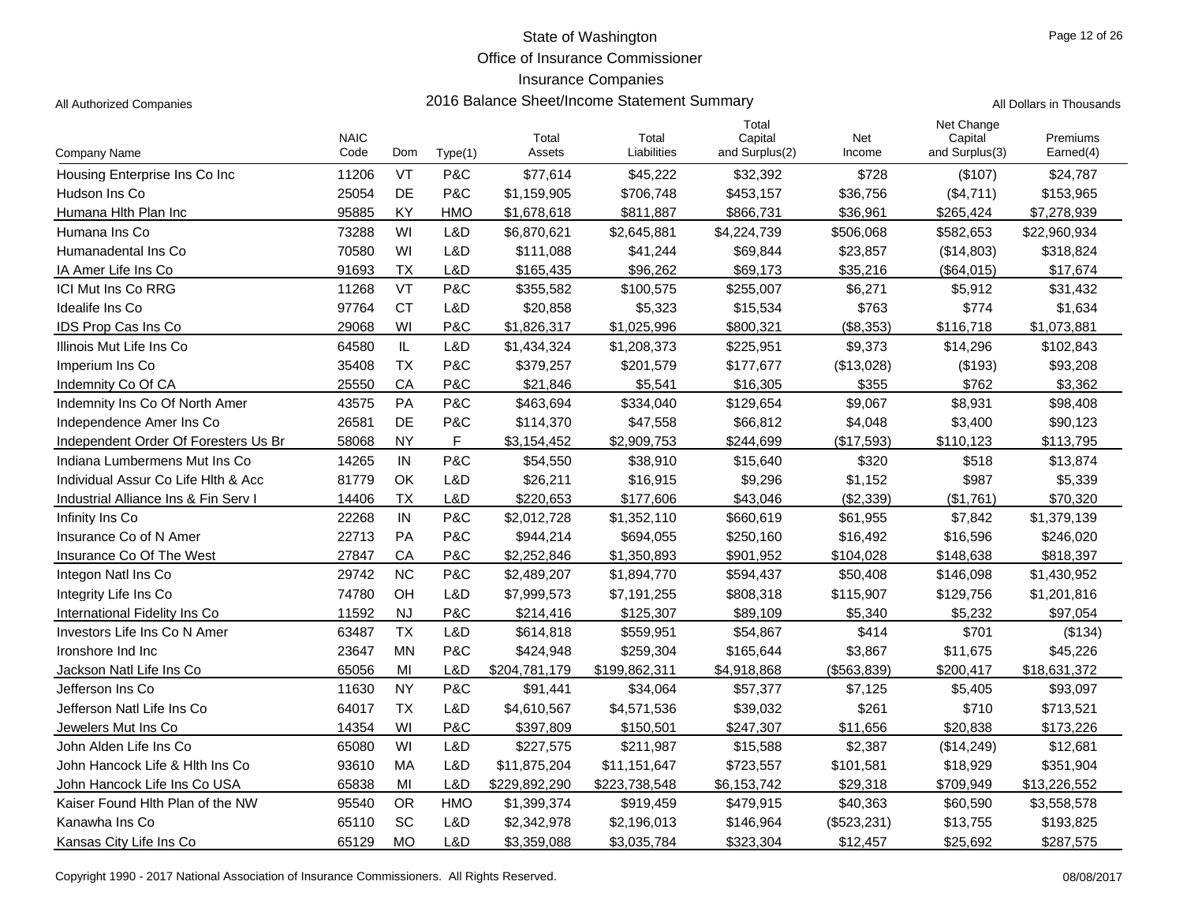# State of Washington
## Office of Insurance Commissioner
## Insurance Companies
## 2016 Balance Sheet/Income Statement Summary

All Authorized Companies

All Dollars in Thousands

| Company Name | NAIC Code | Dom | Type(1) | Total Assets | Total Liabilities | Total Capital and Surplus(2) | Net Income | Net Change Capital and Surplus(3) | Premiums Earned(4) |
|---|---|---|---|---|---|---|---|---|---|
| Housing Enterprise Ins Co Inc | 11206 | VT | P&C | $77,614 | $45,222 | $32,392 | $728 | ($107) | $24,787 |
| Hudson Ins Co | 25054 | DE | P&C | $1,159,905 | $706,748 | $453,157 | $36,756 | ($4,711) | $153,965 |
| Humana Hlth Plan Inc | 95885 | KY | HMO | $1,678,618 | $811,887 | $866,731 | $36,961 | $265,424 | $7,278,939 |
| Humana Ins Co | 73288 | WI | L&D | $6,870,621 | $2,645,881 | $4,224,739 | $506,068 | $582,653 | $22,960,934 |
| Humanadental Ins Co | 70580 | WI | L&D | $111,088 | $41,244 | $69,844 | $23,857 | ($14,803) | $318,824 |
| IA Amer Life Ins Co | 91693 | TX | L&D | $165,435 | $96,262 | $69,173 | $35,216 | ($64,015) | $17,674 |
| ICI Mut Ins Co RRG | 11268 | VT | P&C | $355,582 | $100,575 | $255,007 | $6,271 | $5,912 | $31,432 |
| Idealife Ins Co | 97764 | CT | L&D | $20,858 | $5,323 | $15,534 | $763 | $774 | $1,634 |
| IDS Prop Cas Ins Co | 29068 | WI | P&C | $1,826,317 | $1,025,996 | $800,321 | ($8,353) | $116,718 | $1,073,881 |
| Illinois Mut Life Ins Co | 64580 | IL | L&D | $1,434,324 | $1,208,373 | $225,951 | $9,373 | $14,296 | $102,843 |
| Imperium Ins Co | 35408 | TX | P&C | $379,257 | $201,579 | $177,677 | ($13,028) | ($193) | $93,208 |
| Indemnity Co Of CA | 25550 | CA | P&C | $21,846 | $5,541 | $16,305 | $355 | $762 | $3,362 |
| Indemnity Ins Co Of North Amer | 43575 | PA | P&C | $463,694 | $334,040 | $129,654 | $9,067 | $8,931 | $98,408 |
| Independence Amer Ins Co | 26581 | DE | P&C | $114,370 | $47,558 | $66,812 | $4,048 | $3,400 | $90,123 |
| Independent Order Of Foresters Us Br | 58068 | NY | F | $3,154,452 | $2,909,753 | $244,699 | ($17,593) | $110,123 | $113,795 |
| Indiana Lumbermens Mut Ins Co | 14265 | IN | P&C | $54,550 | $38,910 | $15,640 | $320 | $518 | $13,874 |
| Individual Assur Co Life Hlth & Acc | 81779 | OK | L&D | $26,211 | $16,915 | $9,296 | $1,152 | $987 | $5,339 |
| Industrial Alliance Ins & Fin Serv I | 14406 | TX | L&D | $220,653 | $177,606 | $43,046 | ($2,339) | ($1,761) | $70,320 |
| Infinity Ins Co | 22268 | IN | P&C | $2,012,728 | $1,352,110 | $660,619 | $61,955 | $7,842 | $1,379,139 |
| Insurance Co of N Amer | 22713 | PA | P&C | $944,214 | $694,055 | $250,160 | $16,492 | $16,596 | $246,020 |
| Insurance Co Of The West | 27847 | CA | P&C | $2,252,846 | $1,350,893 | $901,952 | $104,028 | $148,638 | $818,397 |
| Integon Natl Ins Co | 29742 | NC | P&C | $2,489,207 | $1,894,770 | $594,437 | $50,408 | $146,098 | $1,430,952 |
| Integrity Life Ins Co | 74780 | OH | L&D | $7,999,573 | $7,191,255 | $808,318 | $115,907 | $129,756 | $1,201,816 |
| International Fidelity Ins Co | 11592 | NJ | P&C | $214,416 | $125,307 | $89,109 | $5,340 | $5,232 | $97,054 |
| Investors Life Ins Co N Amer | 63487 | TX | L&D | $614,818 | $559,951 | $54,867 | $414 | $701 | ($134) |
| Ironshore Ind Inc | 23647 | MN | P&C | $424,948 | $259,304 | $165,644 | $3,867 | $11,675 | $45,226 |
| Jackson Natl Life Ins Co | 65056 | MI | L&D | $204,781,179 | $199,862,311 | $4,918,868 | ($563,839) | $200,417 | $18,631,372 |
| Jefferson Ins Co | 11630 | NY | P&C | $91,441 | $34,064 | $57,377 | $7,125 | $5,405 | $93,097 |
| Jefferson Natl Life Ins Co | 64017 | TX | L&D | $4,610,567 | $4,571,536 | $39,032 | $261 | $710 | $713,521 |
| Jewelers Mut Ins Co | 14354 | WI | P&C | $397,809 | $150,501 | $247,307 | $11,656 | $20,838 | $173,226 |
| John Alden Life Ins Co | 65080 | WI | L&D | $227,575 | $211,987 | $15,588 | $2,387 | ($14,249) | $12,681 |
| John Hancock Life & Hlth Ins Co | 93610 | MA | L&D | $11,875,204 | $11,151,647 | $723,557 | $101,581 | $18,929 | $351,904 |
| John Hancock Life Ins Co USA | 65838 | MI | L&D | $229,892,290 | $223,738,548 | $6,153,742 | $29,318 | $709,949 | $13,226,552 |
| Kaiser Found Hlth Plan of the NW | 95540 | OR | HMO | $1,399,374 | $919,459 | $479,915 | $40,363 | $60,590 | $3,558,578 |
| Kanawha Ins Co | 65110 | SC | L&D | $2,342,978 | $2,196,013 | $146,964 | ($523,231) | $13,755 | $193,825 |
| Kansas City Life Ins Co | 65129 | MO | L&D | $3,359,088 | $3,035,784 | $323,304 | $12,457 | $25,692 | $287,575 |

Copyright 1990 - 2017 National Association of Insurance Commissioners. All Rights Reserved.

08/08/2017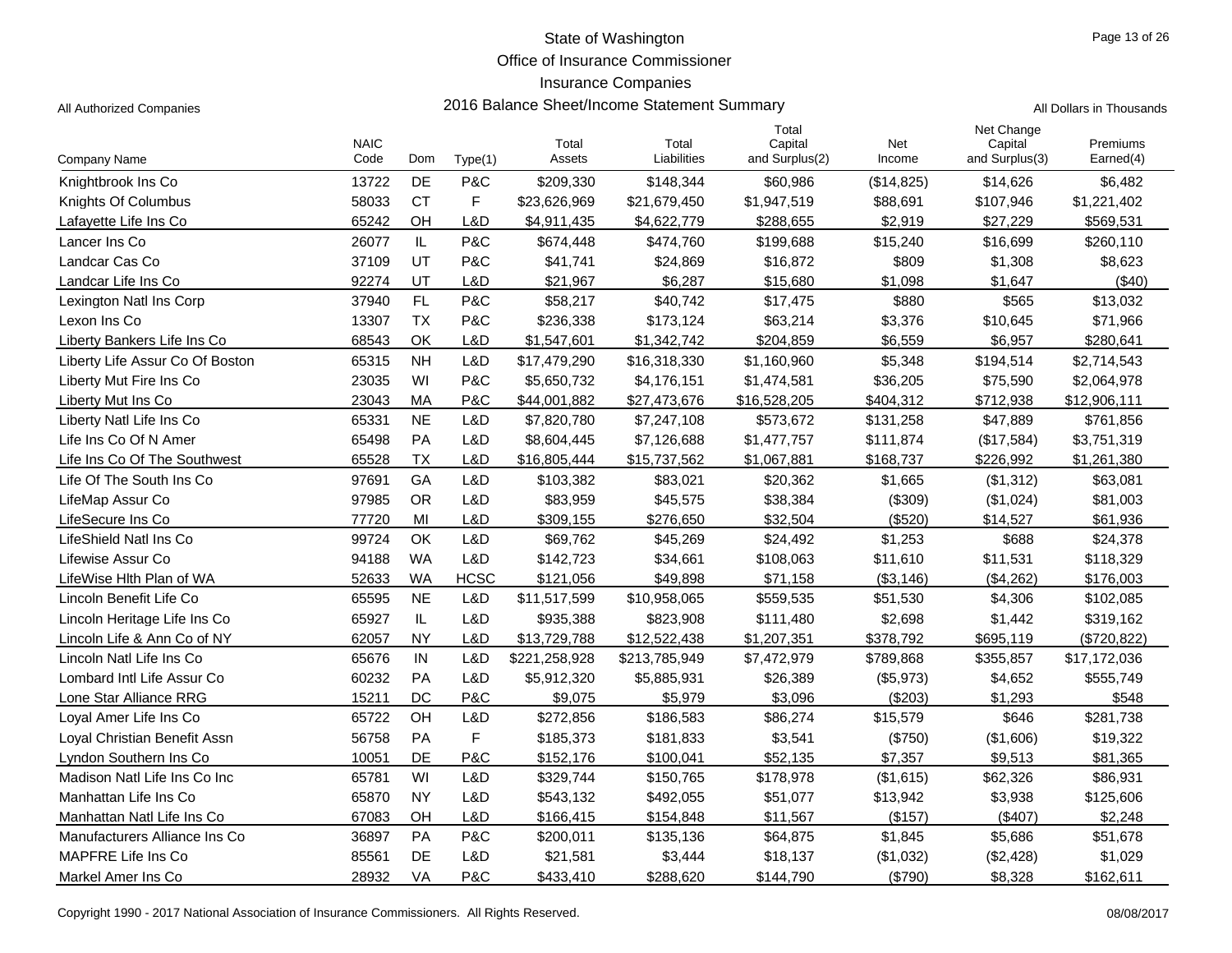State of Washington
Office of Insurance Commissioner
Insurance Companies

All Authorized Companies — 2016 Balance Sheet/Income Statement Summary — All Dollars in Thousands

| Company Name | NAIC Code | Dom | Type(1) | Total Assets | Total Liabilities | Total Capital and Surplus(2) | Net Income | Net Change Capital and Surplus(3) | Premiums Earned(4) |
|---|---|---|---|---|---|---|---|---|---|
| Knightbrook Ins Co | 13722 | DE | P&C | $209,330 | $148,344 | $60,986 | ($14,825) | $14,626 | $6,482 |
| Knights Of Columbus | 58033 | CT | F | $23,626,969 | $21,679,450 | $1,947,519 | $88,691 | $107,946 | $1,221,402 |
| Lafayette Life Ins Co | 65242 | OH | L&D | $4,911,435 | $4,622,779 | $288,655 | $2,919 | $27,229 | $569,531 |
| Lancer Ins Co | 26077 | IL | P&C | $674,448 | $474,760 | $199,688 | $15,240 | $16,699 | $260,110 |
| Landcar Cas Co | 37109 | UT | P&C | $41,741 | $24,869 | $16,872 | $809 | $1,308 | $8,623 |
| Landcar Life Ins Co | 92274 | UT | L&D | $21,967 | $6,287 | $15,680 | $1,098 | $1,647 | ($40) |
| Lexington Natl Ins Corp | 37940 | FL | P&C | $58,217 | $40,742 | $17,475 | $880 | $565 | $13,032 |
| Lexon Ins Co | 13307 | TX | P&C | $236,338 | $173,124 | $63,214 | $3,376 | $10,645 | $71,966 |
| Liberty Bankers Life Ins Co | 68543 | OK | L&D | $1,547,601 | $1,342,742 | $204,859 | $6,559 | $6,957 | $280,641 |
| Liberty Life Assur Co Of Boston | 65315 | NH | L&D | $17,479,290 | $16,318,330 | $1,160,960 | $5,348 | $194,514 | $2,714,543 |
| Liberty Mut Fire Ins Co | 23035 | WI | P&C | $5,650,732 | $4,176,151 | $1,474,581 | $36,205 | $75,590 | $2,064,978 |
| Liberty Mut Ins Co | 23043 | MA | P&C | $44,001,882 | $27,473,676 | $16,528,205 | $404,312 | $712,938 | $12,906,111 |
| Liberty Natl Life Ins Co | 65331 | NE | L&D | $7,820,780 | $7,247,108 | $573,672 | $131,258 | $47,889 | $761,856 |
| Life Ins Co Of N Amer | 65498 | PA | L&D | $8,604,445 | $7,126,688 | $1,477,757 | $111,874 | ($17,584) | $3,751,319 |
| Life Ins Co Of The Southwest | 65528 | TX | L&D | $16,805,444 | $15,737,562 | $1,067,881 | $168,737 | $226,992 | $1,261,380 |
| Life Of The South Ins Co | 97691 | GA | L&D | $103,382 | $83,021 | $20,362 | $1,665 | ($1,312) | $63,081 |
| LifeMap Assur Co | 97985 | OR | L&D | $83,959 | $45,575 | $38,384 | ($309) | ($1,024) | $81,003 |
| LifeSecure Ins Co | 77720 | MI | L&D | $309,155 | $276,650 | $32,504 | ($520) | $14,527 | $61,936 |
| LifeShield Natl Ins Co | 99724 | OK | L&D | $69,762 | $45,269 | $24,492 | $1,253 | $688 | $24,378 |
| Lifewise Assur Co | 94188 | WA | L&D | $142,723 | $34,661 | $108,063 | $11,610 | $11,531 | $118,329 |
| LifeWise Hlth Plan of WA | 52633 | WA | HCSC | $121,056 | $49,898 | $71,158 | ($3,146) | ($4,262) | $176,003 |
| Lincoln Benefit Life Co | 65595 | NE | L&D | $11,517,599 | $10,958,065 | $559,535 | $51,530 | $4,306 | $102,085 |
| Lincoln Heritage Life Ins Co | 65927 | IL | L&D | $935,388 | $823,908 | $111,480 | $2,698 | $1,442 | $319,162 |
| Lincoln Life & Ann Co of NY | 62057 | NY | L&D | $13,729,788 | $12,522,438 | $1,207,351 | $378,792 | $695,119 | ($720,822) |
| Lincoln Natl Life Ins Co | 65676 | IN | L&D | $221,258,928 | $213,785,949 | $7,472,979 | $789,868 | $355,857 | $17,172,036 |
| Lombard Intl Life Assur Co | 60232 | PA | L&D | $5,912,320 | $5,885,931 | $26,389 | ($5,973) | $4,652 | $555,749 |
| Lone Star Alliance RRG | 15211 | DC | P&C | $9,075 | $5,979 | $3,096 | ($203) | $1,293 | $548 |
| Loyal Amer Life Ins Co | 65722 | OH | L&D | $272,856 | $186,583 | $86,274 | $15,579 | $646 | $281,738 |
| Loyal Christian Benefit Assn | 56758 | PA | F | $185,373 | $181,833 | $3,541 | ($750) | ($1,606) | $19,322 |
| Lyndon Southern Ins Co | 10051 | DE | P&C | $152,176 | $100,041 | $52,135 | $7,357 | $9,513 | $81,365 |
| Madison Natl Life Ins Co Inc | 65781 | WI | L&D | $329,744 | $150,765 | $178,978 | ($1,615) | $62,326 | $86,931 |
| Manhattan Life Ins Co | 65870 | NY | L&D | $543,132 | $492,055 | $51,077 | $13,942 | $3,938 | $125,606 |
| Manhattan Natl Life Ins Co | 67083 | OH | L&D | $166,415 | $154,848 | $11,567 | ($157) | ($407) | $2,248 |
| Manufacturers Alliance Ins Co | 36897 | PA | P&C | $200,011 | $135,136 | $64,875 | $1,845 | $5,686 | $51,678 |
| MAPFRE Life Ins Co | 85561 | DE | L&D | $21,581 | $3,444 | $18,137 | ($1,032) | ($2,428) | $1,029 |
| Markel Amer Ins Co | 28932 | VA | P&C | $433,410 | $288,620 | $144,790 | ($790) | $8,328 | $162,611 |

Copyright 1990 - 2017 National Association of Insurance Commissioners. All Rights Reserved. 08/08/2017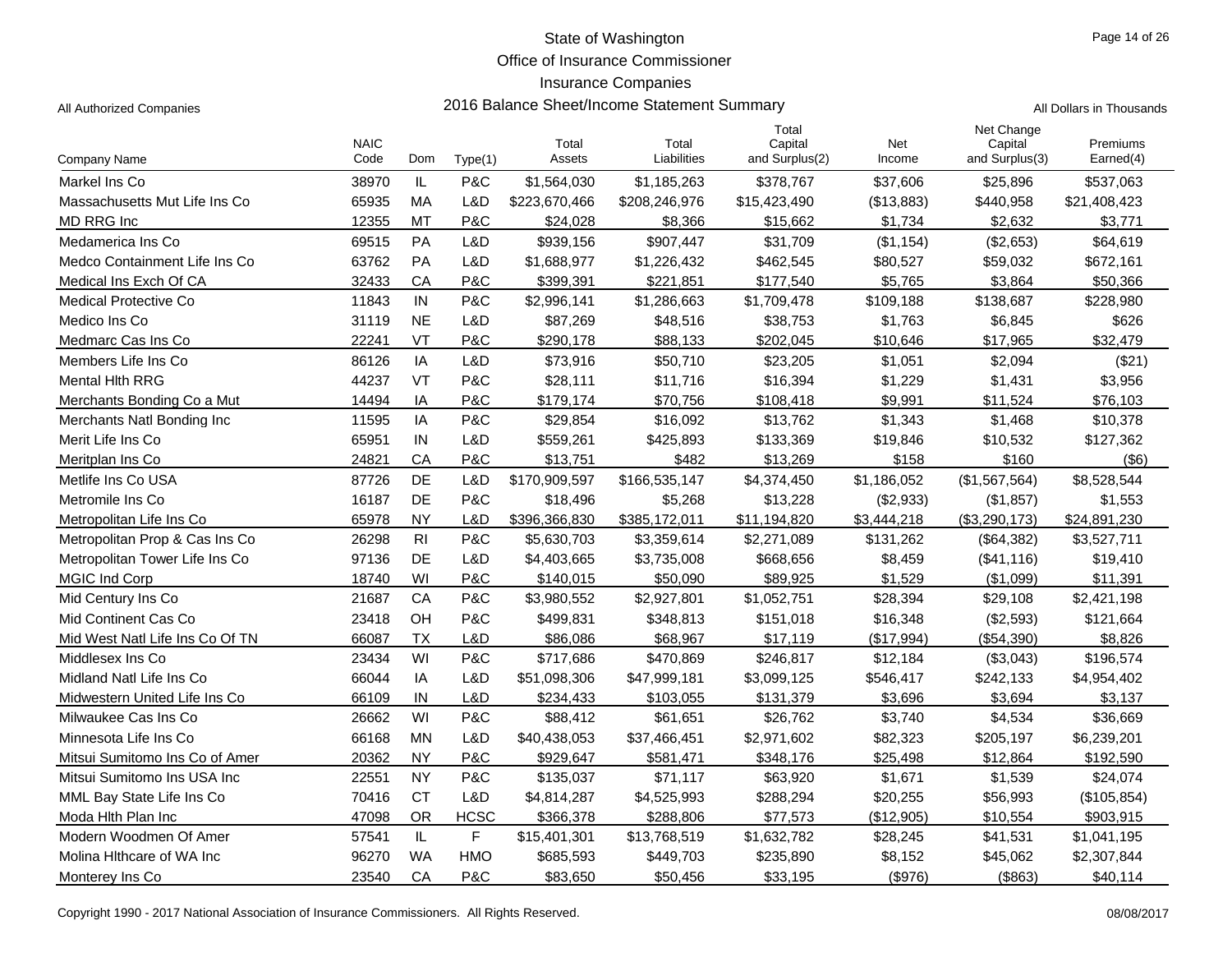State of Washington

Office of Insurance Commissioner

Insurance Companies

All Authorized Companies — 2016 Balance Sheet/Income Statement Summary — All Dollars in Thousands

| Company Name | NAIC Code | Dom | Type(1) | Total Assets | Total Liabilities | Total Capital and Surplus(2) | Net Income | Net Change Capital and Surplus(3) | Premiums Earned(4) |
|---|---|---|---|---|---|---|---|---|---|
| Markel Ins Co | 38970 | IL | P&C | $1,564,030 | $1,185,263 | $378,767 | $37,606 | $25,896 | $537,063 |
| Massachusetts Mut Life Ins Co | 65935 | MA | L&D | $223,670,466 | $208,246,976 | $15,423,490 | ($13,883) | $440,958 | $21,408,423 |
| MD RRG Inc | 12355 | MT | P&C | $24,028 | $8,366 | $15,662 | $1,734 | $2,632 | $3,771 |
| Medamerica Ins Co | 69515 | PA | L&D | $939,156 | $907,447 | $31,709 | ($1,154) | ($2,653) | $64,619 |
| Medco Containment Life Ins Co | 63762 | PA | L&D | $1,688,977 | $1,226,432 | $462,545 | $80,527 | $59,032 | $672,161 |
| Medical Ins Exch Of CA | 32433 | CA | P&C | $399,391 | $221,851 | $177,540 | $5,765 | $3,864 | $50,366 |
| Medical Protective Co | 11843 | IN | P&C | $2,996,141 | $1,286,663 | $1,709,478 | $109,188 | $138,687 | $228,980 |
| Medico Ins Co | 31119 | NE | L&D | $87,269 | $48,516 | $38,753 | $1,763 | $6,845 | $626 |
| Medmarc Cas Ins Co | 22241 | VT | P&C | $290,178 | $88,133 | $202,045 | $10,646 | $17,965 | $32,479 |
| Members Life Ins Co | 86126 | IA | L&D | $73,916 | $50,710 | $23,205 | $1,051 | $2,094 | ($21) |
| Mental Hlth RRG | 44237 | VT | P&C | $28,111 | $11,716 | $16,394 | $1,229 | $1,431 | $3,956 |
| Merchants Bonding Co a Mut | 14494 | IA | P&C | $179,174 | $70,756 | $108,418 | $9,991 | $11,524 | $76,103 |
| Merchants Natl Bonding Inc | 11595 | IA | P&C | $29,854 | $16,092 | $13,762 | $1,343 | $1,468 | $10,378 |
| Merit Life Ins Co | 65951 | IN | L&D | $559,261 | $425,893 | $133,369 | $19,846 | $10,532 | $127,362 |
| Meritplan Ins Co | 24821 | CA | P&C | $13,751 | $482 | $13,269 | $158 | $160 | ($6) |
| Metlife Ins Co USA | 87726 | DE | L&D | $170,909,597 | $166,535,147 | $4,374,450 | $1,186,052 | ($1,567,564) | $8,528,544 |
| Metromile Ins Co | 16187 | DE | P&C | $18,496 | $5,268 | $13,228 | ($2,933) | ($1,857) | $1,553 |
| Metropolitan Life Ins Co | 65978 | NY | L&D | $396,366,830 | $385,172,011 | $11,194,820 | $3,444,218 | ($3,290,173) | $24,891,230 |
| Metropolitan Prop & Cas Ins Co | 26298 | RI | P&C | $5,630,703 | $3,359,614 | $2,271,089 | $131,262 | ($64,382) | $3,527,711 |
| Metropolitan Tower Life Ins Co | 97136 | DE | L&D | $4,403,665 | $3,735,008 | $668,656 | $8,459 | ($41,116) | $19,410 |
| MGIC Ind Corp | 18740 | WI | P&C | $140,015 | $50,090 | $89,925 | $1,529 | ($1,099) | $11,391 |
| Mid Century Ins Co | 21687 | CA | P&C | $3,980,552 | $2,927,801 | $1,052,751 | $28,394 | $29,108 | $2,421,198 |
| Mid Continent Cas Co | 23418 | OH | P&C | $499,831 | $348,813 | $151,018 | $16,348 | ($2,593) | $121,664 |
| Mid West Natl Life Ins Co Of TN | 66087 | TX | L&D | $86,086 | $68,967 | $17,119 | ($17,994) | ($54,390) | $8,826 |
| Middlesex Ins Co | 23434 | WI | P&C | $717,686 | $470,869 | $246,817 | $12,184 | ($3,043) | $196,574 |
| Midland Natl Life Ins Co | 66044 | IA | L&D | $51,098,306 | $47,999,181 | $3,099,125 | $546,417 | $242,133 | $4,954,402 |
| Midwestern United Life Ins Co | 66109 | IN | L&D | $234,433 | $103,055 | $131,379 | $3,696 | $3,694 | $3,137 |
| Milwaukee Cas Ins Co | 26662 | WI | P&C | $88,412 | $61,651 | $26,762 | $3,740 | $4,534 | $36,669 |
| Minnesota Life Ins Co | 66168 | MN | L&D | $40,438,053 | $37,466,451 | $2,971,602 | $82,323 | $205,197 | $6,239,201 |
| Mitsui Sumitomo Ins Co of Amer | 20362 | NY | P&C | $929,647 | $581,471 | $348,176 | $25,498 | $12,864 | $192,590 |
| Mitsui Sumitomo Ins USA Inc | 22551 | NY | P&C | $135,037 | $71,117 | $63,920 | $1,671 | $1,539 | $24,074 |
| MML Bay State Life Ins Co | 70416 | CT | L&D | $4,814,287 | $4,525,993 | $288,294 | $20,255 | $56,993 | ($105,854) |
| Moda Hlth Plan Inc | 47098 | OR | HCSC | $366,378 | $288,806 | $77,573 | ($12,905) | $10,554 | $903,915 |
| Modern Woodmen Of Amer | 57541 | IL | F | $15,401,301 | $13,768,519 | $1,632,782 | $28,245 | $41,531 | $1,041,195 |
| Molina Hlthcare of WA Inc | 96270 | WA | HMO | $685,593 | $449,703 | $235,890 | $8,152 | $45,062 | $2,307,844 |
| Monterey Ins Co | 23540 | CA | P&C | $83,650 | $50,456 | $33,195 | ($976) | ($863) | $40,114 |

Copyright 1990 - 2017 National Association of Insurance Commissioners. All Rights Reserved. 08/08/2017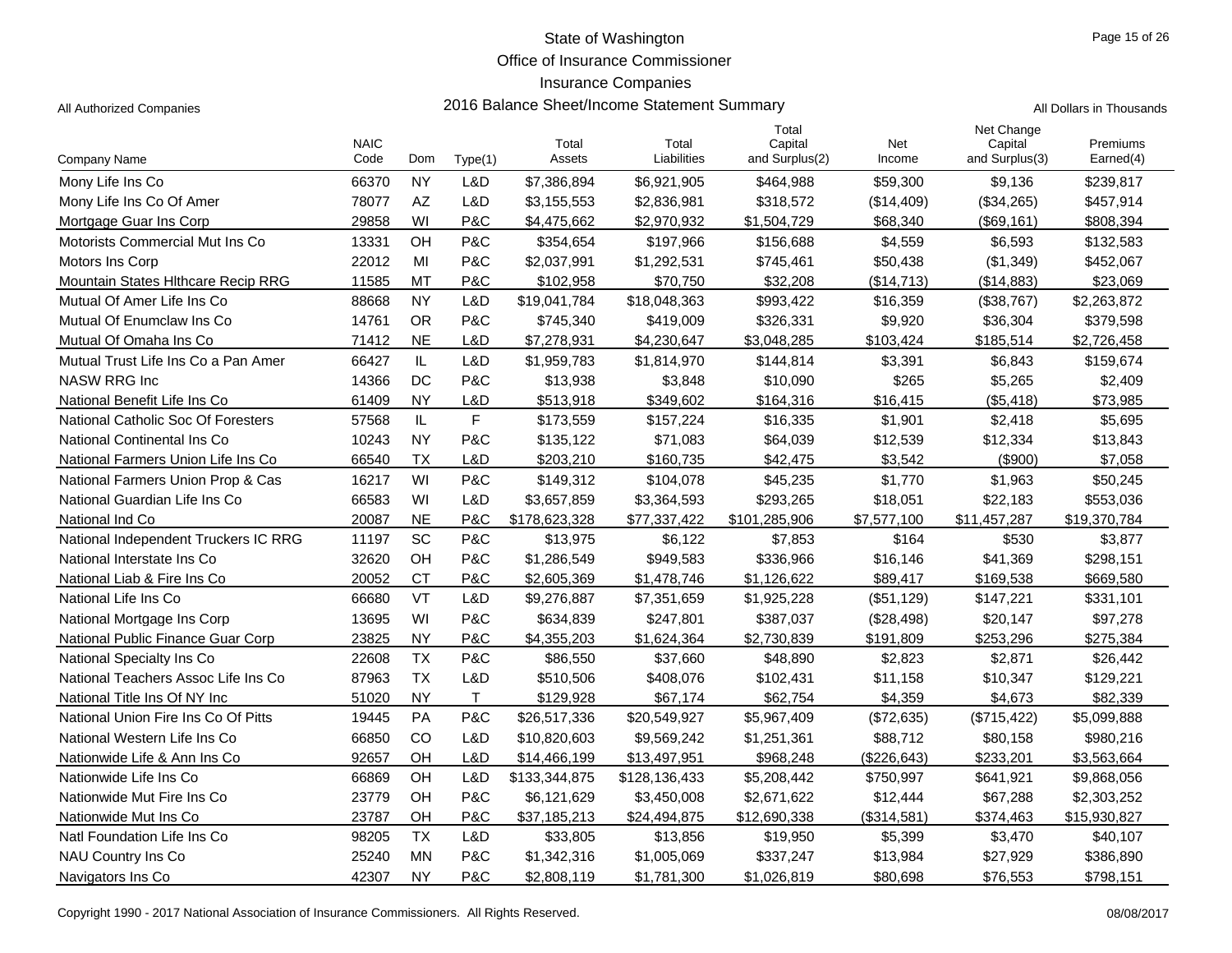State of Washington

Office of Insurance Commissioner

Insurance Companies

All Authorized Companies — 2016 Balance Sheet/Income Statement Summary — All Dollars in Thousands

| Company Name | NAIC Code | Dom | Type(1) | Total Assets | Total Liabilities | Total Capital and Surplus(2) | Net Income | Net Change Capital and Surplus(3) | Premiums Earned(4) |
|---|---|---|---|---|---|---|---|---|---|
| Mony Life Ins Co | 66370 | NY | L&D | $7,386,894 | $6,921,905 | $464,988 | $59,300 | $9,136 | $239,817 |
| Mony Life Ins Co Of Amer | 78077 | AZ | L&D | $3,155,553 | $2,836,981 | $318,572 | ($14,409) | ($34,265) | $457,914 |
| Mortgage Guar Ins Corp | 29858 | WI | P&C | $4,475,662 | $2,970,932 | $1,504,729 | $68,340 | ($69,161) | $808,394 |
| Motorists Commercial Mut Ins Co | 13331 | OH | P&C | $354,654 | $197,966 | $156,688 | $4,559 | $6,593 | $132,583 |
| Motors Ins Corp | 22012 | MI | P&C | $2,037,991 | $1,292,531 | $745,461 | $50,438 | ($1,349) | $452,067 |
| Mountain States Hlthcare Recip RRG | 11585 | MT | P&C | $102,958 | $70,750 | $32,208 | ($14,713) | ($14,883) | $23,069 |
| Mutual Of Amer Life Ins Co | 88668 | NY | L&D | $19,041,784 | $18,048,363 | $993,422 | $16,359 | ($38,767) | $2,263,872 |
| Mutual Of Enumclaw Ins Co | 14761 | OR | P&C | $745,340 | $419,009 | $326,331 | $9,920 | $36,304 | $379,598 |
| Mutual Of Omaha Ins Co | 71412 | NE | L&D | $7,278,931 | $4,230,647 | $3,048,285 | $103,424 | $185,514 | $2,726,458 |
| Mutual Trust Life Ins Co a Pan Amer | 66427 | IL | L&D | $1,959,783 | $1,814,970 | $144,814 | $3,391 | $6,843 | $159,674 |
| NASW RRG Inc | 14366 | DC | P&C | $13,938 | $3,848 | $10,090 | $265 | $5,265 | $2,409 |
| National Benefit Life Ins Co | 61409 | NY | L&D | $513,918 | $349,602 | $164,316 | $16,415 | ($5,418) | $73,985 |
| National Catholic Soc Of Foresters | 57568 | IL | F | $173,559 | $157,224 | $16,335 | $1,901 | $2,418 | $5,695 |
| National Continental Ins Co | 10243 | NY | P&C | $135,122 | $71,083 | $64,039 | $12,539 | $12,334 | $13,843 |
| National Farmers Union Life Ins Co | 66540 | TX | L&D | $203,210 | $160,735 | $42,475 | $3,542 | ($900) | $7,058 |
| National Farmers Union Prop & Cas | 16217 | WI | P&C | $149,312 | $104,078 | $45,235 | $1,770 | $1,963 | $50,245 |
| National Guardian Life Ins Co | 66583 | WI | L&D | $3,657,859 | $3,364,593 | $293,265 | $18,051 | $22,183 | $553,036 |
| National Ind Co | 20087 | NE | P&C | $178,623,328 | $77,337,422 | $101,285,906 | $7,577,100 | $11,457,287 | $19,370,784 |
| National Independent Truckers IC RRG | 11197 | SC | P&C | $13,975 | $6,122 | $7,853 | $164 | $530 | $3,877 |
| National Interstate Ins Co | 32620 | OH | P&C | $1,286,549 | $949,583 | $336,966 | $16,146 | $41,369 | $298,151 |
| National Liab & Fire Ins Co | 20052 | CT | P&C | $2,605,369 | $1,478,746 | $1,126,622 | $89,417 | $169,538 | $669,580 |
| National Life Ins Co | 66680 | VT | L&D | $9,276,887 | $7,351,659 | $1,925,228 | ($51,129) | $147,221 | $331,101 |
| National Mortgage Ins Corp | 13695 | WI | P&C | $634,839 | $247,801 | $387,037 | ($28,498) | $20,147 | $97,278 |
| National Public Finance Guar Corp | 23825 | NY | P&C | $4,355,203 | $1,624,364 | $2,730,839 | $191,809 | $253,296 | $275,384 |
| National Specialty Ins Co | 22608 | TX | P&C | $86,550 | $37,660 | $48,890 | $2,823 | $2,871 | $26,442 |
| National Teachers Assoc Life Ins Co | 87963 | TX | L&D | $510,506 | $408,076 | $102,431 | $11,158 | $10,347 | $129,221 |
| National Title Ins Of NY Inc | 51020 | NY | T | $129,928 | $67,174 | $62,754 | $4,359 | $4,673 | $82,339 |
| National Union Fire Ins Co Of Pitts | 19445 | PA | P&C | $26,517,336 | $20,549,927 | $5,967,409 | ($72,635) | ($715,422) | $5,099,888 |
| National Western Life Ins Co | 66850 | CO | L&D | $10,820,603 | $9,569,242 | $1,251,361 | $88,712 | $80,158 | $980,216 |
| Nationwide Life & Ann Ins Co | 92657 | OH | L&D | $14,466,199 | $13,497,951 | $968,248 | ($226,643) | $233,201 | $3,563,664 |
| Nationwide Life Ins Co | 66869 | OH | L&D | $133,344,875 | $128,136,433 | $5,208,442 | $750,997 | $641,921 | $9,868,056 |
| Nationwide Mut Fire Ins Co | 23779 | OH | P&C | $6,121,629 | $3,450,008 | $2,671,622 | $12,444 | $67,288 | $2,303,252 |
| Nationwide Mut Ins Co | 23787 | OH | P&C | $37,185,213 | $24,494,875 | $12,690,338 | ($314,581) | $374,463 | $15,930,827 |
| Natl Foundation Life Ins Co | 98205 | TX | L&D | $33,805 | $13,856 | $19,950 | $5,399 | $3,470 | $40,107 |
| NAU Country Ins Co | 25240 | MN | P&C | $1,342,316 | $1,005,069 | $337,247 | $13,984 | $27,929 | $386,890 |
| Navigators Ins Co | 42307 | NY | P&C | $2,808,119 | $1,781,300 | $1,026,819 | $80,698 | $76,553 | $798,151 |

Copyright 1990 - 2017 National Association of Insurance Commissioners. All Rights Reserved. 08/08/2017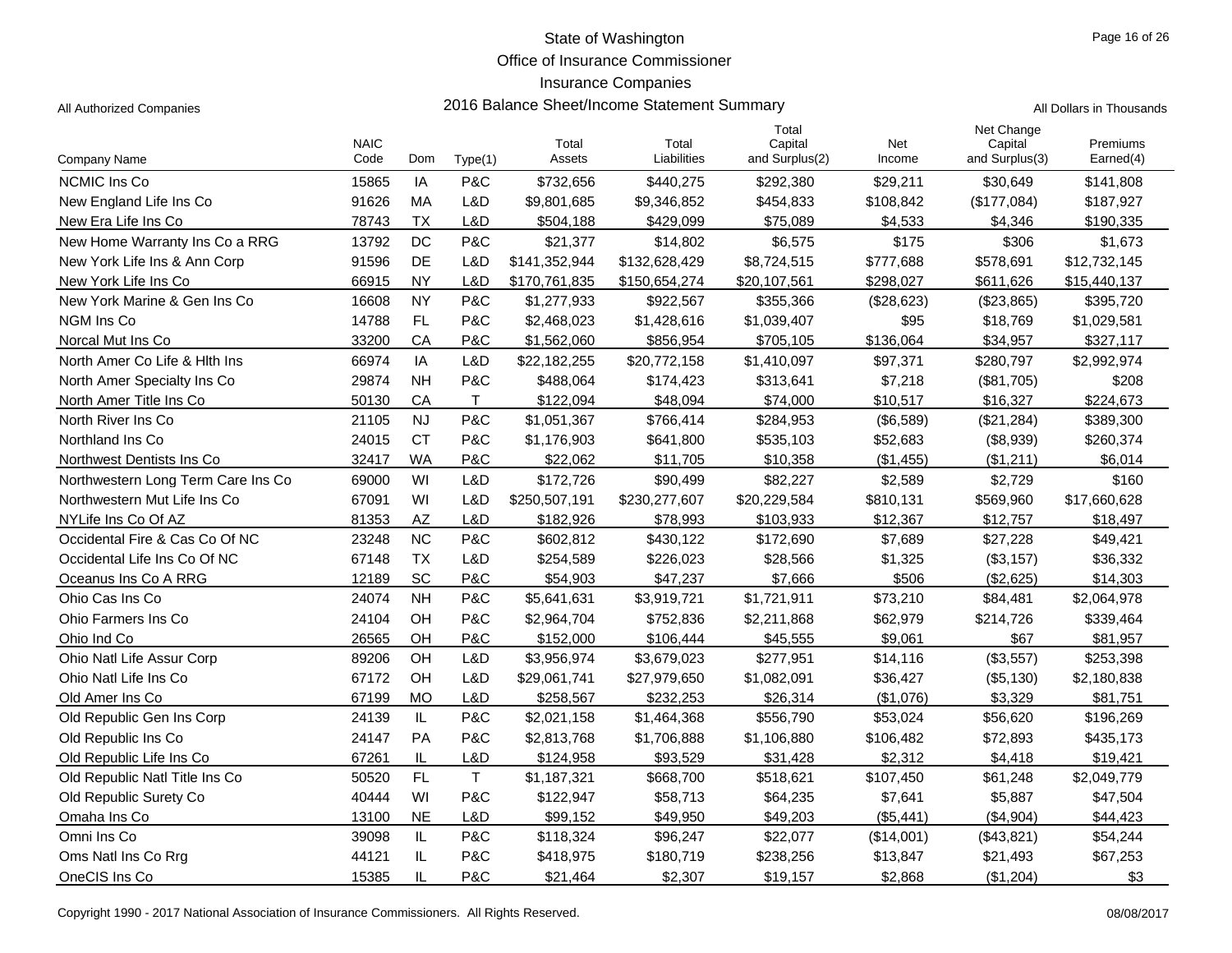State of Washington

Office of Insurance Commissioner

Insurance Companies

All Authorized Companies — 2016 Balance Sheet/Income Statement Summary — All Dollars in Thousands

| Company Name | NAIC Code | Dom | Type(1) | Total Assets | Total Liabilities | Total Capital and Surplus(2) | Net Income | Net Change Capital and Surplus(3) | Premiums Earned(4) |
|---|---|---|---|---|---|---|---|---|---|
| NCMIC Ins Co | 15865 | IA | P&C | $732,656 | $440,275 | $292,380 | $29,211 | $30,649 | $141,808 |
| New England Life Ins Co | 91626 | MA | L&D | $9,801,685 | $9,346,852 | $454,833 | $108,842 | ($177,084) | $187,927 |
| New Era Life Ins Co | 78743 | TX | L&D | $504,188 | $429,099 | $75,089 | $4,533 | $4,346 | $190,335 |
| New Home Warranty Ins Co a RRG | 13792 | DC | P&C | $21,377 | $14,802 | $6,575 | $175 | $306 | $1,673 |
| New York Life Ins & Ann Corp | 91596 | DE | L&D | $141,352,944 | $132,628,429 | $8,724,515 | $777,688 | $578,691 | $12,732,145 |
| New York Life Ins Co | 66915 | NY | L&D | $170,761,835 | $150,654,274 | $20,107,561 | $298,027 | $611,626 | $15,440,137 |
| New York Marine & Gen Ins Co | 16608 | NY | P&C | $1,277,933 | $922,567 | $355,366 | ($28,623) | ($23,865) | $395,720 |
| NGM Ins Co | 14788 | FL | P&C | $2,468,023 | $1,428,616 | $1,039,407 | $95 | $18,769 | $1,029,581 |
| Norcal Mut Ins Co | 33200 | CA | P&C | $1,562,060 | $856,954 | $705,105 | $136,064 | $34,957 | $327,117 |
| North Amer Co Life & Hlth Ins | 66974 | IA | L&D | $22,182,255 | $20,772,158 | $1,410,097 | $97,371 | $280,797 | $2,992,974 |
| North Amer Specialty Ins Co | 29874 | NH | P&C | $488,064 | $174,423 | $313,641 | $7,218 | ($81,705) | $208 |
| North Amer Title Ins Co | 50130 | CA | T | $122,094 | $48,094 | $74,000 | $10,517 | $16,327 | $224,673 |
| North River Ins Co | 21105 | NJ | P&C | $1,051,367 | $766,414 | $284,953 | ($6,589) | ($21,284) | $389,300 |
| Northland Ins Co | 24015 | CT | P&C | $1,176,903 | $641,800 | $535,103 | $52,683 | ($8,939) | $260,374 |
| Northwest Dentists Ins Co | 32417 | WA | P&C | $22,062 | $11,705 | $10,358 | ($1,455) | ($1,211) | $6,014 |
| Northwestern Long Term Care Ins Co | 69000 | WI | L&D | $172,726 | $90,499 | $82,227 | $2,589 | $2,729 | $160 |
| Northwestern Mut Life Ins Co | 67091 | WI | L&D | $250,507,191 | $230,277,607 | $20,229,584 | $810,131 | $569,960 | $17,660,628 |
| NYLife Ins Co Of AZ | 81353 | AZ | L&D | $182,926 | $78,993 | $103,933 | $12,367 | $12,757 | $18,497 |
| Occidental Fire & Cas Co Of NC | 23248 | NC | P&C | $602,812 | $430,122 | $172,690 | $7,689 | $27,228 | $49,421 |
| Occidental Life Ins Co Of NC | 67148 | TX | L&D | $254,589 | $226,023 | $28,566 | $1,325 | ($3,157) | $36,332 |
| Oceanus Ins Co A RRG | 12189 | SC | P&C | $54,903 | $47,237 | $7,666 | $506 | ($2,625) | $14,303 |
| Ohio Cas Ins Co | 24074 | NH | P&C | $5,641,631 | $3,919,721 | $1,721,911 | $73,210 | $84,481 | $2,064,978 |
| Ohio Farmers Ins Co | 24104 | OH | P&C | $2,964,704 | $752,836 | $2,211,868 | $62,979 | $214,726 | $339,464 |
| Ohio Ind Co | 26565 | OH | P&C | $152,000 | $106,444 | $45,555 | $9,061 | $67 | $81,957 |
| Ohio Natl Life Assur Corp | 89206 | OH | L&D | $3,956,974 | $3,679,023 | $277,951 | $14,116 | ($3,557) | $253,398 |
| Ohio Natl Life Ins Co | 67172 | OH | L&D | $29,061,741 | $27,979,650 | $1,082,091 | $36,427 | ($5,130) | $2,180,838 |
| Old Amer Ins Co | 67199 | MO | L&D | $258,567 | $232,253 | $26,314 | ($1,076) | $3,329 | $81,751 |
| Old Republic Gen Ins Corp | 24139 | IL | P&C | $2,021,158 | $1,464,368 | $556,790 | $53,024 | $56,620 | $196,269 |
| Old Republic Ins Co | 24147 | PA | P&C | $2,813,768 | $1,706,888 | $1,106,880 | $106,482 | $72,893 | $435,173 |
| Old Republic Life Ins Co | 67261 | IL | L&D | $124,958 | $93,529 | $31,428 | $2,312 | $4,418 | $19,421 |
| Old Republic Natl Title Ins Co | 50520 | FL | T | $1,187,321 | $668,700 | $518,621 | $107,450 | $61,248 | $2,049,779 |
| Old Republic Surety Co | 40444 | WI | P&C | $122,947 | $58,713 | $64,235 | $7,641 | $5,887 | $47,504 |
| Omaha Ins Co | 13100 | NE | L&D | $99,152 | $49,950 | $49,203 | ($5,441) | ($4,904) | $44,423 |
| Omni Ins Co | 39098 | IL | P&C | $118,324 | $96,247 | $22,077 | ($14,001) | ($43,821) | $54,244 |
| Oms Natl Ins Co Rrg | 44121 | IL | P&C | $418,975 | $180,719 | $238,256 | $13,847 | $21,493 | $67,253 |
| OneCIS Ins Co | 15385 | IL | P&C | $21,464 | $2,307 | $19,157 | $2,868 | ($1,204) | $3 |

Copyright 1990 - 2017 National Association of Insurance Commissioners. All Rights Reserved. 08/08/2017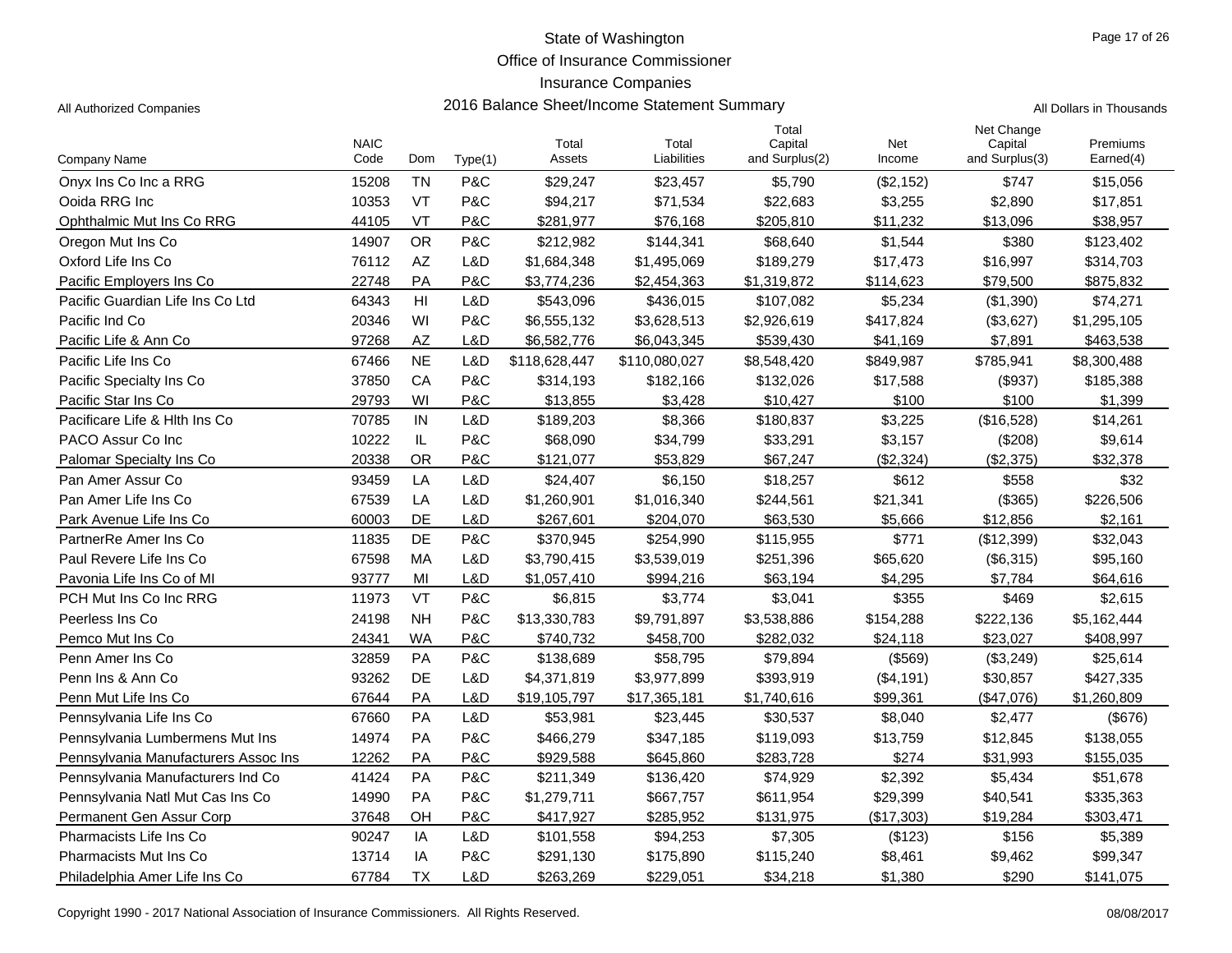# State of Washington
## Office of Insurance Commissioner
## Insurance Companies
## 2016 Balance Sheet/Income Statement Summary

All Authorized Companies

All Dollars in Thousands

| Company Name | NAIC Code | Dom | Type(1) | Total Assets | Total Liabilities | Total Capital and Surplus(2) | Net Income | Net Change Capital and Surplus(3) | Premiums Earned(4) |
|---|---|---|---|---|---|---|---|---|---|
| Onyx Ins Co Inc a RRG | 15208 | TN | P&C | $29,247 | $23,457 | $5,790 | ($2,152) | $747 | $15,056 |
| Ooida RRG Inc | 10353 | VT | P&C | $94,217 | $71,534 | $22,683 | $3,255 | $2,890 | $17,851 |
| Ophthalmic Mut Ins Co RRG | 44105 | VT | P&C | $281,977 | $76,168 | $205,810 | $11,232 | $13,096 | $38,957 |
| Oregon Mut Ins Co | 14907 | OR | P&C | $212,982 | $144,341 | $68,640 | $1,544 | $380 | $123,402 |
| Oxford Life Ins Co | 76112 | AZ | L&D | $1,684,348 | $1,495,069 | $189,279 | $17,473 | $16,997 | $314,703 |
| Pacific Employers Ins Co | 22748 | PA | P&C | $3,774,236 | $2,454,363 | $1,319,872 | $114,623 | $79,500 | $875,832 |
| Pacific Guardian Life Ins Co Ltd | 64343 | HI | L&D | $543,096 | $436,015 | $107,082 | $5,234 | ($1,390) | $74,271 |
| Pacific Ind Co | 20346 | WI | P&C | $6,555,132 | $3,628,513 | $2,926,619 | $417,824 | ($3,627) | $1,295,105 |
| Pacific Life & Ann Co | 97268 | AZ | L&D | $6,582,776 | $6,043,345 | $539,430 | $41,169 | $7,891 | $463,538 |
| Pacific Life Ins Co | 67466 | NE | L&D | $118,628,447 | $110,080,027 | $8,548,420 | $849,987 | $785,941 | $8,300,488 |
| Pacific Specialty Ins Co | 37850 | CA | P&C | $314,193 | $182,166 | $132,026 | $17,588 | ($937) | $185,388 |
| Pacific Star Ins Co | 29793 | WI | P&C | $13,855 | $3,428 | $10,427 | $100 | $100 | $1,399 |
| Pacificare Life & Hlth Ins Co | 70785 | IN | L&D | $189,203 | $8,366 | $180,837 | $3,225 | ($16,528) | $14,261 |
| PACO Assur Co Inc | 10222 | IL | P&C | $68,090 | $34,799 | $33,291 | $3,157 | ($208) | $9,614 |
| Palomar Specialty Ins Co | 20338 | OR | P&C | $121,077 | $53,829 | $67,247 | ($2,324) | ($2,375) | $32,378 |
| Pan Amer Assur Co | 93459 | LA | L&D | $24,407 | $6,150 | $18,257 | $612 | $558 | $32 |
| Pan Amer Life Ins Co | 67539 | LA | L&D | $1,260,901 | $1,016,340 | $244,561 | $21,341 | ($365) | $226,506 |
| Park Avenue Life Ins Co | 60003 | DE | L&D | $267,601 | $204,070 | $63,530 | $5,666 | $12,856 | $2,161 |
| PartnerRe Amer Ins Co | 11835 | DE | P&C | $370,945 | $254,990 | $115,955 | $771 | ($12,399) | $32,043 |
| Paul Revere Life Ins Co | 67598 | MA | L&D | $3,790,415 | $3,539,019 | $251,396 | $65,620 | ($6,315) | $95,160 |
| Pavonia Life Ins Co of MI | 93777 | MI | L&D | $1,057,410 | $994,216 | $63,194 | $4,295 | $7,784 | $64,616 |
| PCH Mut Ins Co Inc RRG | 11973 | VT | P&C | $6,815 | $3,774 | $3,041 | $355 | $469 | $2,615 |
| Peerless Ins Co | 24198 | NH | P&C | $13,330,783 | $9,791,897 | $3,538,886 | $154,288 | $222,136 | $5,162,444 |
| Pemco Mut Ins Co | 24341 | WA | P&C | $740,732 | $458,700 | $282,032 | $24,118 | $23,027 | $408,997 |
| Penn Amer Ins Co | 32859 | PA | P&C | $138,689 | $58,795 | $79,894 | ($569) | ($3,249) | $25,614 |
| Penn Ins & Ann Co | 93262 | DE | L&D | $4,371,819 | $3,977,899 | $393,919 | ($4,191) | $30,857 | $427,335 |
| Penn Mut Life Ins Co | 67644 | PA | L&D | $19,105,797 | $17,365,181 | $1,740,616 | $99,361 | ($47,076) | $1,260,809 |
| Pennsylvania Life Ins Co | 67660 | PA | L&D | $53,981 | $23,445 | $30,537 | $8,040 | $2,477 | ($676) |
| Pennsylvania Lumbermens Mut Ins | 14974 | PA | P&C | $466,279 | $347,185 | $119,093 | $13,759 | $12,845 | $138,055 |
| Pennsylvania Manufacturers Assoc Ins | 12262 | PA | P&C | $929,588 | $645,860 | $283,728 | $274 | $31,993 | $155,035 |
| Pennsylvania Manufacturers Ind Co | 41424 | PA | P&C | $211,349 | $136,420 | $74,929 | $2,392 | $5,434 | $51,678 |
| Pennsylvania Natl Mut Cas Ins Co | 14990 | PA | P&C | $1,279,711 | $667,757 | $611,954 | $29,399 | $40,541 | $335,363 |
| Permanent Gen Assur Corp | 37648 | OH | P&C | $417,927 | $285,952 | $131,975 | ($17,303) | $19,284 | $303,471 |
| Pharmacists Life Ins Co | 90247 | IA | L&D | $101,558 | $94,253 | $7,305 | ($123) | $156 | $5,389 |
| Pharmacists Mut Ins Co | 13714 | IA | P&C | $291,130 | $175,890 | $115,240 | $8,461 | $9,462 | $99,347 |
| Philadelphia Amer Life Ins Co | 67784 | TX | L&D | $263,269 | $229,051 | $34,218 | $1,380 | $290 | $141,075 |

Copyright 1990 - 2017 National Association of Insurance Commissioners. All Rights Reserved.

08/08/2017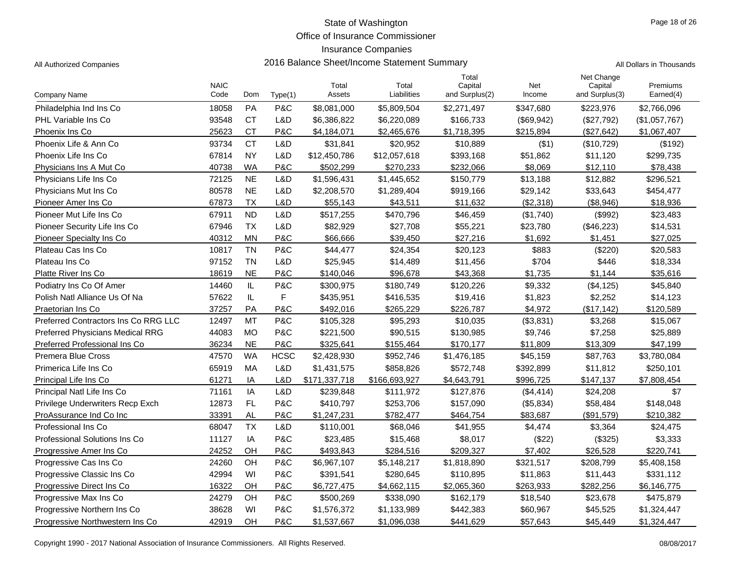State of Washington
Office of Insurance Commissioner
Insurance Companies

All Authorized Companies — 2016 Balance Sheet/Income Statement Summary — All Dollars in Thousands

| Company Name | NAIC Code | Dom | Type(1) | Total Assets | Total Liabilities | Total Capital and Surplus(2) | Net Income | Net Change Capital and Surplus(3) | Premiums Earned(4) |
|---|---|---|---|---|---|---|---|---|---|
| Philadelphia Ind Ins Co | 18058 | PA | P&C | $8,081,000 | $5,809,504 | $2,271,497 | $347,680 | $223,976 | $2,766,096 |
| PHL Variable Ins Co | 93548 | CT | L&D | $6,386,822 | $6,220,089 | $166,733 | ($69,942) | ($27,792) | ($1,057,767) |
| Phoenix Ins Co | 25623 | CT | P&C | $4,184,071 | $2,465,676 | $1,718,395 | $215,894 | ($27,642) | $1,067,407 |
| Phoenix Life & Ann Co | 93734 | CT | L&D | $31,841 | $20,952 | $10,889 | ($1) | ($10,729) | ($192) |
| Phoenix Life Ins Co | 67814 | NY | L&D | $12,450,786 | $12,057,618 | $393,168 | $51,862 | $11,120 | $299,735 |
| Physicians Ins A Mut Co | 40738 | WA | P&C | $502,299 | $270,233 | $232,066 | $8,069 | $12,110 | $78,438 |
| Physicians Life Ins Co | 72125 | NE | L&D | $1,596,431 | $1,445,652 | $150,779 | $13,188 | $12,882 | $296,521 |
| Physicians Mut Ins Co | 80578 | NE | L&D | $2,208,570 | $1,289,404 | $919,166 | $29,142 | $33,643 | $454,477 |
| Pioneer Amer Ins Co | 67873 | TX | L&D | $55,143 | $43,511 | $11,632 | ($2,318) | ($8,946) | $18,936 |
| Pioneer Mut Life Ins Co | 67911 | ND | L&D | $517,255 | $470,796 | $46,459 | ($1,740) | ($992) | $23,483 |
| Pioneer Security Life Ins Co | 67946 | TX | L&D | $82,929 | $27,708 | $55,221 | $23,780 | ($46,223) | $14,531 |
| Pioneer Specialty Ins Co | 40312 | MN | P&C | $66,666 | $39,450 | $27,216 | $1,692 | $1,451 | $27,025 |
| Plateau Cas Ins Co | 10817 | TN | P&C | $44,477 | $24,354 | $20,123 | $883 | ($220) | $20,583 |
| Plateau Ins Co | 97152 | TN | L&D | $25,945 | $14,489 | $11,456 | $704 | $446 | $18,334 |
| Platte River Ins Co | 18619 | NE | P&C | $140,046 | $96,678 | $43,368 | $1,735 | $1,144 | $35,616 |
| Podiatry Ins Co Of Amer | 14460 | IL | P&C | $300,975 | $180,749 | $120,226 | $9,332 | ($4,125) | $45,840 |
| Polish Natl Alliance Us Of Na | 57622 | IL | F | $435,951 | $416,535 | $19,416 | $1,823 | $2,252 | $14,123 |
| Praetorian Ins Co | 37257 | PA | P&C | $492,016 | $265,229 | $226,787 | $4,972 | ($17,142) | $120,589 |
| Preferred Contractors Ins Co RRG LLC | 12497 | MT | P&C | $105,328 | $95,293 | $10,035 | ($3,831) | $3,268 | $15,067 |
| Preferred Physicians Medical RRG | 44083 | MO | P&C | $221,500 | $90,515 | $130,985 | $9,746 | $7,258 | $25,889 |
| Preferred Professional Ins Co | 36234 | NE | P&C | $325,641 | $155,464 | $170,177 | $11,809 | $13,309 | $47,199 |
| Premera Blue Cross | 47570 | WA | HCSC | $2,428,930 | $952,746 | $1,476,185 | $45,159 | $87,763 | $3,780,084 |
| Primerica Life Ins Co | 65919 | MA | L&D | $1,431,575 | $858,826 | $572,748 | $392,899 | $11,812 | $250,101 |
| Principal Life Ins Co | 61271 | IA | L&D | $171,337,718 | $166,693,927 | $4,643,791 | $996,725 | $147,137 | $7,808,454 |
| Principal Natl Life Ins Co | 71161 | IA | L&D | $239,848 | $111,972 | $127,876 | ($4,414) | $24,208 | $7 |
| Privilege Underwriters Recp Exch | 12873 | FL | P&C | $410,797 | $253,706 | $157,090 | ($5,834) | $58,484 | $148,048 |
| ProAssurance Ind Co Inc | 33391 | AL | P&C | $1,247,231 | $782,477 | $464,754 | $83,687 | ($91,579) | $210,382 |
| Professional Ins Co | 68047 | TX | L&D | $110,001 | $68,046 | $41,955 | $4,474 | $3,364 | $24,475 |
| Professional Solutions Ins Co | 11127 | IA | P&C | $23,485 | $15,468 | $8,017 | ($22) | ($325) | $3,333 |
| Progressive Amer Ins Co | 24252 | OH | P&C | $493,843 | $284,516 | $209,327 | $7,402 | $26,528 | $220,741 |
| Progressive Cas Ins Co | 24260 | OH | P&C | $6,967,107 | $5,148,217 | $1,818,890 | $321,517 | $208,799 | $5,408,158 |
| Progressive Classic Ins Co | 42994 | WI | P&C | $391,541 | $280,645 | $110,895 | $11,863 | $11,443 | $331,112 |
| Progressive Direct Ins Co | 16322 | OH | P&C | $6,727,475 | $4,662,115 | $2,065,360 | $263,933 | $282,256 | $6,146,775 |
| Progressive Max Ins Co | 24279 | OH | P&C | $500,269 | $338,090 | $162,179 | $18,540 | $23,678 | $475,879 |
| Progressive Northern Ins Co | 38628 | WI | P&C | $1,576,372 | $1,133,989 | $442,383 | $60,967 | $45,525 | $1,324,447 |
| Progressive Northwestern Ins Co | 42919 | OH | P&C | $1,537,667 | $1,096,038 | $441,629 | $57,643 | $45,449 | $1,324,447 |

Copyright 1990 - 2017 National Association of Insurance Commissioners. All Rights Reserved. 08/08/2017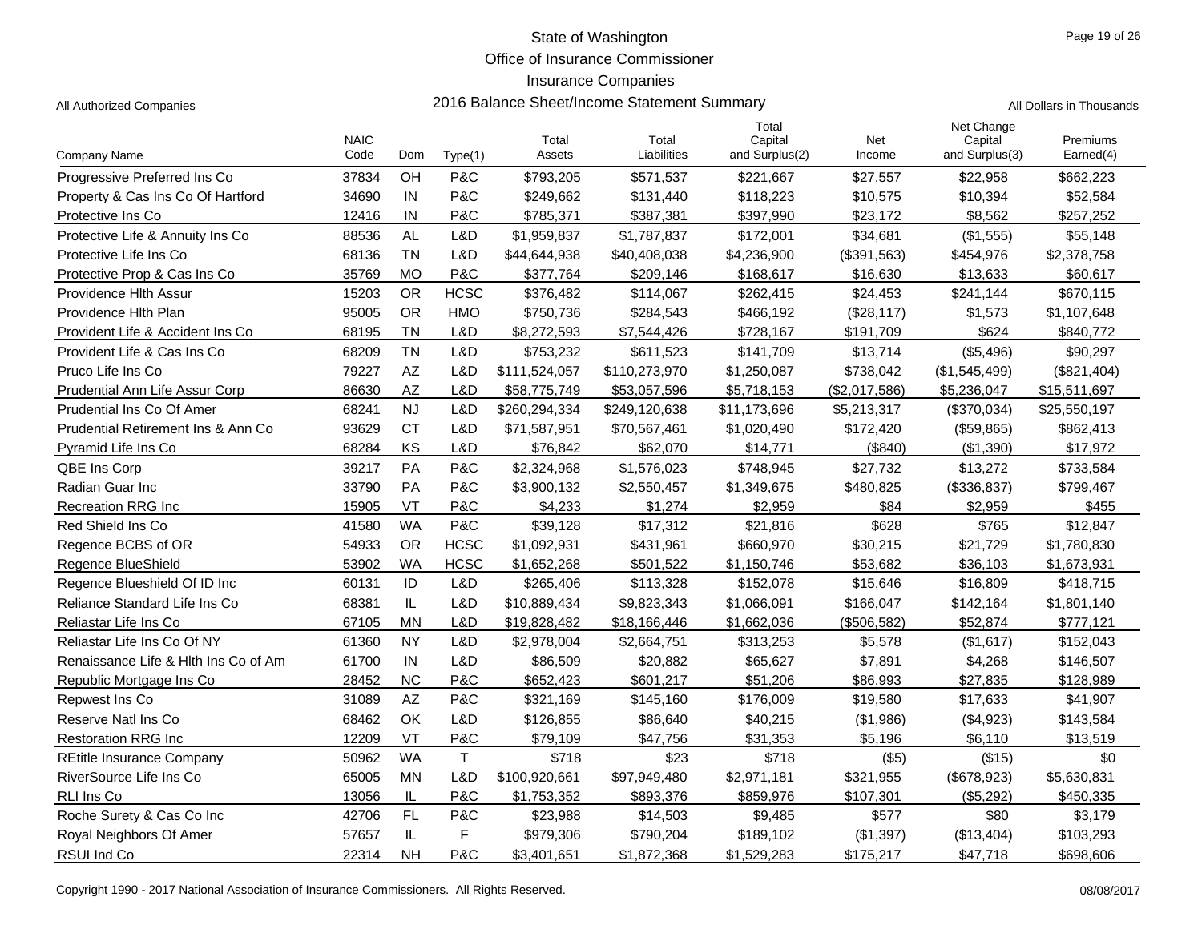State of Washington
Office of Insurance Commissioner
Insurance Companies
2016 Balance Sheet/Income Statement Summary

All Authorized Companies

All Dollars in Thousands

| Company Name | NAIC Code | Dom | Type(1) | Total Assets | Total Liabilities | Total Capital and Surplus(2) | Net Income | Net Change Capital and Surplus(3) | Premiums Earned(4) |
|---|---|---|---|---|---|---|---|---|---|
| Progressive Preferred Ins Co | 37834 | OH | P&C | $793,205 | $571,537 | $221,667 | $27,557 | $22,958 | $662,223 |
| Property & Cas Ins Co Of Hartford | 34690 | IN | P&C | $249,662 | $131,440 | $118,223 | $10,575 | $10,394 | $52,584 |
| Protective Ins Co | 12416 | IN | P&C | $785,371 | $387,381 | $397,990 | $23,172 | $8,562 | $257,252 |
| Protective Life & Annuity Ins Co | 88536 | AL | L&D | $1,959,837 | $1,787,837 | $172,001 | $34,681 | ($1,555) | $55,148 |
| Protective Life Ins Co | 68136 | TN | L&D | $44,644,938 | $40,408,038 | $4,236,900 | ($391,563) | $454,976 | $2,378,758 |
| Protective Prop & Cas Ins Co | 35769 | MO | P&C | $377,764 | $209,146 | $168,617 | $16,630 | $13,633 | $60,617 |
| Providence Hlth Assur | 15203 | OR | HCSC | $376,482 | $114,067 | $262,415 | $24,453 | $241,144 | $670,115 |
| Providence Hlth Plan | 95005 | OR | HMO | $750,736 | $284,543 | $466,192 | ($28,117) | $1,573 | $1,107,648 |
| Provident Life & Accident Ins Co | 68195 | TN | L&D | $8,272,593 | $7,544,426 | $728,167 | $191,709 | $624 | $840,772 |
| Provident Life & Cas Ins Co | 68209 | TN | L&D | $753,232 | $611,523 | $141,709 | $13,714 | ($5,496) | $90,297 |
| Pruco Life Ins Co | 79227 | AZ | L&D | $111,524,057 | $110,273,970 | $1,250,087 | $738,042 | ($1,545,499) | ($821,404) |
| Prudential Ann Life Assur Corp | 86630 | AZ | L&D | $58,775,749 | $53,057,596 | $5,718,153 | ($2,017,586) | $5,236,047 | $15,511,697 |
| Prudential Ins Co Of Amer | 68241 | NJ | L&D | $260,294,334 | $249,120,638 | $11,173,696 | $5,213,317 | ($370,034) | $25,550,197 |
| Prudential Retirement Ins & Ann Co | 93629 | CT | L&D | $71,587,951 | $70,567,461 | $1,020,490 | $172,420 | ($59,865) | $862,413 |
| Pyramid Life Ins Co | 68284 | KS | L&D | $76,842 | $62,070 | $14,771 | ($840) | ($1,390) | $17,972 |
| QBE Ins Corp | 39217 | PA | P&C | $2,324,968 | $1,576,023 | $748,945 | $27,732 | $13,272 | $733,584 |
| Radian Guar Inc | 33790 | PA | P&C | $3,900,132 | $2,550,457 | $1,349,675 | $480,825 | ($336,837) | $799,467 |
| Recreation RRG Inc | 15905 | VT | P&C | $4,233 | $1,274 | $2,959 | $84 | $2,959 | $455 |
| Red Shield Ins Co | 41580 | WA | P&C | $39,128 | $17,312 | $21,816 | $628 | $765 | $12,847 |
| Regence BCBS of OR | 54933 | OR | HCSC | $1,092,931 | $431,961 | $660,970 | $30,215 | $21,729 | $1,780,830 |
| Regence BlueShield | 53902 | WA | HCSC | $1,652,268 | $501,522 | $1,150,746 | $53,682 | $36,103 | $1,673,931 |
| Regence Blueshield Of ID Inc | 60131 | ID | L&D | $265,406 | $113,328 | $152,078 | $15,646 | $16,809 | $418,715 |
| Reliance Standard Life Ins Co | 68381 | IL | L&D | $10,889,434 | $9,823,343 | $1,066,091 | $166,047 | $142,164 | $1,801,140 |
| Reliastar Life Ins Co | 67105 | MN | L&D | $19,828,482 | $18,166,446 | $1,662,036 | ($506,582) | $52,874 | $777,121 |
| Reliastar Life Ins Co Of NY | 61360 | NY | L&D | $2,978,004 | $2,664,751 | $313,253 | $5,578 | ($1,617) | $152,043 |
| Renaissance Life & Hlth Ins Co of Am | 61700 | IN | L&D | $86,509 | $20,882 | $65,627 | $7,891 | $4,268 | $146,507 |
| Republic Mortgage Ins Co | 28452 | NC | P&C | $652,423 | $601,217 | $51,206 | $86,993 | $27,835 | $128,989 |
| Repwest Ins Co | 31089 | AZ | P&C | $321,169 | $145,160 | $176,009 | $19,580 | $17,633 | $41,907 |
| Reserve Natl Ins Co | 68462 | OK | L&D | $126,855 | $86,640 | $40,215 | ($1,986) | ($4,923) | $143,584 |
| Restoration RRG Inc | 12209 | VT | P&C | $79,109 | $47,756 | $31,353 | $5,196 | $6,110 | $13,519 |
| REtitle Insurance Company | 50962 | WA | T | $718 | $23 | $718 | ($5) | ($15) | $0 |
| RiverSource Life Ins Co | 65005 | MN | L&D | $100,920,661 | $97,949,480 | $2,971,181 | $321,955 | ($678,923) | $5,630,831 |
| RLI Ins Co | 13056 | IL | P&C | $1,753,352 | $893,376 | $859,976 | $107,301 | ($5,292) | $450,335 |
| Roche Surety & Cas Co Inc | 42706 | FL | P&C | $23,988 | $14,503 | $9,485 | $577 | $80 | $3,179 |
| Royal Neighbors Of Amer | 57657 | IL | F | $979,306 | $790,204 | $189,102 | ($1,397) | ($13,404) | $103,293 |
| RSUI Ind Co | 22314 | NH | P&C | $3,401,651 | $1,872,368 | $1,529,283 | $175,217 | $47,718 | $698,606 |

Copyright 1990 - 2017 National Association of Insurance Commissioners. All Rights Reserved. 08/08/2017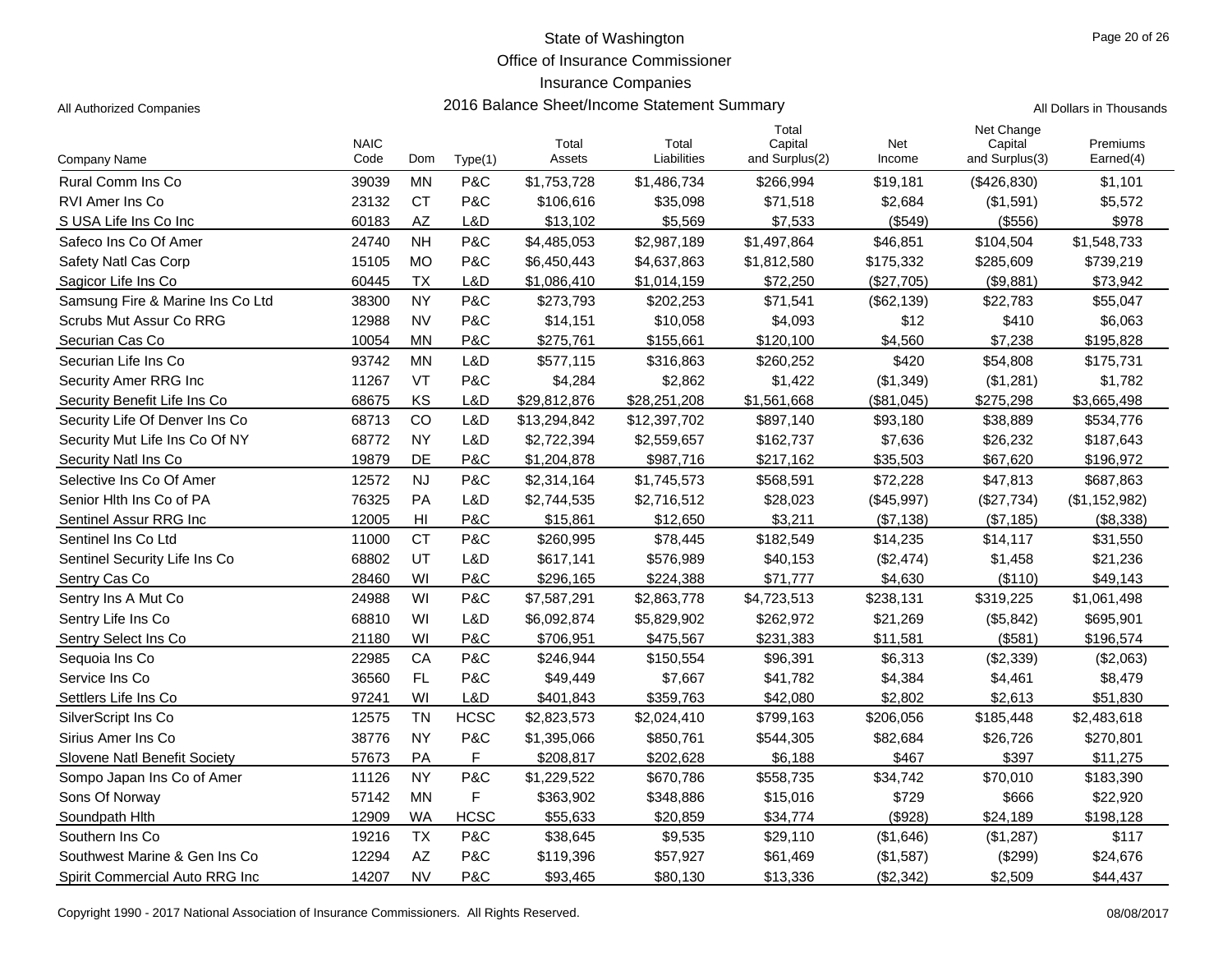# State of Washington
## Office of Insurance Commissioner
## Insurance Companies
## 2016 Balance Sheet/Income Statement Summary

All Authorized Companies — All Dollars in Thousands

| Company Name | NAIC Code | Dom | Type(1) | Total Assets | Total Liabilities | Total Capital and Surplus(2) | Net Income | Net Change Capital and Surplus(3) | Premiums Earned(4) |
|---|---|---|---|---|---|---|---|---|---|
| Rural Comm Ins Co | 39039 | MN | P&C | $1,753,728 | $1,486,734 | $266,994 | $19,181 | ($426,830) | $1,101 |
| RVI Amer Ins Co | 23132 | CT | P&C | $106,616 | $35,098 | $71,518 | $2,684 | ($1,591) | $5,572 |
| S USA Life Ins Co Inc | 60183 | AZ | L&D | $13,102 | $5,569 | $7,533 | ($549) | ($556) | $978 |
| Safeco Ins Co Of Amer | 24740 | NH | P&C | $4,485,053 | $2,987,189 | $1,497,864 | $46,851 | $104,504 | $1,548,733 |
| Safety Natl Cas Corp | 15105 | MO | P&C | $6,450,443 | $4,637,863 | $1,812,580 | $175,332 | $285,609 | $739,219 |
| Sagicor Life Ins Co | 60445 | TX | L&D | $1,086,410 | $1,014,159 | $72,250 | ($27,705) | ($9,881) | $73,942 |
| Samsung Fire & Marine Ins Co Ltd | 38300 | NY | P&C | $273,793 | $202,253 | $71,541 | ($62,139) | $22,783 | $55,047 |
| Scrubs Mut Assur Co RRG | 12988 | NV | P&C | $14,151 | $10,058 | $4,093 | $12 | $410 | $6,063 |
| Securian Cas Co | 10054 | MN | P&C | $275,761 | $155,661 | $120,100 | $4,560 | $7,238 | $195,828 |
| Securian Life Ins Co | 93742 | MN | L&D | $577,115 | $316,863 | $260,252 | $420 | $54,808 | $175,731 |
| Security Amer RRG Inc | 11267 | VT | P&C | $4,284 | $2,862 | $1,422 | ($1,349) | ($1,281) | $1,782 |
| Security Benefit Life Ins Co | 68675 | KS | L&D | $29,812,876 | $28,251,208 | $1,561,668 | ($81,045) | $275,298 | $3,665,498 |
| Security Life Of Denver Ins Co | 68713 | CO | L&D | $13,294,842 | $12,397,702 | $897,140 | $93,180 | $38,889 | $534,776 |
| Security Mut Life Ins Co Of NY | 68772 | NY | L&D | $2,722,394 | $2,559,657 | $162,737 | $7,636 | $26,232 | $187,643 |
| Security Natl Ins Co | 19879 | DE | P&C | $1,204,878 | $987,716 | $217,162 | $35,503 | $67,620 | $196,972 |
| Selective Ins Co Of Amer | 12572 | NJ | P&C | $2,314,164 | $1,745,573 | $568,591 | $72,228 | $47,813 | $687,863 |
| Senior Hlth Ins Co of PA | 76325 | PA | L&D | $2,744,535 | $2,716,512 | $28,023 | ($45,997) | ($27,734) | ($1,152,982) |
| Sentinel Assur RRG Inc | 12005 | HI | P&C | $15,861 | $12,650 | $3,211 | ($7,138) | ($7,185) | ($8,338) |
| Sentinel Ins Co Ltd | 11000 | CT | P&C | $260,995 | $78,445 | $182,549 | $14,235 | $14,117 | $31,550 |
| Sentinel Security Life Ins Co | 68802 | UT | L&D | $617,141 | $576,989 | $40,153 | ($2,474) | $1,458 | $21,236 |
| Sentry Cas Co | 28460 | WI | P&C | $296,165 | $224,388 | $71,777 | $4,630 | ($110) | $49,143 |
| Sentry Ins A Mut Co | 24988 | WI | P&C | $7,587,291 | $2,863,778 | $4,723,513 | $238,131 | $319,225 | $1,061,498 |
| Sentry Life Ins Co | 68810 | WI | L&D | $6,092,874 | $5,829,902 | $262,972 | $21,269 | ($5,842) | $695,901 |
| Sentry Select Ins Co | 21180 | WI | P&C | $706,951 | $475,567 | $231,383 | $11,581 | ($581) | $196,574 |
| Sequoia Ins Co | 22985 | CA | P&C | $246,944 | $150,554 | $96,391 | $6,313 | ($2,339) | ($2,063) |
| Service Ins Co | 36560 | FL | P&C | $49,449 | $7,667 | $41,782 | $4,384 | $4,461 | $8,479 |
| Settlers Life Ins Co | 97241 | WI | L&D | $401,843 | $359,763 | $42,080 | $2,802 | $2,613 | $51,830 |
| SilverScript Ins Co | 12575 | TN | HCSC | $2,823,573 | $2,024,410 | $799,163 | $206,056 | $185,448 | $2,483,618 |
| Sirius Amer Ins Co | 38776 | NY | P&C | $1,395,066 | $850,761 | $544,305 | $82,684 | $26,726 | $270,801 |
| Slovene Natl Benefit Society | 57673 | PA | F | $208,817 | $202,628 | $6,188 | $467 | $397 | $11,275 |
| Sompo Japan Ins Co of Amer | 11126 | NY | P&C | $1,229,522 | $670,786 | $558,735 | $34,742 | $70,010 | $183,390 |
| Sons Of Norway | 57142 | MN | F | $363,902 | $348,886 | $15,016 | $729 | $666 | $22,920 |
| Soundpath Hlth | 12909 | WA | HCSC | $55,633 | $20,859 | $34,774 | ($928) | $24,189 | $198,128 |
| Southern Ins Co | 19216 | TX | P&C | $38,645 | $9,535 | $29,110 | ($1,646) | ($1,287) | $117 |
| Southwest Marine & Gen Ins Co | 12294 | AZ | P&C | $119,396 | $57,927 | $61,469 | ($1,587) | ($299) | $24,676 |
| Spirit Commercial Auto RRG Inc | 14207 | NV | P&C | $93,465 | $80,130 | $13,336 | ($2,342) | $2,509 | $44,437 |

Copyright 1990 - 2017 National Association of Insurance Commissioners. All Rights Reserved. 08/08/2017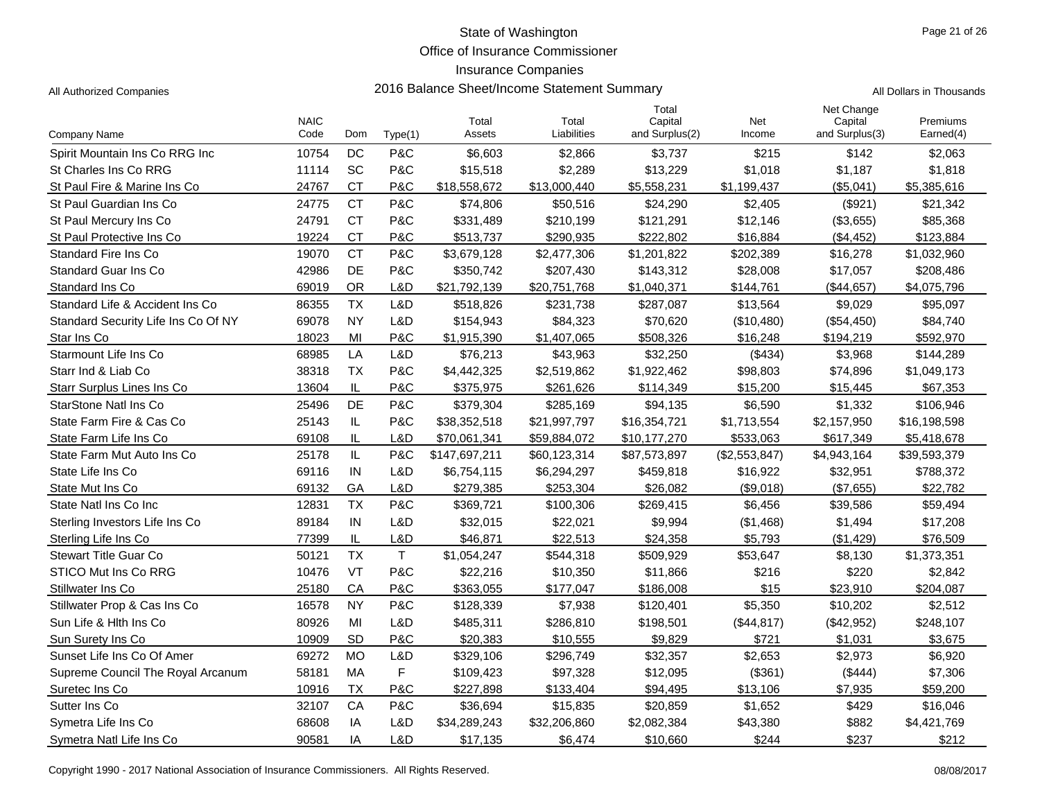# State of Washington
## Office of Insurance Commissioner
## Insurance Companies
## 2016 Balance Sheet/Income Statement Summary

All Authorized Companies

All Dollars in Thousands

| Company Name | NAIC Code | Dom | Type(1) | Total Assets | Total Liabilities | Total Capital and Surplus(2) | Net Income | Net Change Capital and Surplus(3) | Premiums Earned(4) |
|---|---|---|---|---|---|---|---|---|---|
| Spirit Mountain Ins Co RRG Inc | 10754 | DC | P&C | $6,603 | $2,866 | $3,737 | $215 | $142 | $2,063 |
| St Charles Ins Co RRG | 11114 | SC | P&C | $15,518 | $2,289 | $13,229 | $1,018 | $1,187 | $1,818 |
| St Paul Fire & Marine Ins Co | 24767 | CT | P&C | $18,558,672 | $13,000,440 | $5,558,231 | $1,199,437 | ($5,041) | $5,385,616 |
| St Paul Guardian Ins Co | 24775 | CT | P&C | $74,806 | $50,516 | $24,290 | $2,405 | ($921) | $21,342 |
| St Paul Mercury Ins Co | 24791 | CT | P&C | $331,489 | $210,199 | $121,291 | $12,146 | ($3,655) | $85,368 |
| St Paul Protective Ins Co | 19224 | CT | P&C | $513,737 | $290,935 | $222,802 | $16,884 | ($4,452) | $123,884 |
| Standard Fire Ins Co | 19070 | CT | P&C | $3,679,128 | $2,477,306 | $1,201,822 | $202,389 | $16,278 | $1,032,960 |
| Standard Guar Ins Co | 42986 | DE | P&C | $350,742 | $207,430 | $143,312 | $28,008 | $17,057 | $208,486 |
| Standard Ins Co | 69019 | OR | L&D | $21,792,139 | $20,751,768 | $1,040,371 | $144,761 | ($44,657) | $4,075,796 |
| Standard Life & Accident Ins Co | 86355 | TX | L&D | $518,826 | $231,738 | $287,087 | $13,564 | $9,029 | $95,097 |
| Standard Security Life Ins Co Of NY | 69078 | NY | L&D | $154,943 | $84,323 | $70,620 | ($10,480) | ($54,450) | $84,740 |
| Star Ins Co | 18023 | MI | P&C | $1,915,390 | $1,407,065 | $508,326 | $16,248 | $194,219 | $592,970 |
| Starmount Life Ins Co | 68985 | LA | L&D | $76,213 | $43,963 | $32,250 | ($434) | $3,968 | $144,289 |
| Starr Ind & Liab Co | 38318 | TX | P&C | $4,442,325 | $2,519,862 | $1,922,462 | $98,803 | $74,896 | $1,049,173 |
| Starr Surplus Lines Ins Co | 13604 | IL | P&C | $375,975 | $261,626 | $114,349 | $15,200 | $15,445 | $67,353 |
| StarStone Natl Ins Co | 25496 | DE | P&C | $379,304 | $285,169 | $94,135 | $6,590 | $1,332 | $106,946 |
| State Farm Fire & Cas Co | 25143 | IL | P&C | $38,352,518 | $21,997,797 | $16,354,721 | $1,713,554 | $2,157,950 | $16,198,598 |
| State Farm Life Ins Co | 69108 | IL | L&D | $70,061,341 | $59,884,072 | $10,177,270 | $533,063 | $617,349 | $5,418,678 |
| State Farm Mut Auto Ins Co | 25178 | IL | P&C | $147,697,211 | $60,123,314 | $87,573,897 | ($2,553,847) | $4,943,164 | $39,593,379 |
| State Life Ins Co | 69116 | IN | L&D | $6,754,115 | $6,294,297 | $459,818 | $16,922 | $32,951 | $788,372 |
| State Mut Ins Co | 69132 | GA | L&D | $279,385 | $253,304 | $26,082 | ($9,018) | ($7,655) | $22,782 |
| State Natl Ins Co Inc | 12831 | TX | P&C | $369,721 | $100,306 | $269,415 | $6,456 | $39,586 | $59,494 |
| Sterling Investors Life Ins Co | 89184 | IN | L&D | $32,015 | $22,021 | $9,994 | ($1,468) | $1,494 | $17,208 |
| Sterling Life Ins Co | 77399 | IL | L&D | $46,871 | $22,513 | $24,358 | $5,793 | ($1,429) | $76,509 |
| Stewart Title Guar Co | 50121 | TX | T | $1,054,247 | $544,318 | $509,929 | $53,647 | $8,130 | $1,373,351 |
| STICO Mut Ins Co RRG | 10476 | VT | P&C | $22,216 | $10,350 | $11,866 | $216 | $220 | $2,842 |
| Stillwater Ins Co | 25180 | CA | P&C | $363,055 | $177,047 | $186,008 | $15 | $23,910 | $204,087 |
| Stillwater Prop & Cas Ins Co | 16578 | NY | P&C | $128,339 | $7,938 | $120,401 | $5,350 | $10,202 | $2,512 |
| Sun Life & Hlth Ins Co | 80926 | MI | L&D | $485,311 | $286,810 | $198,501 | ($44,817) | ($42,952) | $248,107 |
| Sun Surety Ins Co | 10909 | SD | P&C | $20,383 | $10,555 | $9,829 | $721 | $1,031 | $3,675 |
| Sunset Life Ins Co Of Amer | 69272 | MO | L&D | $329,106 | $296,749 | $32,357 | $2,653 | $2,973 | $6,920 |
| Supreme Council The Royal Arcanum | 58181 | MA | F | $109,423 | $97,328 | $12,095 | ($361) | ($444) | $7,306 |
| Suretec Ins Co | 10916 | TX | P&C | $227,898 | $133,404 | $94,495 | $13,106 | $7,935 | $59,200 |
| Sutter Ins Co | 32107 | CA | P&C | $36,694 | $15,835 | $20,859 | $1,652 | $429 | $16,046 |
| Symetra Life Ins Co | 68608 | IA | L&D | $34,289,243 | $32,206,860 | $2,082,384 | $43,380 | $882 | $4,421,769 |
| Symetra Natl Life Ins Co | 90581 | IA | L&D | $17,135 | $6,474 | $10,660 | $244 | $237 | $212 |

Copyright 1990 - 2017 National Association of Insurance Commissioners. All Rights Reserved.

08/08/2017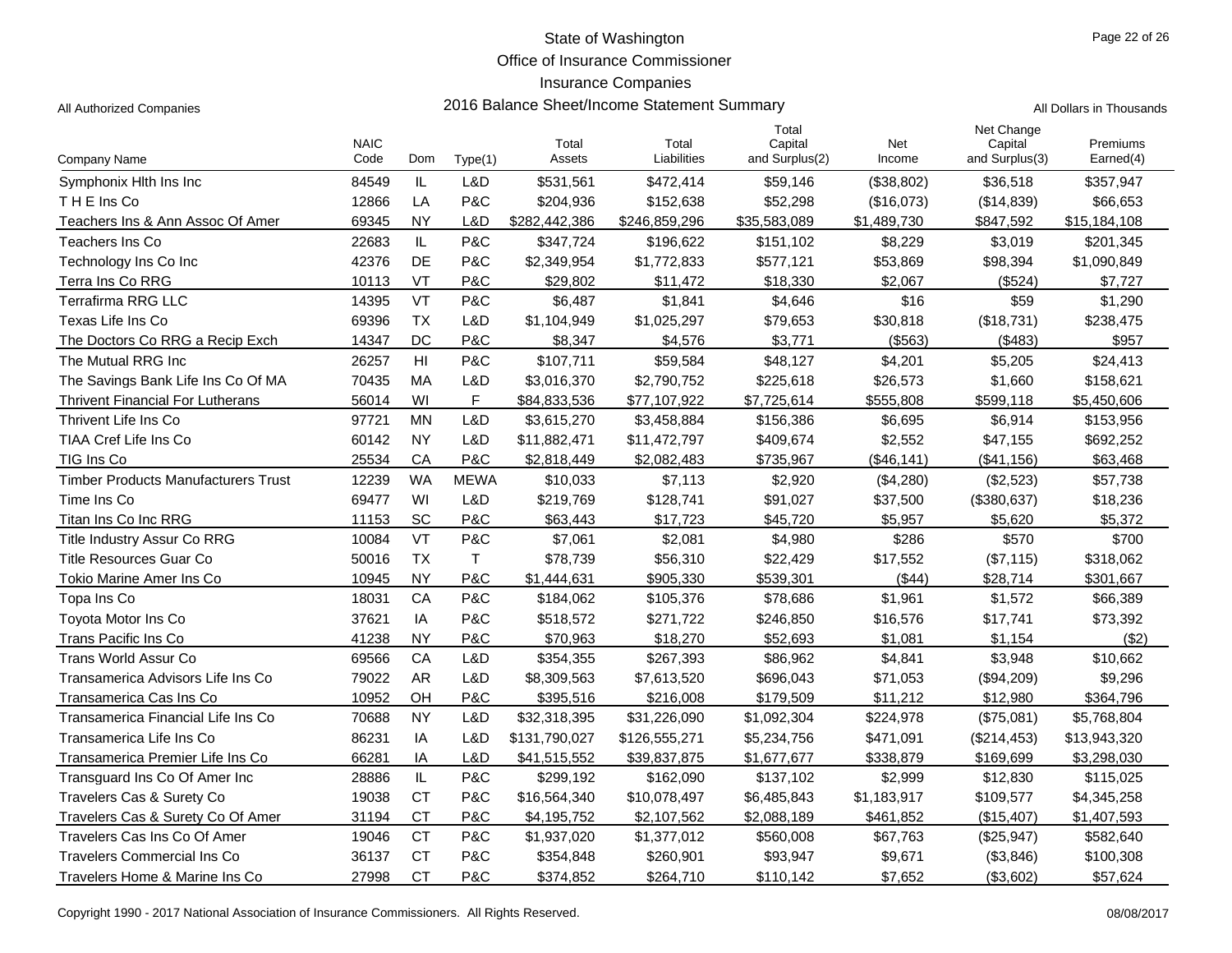State of Washington
Office of Insurance Commissioner
Insurance Companies
2016 Balance Sheet/Income Statement Summary

All Authorized Companies — All Dollars in Thousands

| Company Name | NAIC Code | Dom | Type(1) | Total Assets | Total Liabilities | Total Capital and Surplus(2) | Net Income | Net Change Capital and Surplus(3) | Premiums Earned(4) |
|---|---|---|---|---|---|---|---|---|---|
| Symphonix Hlth Ins Inc | 84549 | IL | L&D | $531,561 | $472,414 | $59,146 | ($38,802) | $36,518 | $357,947 |
| T H E Ins Co | 12866 | LA | P&C | $204,936 | $152,638 | $52,298 | ($16,073) | ($14,839) | $66,653 |
| Teachers Ins & Ann Assoc Of Amer | 69345 | NY | L&D | $282,442,386 | $246,859,296 | $35,583,089 | $1,489,730 | $847,592 | $15,184,108 |
| Teachers Ins Co | 22683 | IL | P&C | $347,724 | $196,622 | $151,102 | $8,229 | $3,019 | $201,345 |
| Technology Ins Co Inc | 42376 | DE | P&C | $2,349,954 | $1,772,833 | $577,121 | $53,869 | $98,394 | $1,090,849 |
| Terra Ins Co RRG | 10113 | VT | P&C | $29,802 | $11,472 | $18,330 | $2,067 | ($524) | $7,727 |
| Terrafirma RRG LLC | 14395 | VT | P&C | $6,487 | $1,841 | $4,646 | $16 | $59 | $1,290 |
| Texas Life Ins Co | 69396 | TX | L&D | $1,104,949 | $1,025,297 | $79,653 | $30,818 | ($18,731) | $238,475 |
| The Doctors Co RRG a Recip Exch | 14347 | DC | P&C | $8,347 | $4,576 | $3,771 | ($563) | ($483) | $957 |
| The Mutual RRG Inc | 26257 | HI | P&C | $107,711 | $59,584 | $48,127 | $4,201 | $5,205 | $24,413 |
| The Savings Bank Life Ins Co Of MA | 70435 | MA | L&D | $3,016,370 | $2,790,752 | $225,618 | $26,573 | $1,660 | $158,621 |
| Thrivent Financial For Lutherans | 56014 | WI | F | $84,833,536 | $77,107,922 | $7,725,614 | $555,808 | $599,118 | $5,450,606 |
| Thrivent Life Ins Co | 97721 | MN | L&D | $3,615,270 | $3,458,884 | $156,386 | $6,695 | $6,914 | $153,956 |
| TIAA Cref Life Ins Co | 60142 | NY | L&D | $11,882,471 | $11,472,797 | $409,674 | $2,552 | $47,155 | $692,252 |
| TIG Ins Co | 25534 | CA | P&C | $2,818,449 | $2,082,483 | $735,967 | ($46,141) | ($41,156) | $63,468 |
| Timber Products Manufacturers Trust | 12239 | WA | MEWA | $10,033 | $7,113 | $2,920 | ($4,280) | ($2,523) | $57,738 |
| Time Ins Co | 69477 | WI | L&D | $219,769 | $128,741 | $91,027 | $37,500 | ($380,637) | $18,236 |
| Titan Ins Co Inc RRG | 11153 | SC | P&C | $63,443 | $17,723 | $45,720 | $5,957 | $5,620 | $5,372 |
| Title Industry Assur Co RRG | 10084 | VT | P&C | $7,061 | $2,081 | $4,980 | $286 | $570 | $700 |
| Title Resources Guar Co | 50016 | TX | T | $78,739 | $56,310 | $22,429 | $17,552 | ($7,115) | $318,062 |
| Tokio Marine Amer Ins Co | 10945 | NY | P&C | $1,444,631 | $905,330 | $539,301 | ($44) | $28,714 | $301,667 |
| Topa Ins Co | 18031 | CA | P&C | $184,062 | $105,376 | $78,686 | $1,961 | $1,572 | $66,389 |
| Toyota Motor Ins Co | 37621 | IA | P&C | $518,572 | $271,722 | $246,850 | $16,576 | $17,741 | $73,392 |
| Trans Pacific Ins Co | 41238 | NY | P&C | $70,963 | $18,270 | $52,693 | $1,081 | $1,154 | ($2) |
| Trans World Assur Co | 69566 | CA | L&D | $354,355 | $267,393 | $86,962 | $4,841 | $3,948 | $10,662 |
| Transamerica Advisors Life Ins Co | 79022 | AR | L&D | $8,309,563 | $7,613,520 | $696,043 | $71,053 | ($94,209) | $9,296 |
| Transamerica Cas Ins Co | 10952 | OH | P&C | $395,516 | $216,008 | $179,509 | $11,212 | $12,980 | $364,796 |
| Transamerica Financial Life Ins Co | 70688 | NY | L&D | $32,318,395 | $31,226,090 | $1,092,304 | $224,978 | ($75,081) | $5,768,804 |
| Transamerica Life Ins Co | 86231 | IA | L&D | $131,790,027 | $126,555,271 | $5,234,756 | $471,091 | ($214,453) | $13,943,320 |
| Transamerica Premier Life Ins Co | 66281 | IA | L&D | $41,515,552 | $39,837,875 | $1,677,677 | $338,879 | $169,699 | $3,298,030 |
| Transguard Ins Co Of Amer Inc | 28886 | IL | P&C | $299,192 | $162,090 | $137,102 | $2,999 | $12,830 | $115,025 |
| Travelers Cas & Surety Co | 19038 | CT | P&C | $16,564,340 | $10,078,497 | $6,485,843 | $1,183,917 | $109,577 | $4,345,258 |
| Travelers Cas & Surety Co Of Amer | 31194 | CT | P&C | $4,195,752 | $2,107,562 | $2,088,189 | $461,852 | ($15,407) | $1,407,593 |
| Travelers Cas Ins Co Of Amer | 19046 | CT | P&C | $1,937,020 | $1,377,012 | $560,008 | $67,763 | ($25,947) | $582,640 |
| Travelers Commercial Ins Co | 36137 | CT | P&C | $354,848 | $260,901 | $93,947 | $9,671 | ($3,846) | $100,308 |
| Travelers Home & Marine Ins Co | 27998 | CT | P&C | $374,852 | $264,710 | $110,142 | $7,652 | ($3,602) | $57,624 |

Copyright 1990 - 2017 National Association of Insurance Commissioners. All Rights Reserved. 08/08/2017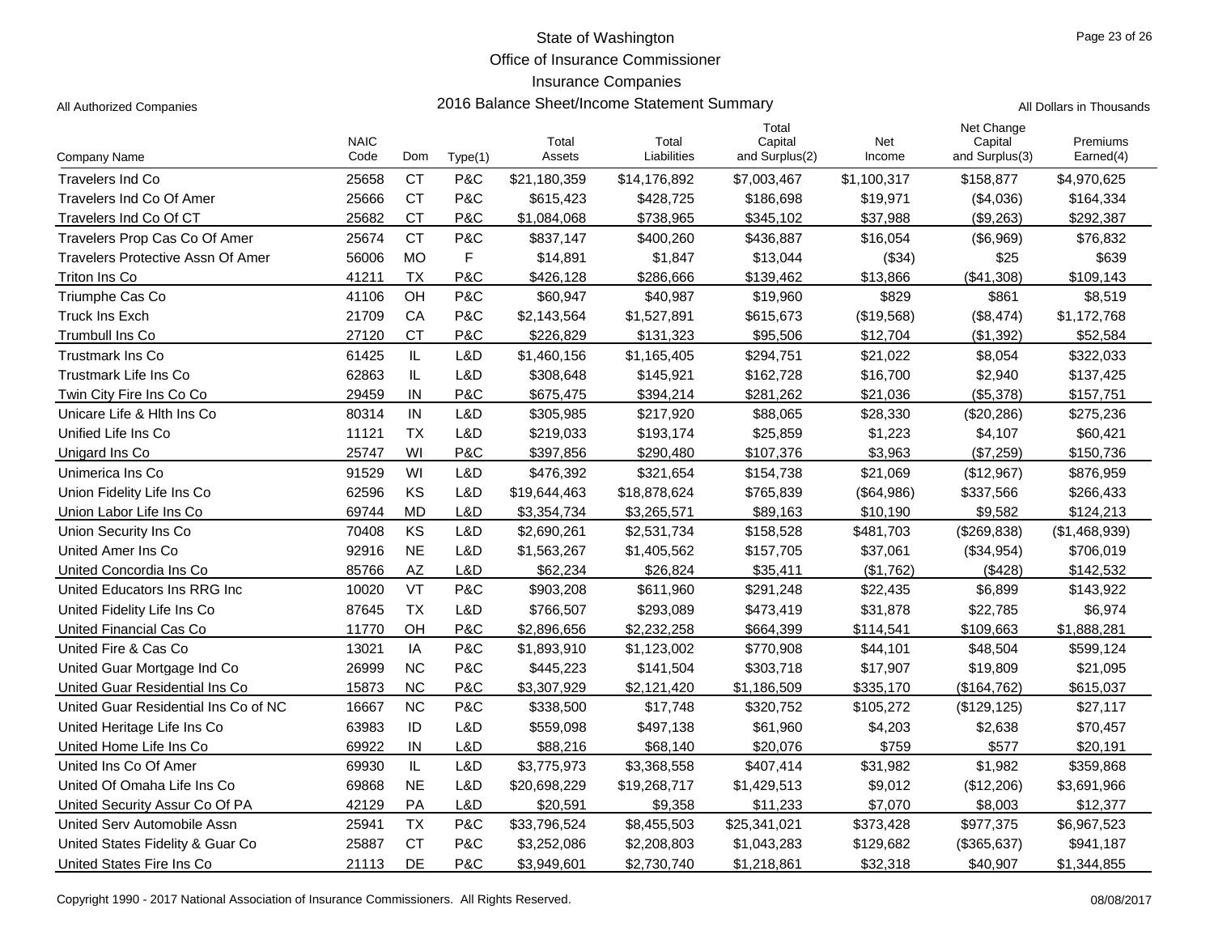State of Washington

Office of Insurance Commissioner

Insurance Companies

2016 Balance Sheet/Income Statement Summary

All Authorized Companies

All Dollars in Thousands

| Company Name | NAIC Code | Dom | Type(1) | Total Assets | Total Liabilities | Total Capital and Surplus(2) | Net Income | Net Change Capital and Surplus(3) | Premiums Earned(4) |
|---|---|---|---|---|---|---|---|---|---|
| Travelers Ind Co | 25658 | CT | P&C | $21,180,359 | $14,176,892 | $7,003,467 | $1,100,317 | $158,877 | $4,970,625 |
| Travelers Ind Co Of Amer | 25666 | CT | P&C | $615,423 | $428,725 | $186,698 | $19,971 | ($4,036) | $164,334 |
| Travelers Ind Co Of CT | 25682 | CT | P&C | $1,084,068 | $738,965 | $345,102 | $37,988 | ($9,263) | $292,387 |
| Travelers Prop Cas Co Of Amer | 25674 | CT | P&C | $837,147 | $400,260 | $436,887 | $16,054 | ($6,969) | $76,832 |
| Travelers Protective Assn Of Amer | 56006 | MO | F | $14,891 | $1,847 | $13,044 | ($34) | $25 | $639 |
| Triton Ins Co | 41211 | TX | P&C | $426,128 | $286,666 | $139,462 | $13,866 | ($41,308) | $109,143 |
| Triumphe Cas Co | 41106 | OH | P&C | $60,947 | $40,987 | $19,960 | $829 | $861 | $8,519 |
| Truck Ins Exch | 21709 | CA | P&C | $2,143,564 | $1,527,891 | $615,673 | ($19,568) | ($8,474) | $1,172,768 |
| Trumbull Ins Co | 27120 | CT | P&C | $226,829 | $131,323 | $95,506 | $12,704 | ($1,392) | $52,584 |
| Trustmark Ins Co | 61425 | IL | L&D | $1,460,156 | $1,165,405 | $294,751 | $21,022 | $8,054 | $322,033 |
| Trustmark Life Ins Co | 62863 | IL | L&D | $308,648 | $145,921 | $162,728 | $16,700 | $2,940 | $137,425 |
| Twin City Fire Ins Co Co | 29459 | IN | P&C | $675,475 | $394,214 | $281,262 | $21,036 | ($5,378) | $157,751 |
| Unicare Life & Hlth Ins Co | 80314 | IN | L&D | $305,985 | $217,920 | $88,065 | $28,330 | ($20,286) | $275,236 |
| Unified Life Ins Co | 11121 | TX | L&D | $219,033 | $193,174 | $25,859 | $1,223 | $4,107 | $60,421 |
| Unigard Ins Co | 25747 | WI | P&C | $397,856 | $290,480 | $107,376 | $3,963 | ($7,259) | $150,736 |
| Unimerica Ins Co | 91529 | WI | L&D | $476,392 | $321,654 | $154,738 | $21,069 | ($12,967) | $876,959 |
| Union Fidelity Life Ins Co | 62596 | KS | L&D | $19,644,463 | $18,878,624 | $765,839 | ($64,986) | $337,566 | $266,433 |
| Union Labor Life Ins Co | 69744 | MD | L&D | $3,354,734 | $3,265,571 | $89,163 | $10,190 | $9,582 | $124,213 |
| Union Security Ins Co | 70408 | KS | L&D | $2,690,261 | $2,531,734 | $158,528 | $481,703 | ($269,838) | ($1,468,939) |
| United Amer Ins Co | 92916 | NE | L&D | $1,563,267 | $1,405,562 | $157,705 | $37,061 | ($34,954) | $706,019 |
| United Concordia Ins Co | 85766 | AZ | L&D | $62,234 | $26,824 | $35,411 | ($1,762) | ($428) | $142,532 |
| United Educators Ins RRG Inc | 10020 | VT | P&C | $903,208 | $611,960 | $291,248 | $22,435 | $6,899 | $143,922 |
| United Fidelity Life Ins Co | 87645 | TX | L&D | $766,507 | $293,089 | $473,419 | $31,878 | $22,785 | $6,974 |
| United Financial Cas Co | 11770 | OH | P&C | $2,896,656 | $2,232,258 | $664,399 | $114,541 | $109,663 | $1,888,281 |
| United Fire & Cas Co | 13021 | IA | P&C | $1,893,910 | $1,123,002 | $770,908 | $44,101 | $48,504 | $599,124 |
| United Guar Mortgage Ind Co | 26999 | NC | P&C | $445,223 | $141,504 | $303,718 | $17,907 | $19,809 | $21,095 |
| United Guar Residential Ins Co | 15873 | NC | P&C | $3,307,929 | $2,121,420 | $1,186,509 | $335,170 | ($164,762) | $615,037 |
| United Guar Residential Ins Co of NC | 16667 | NC | P&C | $338,500 | $17,748 | $320,752 | $105,272 | ($129,125) | $27,117 |
| United Heritage Life Ins Co | 63983 | ID | L&D | $559,098 | $497,138 | $61,960 | $4,203 | $2,638 | $70,457 |
| United Home Life Ins Co | 69922 | IN | L&D | $88,216 | $68,140 | $20,076 | $759 | $577 | $20,191 |
| United Ins Co Of Amer | 69930 | IL | L&D | $3,775,973 | $3,368,558 | $407,414 | $31,982 | $1,982 | $359,868 |
| United Of Omaha Life Ins Co | 69868 | NE | L&D | $20,698,229 | $19,268,717 | $1,429,513 | $9,012 | ($12,206) | $3,691,966 |
| United Security Assur Co Of PA | 42129 | PA | L&D | $20,591 | $9,358 | $11,233 | $7,070 | $8,003 | $12,377 |
| United Serv Automobile Assn | 25941 | TX | P&C | $33,796,524 | $8,455,503 | $25,341,021 | $373,428 | $977,375 | $6,967,523 |
| United States Fidelity & Guar Co | 25887 | CT | P&C | $3,252,086 | $2,208,803 | $1,043,283 | $129,682 | ($365,637) | $941,187 |
| United States Fire Ins Co | 21113 | DE | P&C | $3,949,601 | $2,730,740 | $1,218,861 | $32,318 | $40,907 | $1,344,855 |

Copyright 1990 - 2017 National Association of Insurance Commissioners. All Rights Reserved.

08/08/2017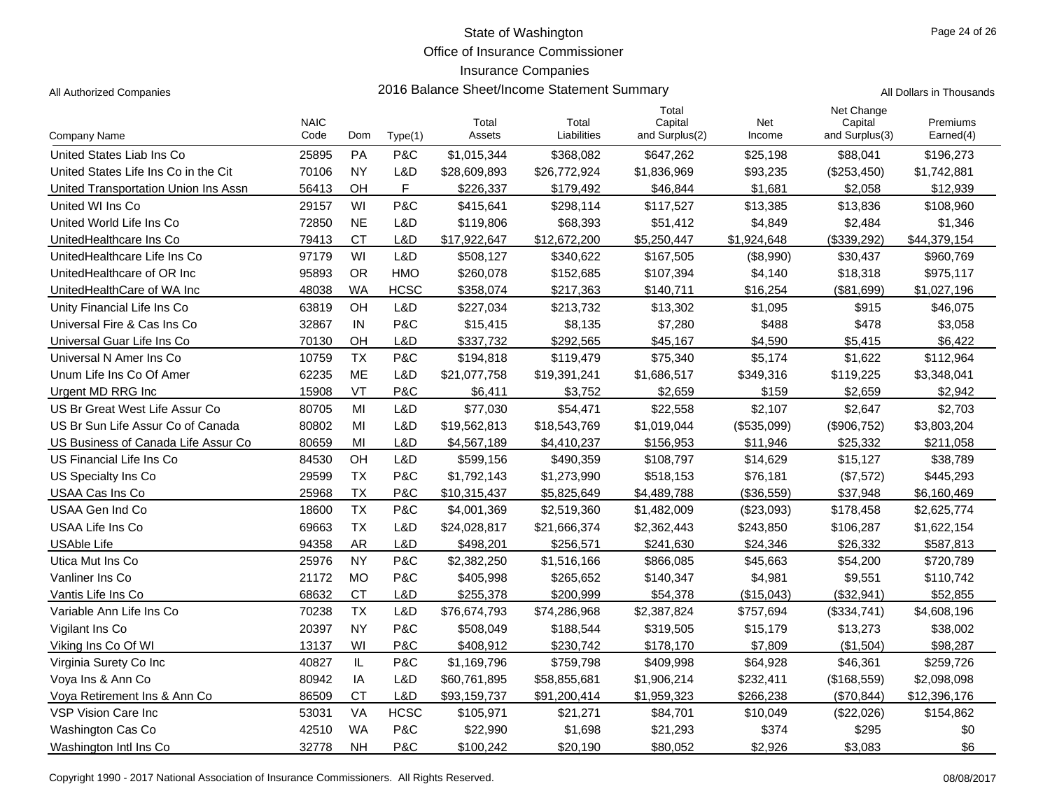# State of Washington
## Office of Insurance Commissioner
## Insurance Companies
## 2016 Balance Sheet/Income Statement Summary

All Authorized Companies

All Dollars in Thousands

| Company Name | NAIC Code | Dom | Type(1) | Total Assets | Total Liabilities | Total Capital and Surplus(2) | Net Income | Net Change Capital and Surplus(3) | Premiums Earned(4) |
|---|---|---|---|---|---|---|---|---|---|
| United States Liab Ins Co | 25895 | PA | P&C | $1,015,344 | $368,082 | $647,262 | $25,198 | $88,041 | $196,273 |
| United States Life Ins Co in the Cit | 70106 | NY | L&D | $28,609,893 | $26,772,924 | $1,836,969 | $93,235 | ($253,450) | $1,742,881 |
| United Transportation Union Ins Assn | 56413 | OH | F | $226,337 | $179,492 | $46,844 | $1,681 | $2,058 | $12,939 |
| United WI Ins Co | 29157 | WI | P&C | $415,641 | $298,114 | $117,527 | $13,385 | $13,836 | $108,960 |
| United World Life Ins Co | 72850 | NE | L&D | $119,806 | $68,393 | $51,412 | $4,849 | $2,484 | $1,346 |
| UnitedHealthcare Ins Co | 79413 | CT | L&D | $17,922,647 | $12,672,200 | $5,250,447 | $1,924,648 | ($339,292) | $44,379,154 |
| UnitedHealthcare Life Ins Co | 97179 | WI | L&D | $508,127 | $340,622 | $167,505 | ($8,990) | $30,437 | $960,769 |
| UnitedHealthcare of OR Inc | 95893 | OR | HMO | $260,078 | $152,685 | $107,394 | $4,140 | $18,318 | $975,117 |
| UnitedHealthCare of WA Inc | 48038 | WA | HCSC | $358,074 | $217,363 | $140,711 | $16,254 | ($81,699) | $1,027,196 |
| Unity Financial Life Ins Co | 63819 | OH | L&D | $227,034 | $213,732 | $13,302 | $1,095 | $915 | $46,075 |
| Universal Fire & Cas Ins Co | 32867 | IN | P&C | $15,415 | $8,135 | $7,280 | $488 | $478 | $3,058 |
| Universal Guar Life Ins Co | 70130 | OH | L&D | $337,732 | $292,565 | $45,167 | $4,590 | $5,415 | $6,422 |
| Universal N Amer Ins Co | 10759 | TX | P&C | $194,818 | $119,479 | $75,340 | $5,174 | $1,622 | $112,964 |
| Unum Life Ins Co Of Amer | 62235 | ME | L&D | $21,077,758 | $19,391,241 | $1,686,517 | $349,316 | $119,225 | $3,348,041 |
| Urgent MD RRG Inc | 15908 | VT | P&C | $6,411 | $3,752 | $2,659 | $159 | $2,659 | $2,942 |
| US Br Great West Life Assur Co | 80705 | MI | L&D | $77,030 | $54,471 | $22,558 | $2,107 | $2,647 | $2,703 |
| US Br Sun Life Assur Co of Canada | 80802 | MI | L&D | $19,562,813 | $18,543,769 | $1,019,044 | ($535,099) | ($906,752) | $3,803,204 |
| US Business of Canada Life Assur Co | 80659 | MI | L&D | $4,567,189 | $4,410,237 | $156,953 | $11,946 | $25,332 | $211,058 |
| US Financial Life Ins Co | 84530 | OH | L&D | $599,156 | $490,359 | $108,797 | $14,629 | $15,127 | $38,789 |
| US Specialty Ins Co | 29599 | TX | P&C | $1,792,143 | $1,273,990 | $518,153 | $76,181 | ($7,572) | $445,293 |
| USAA Cas Ins Co | 25968 | TX | P&C | $10,315,437 | $5,825,649 | $4,489,788 | ($36,559) | $37,948 | $6,160,469 |
| USAA Gen Ind Co | 18600 | TX | P&C | $4,001,369 | $2,519,360 | $1,482,009 | ($23,093) | $178,458 | $2,625,774 |
| USAA Life Ins Co | 69663 | TX | L&D | $24,028,817 | $21,666,374 | $2,362,443 | $243,850 | $106,287 | $1,622,154 |
| USAble Life | 94358 | AR | L&D | $498,201 | $256,571 | $241,630 | $24,346 | $26,332 | $587,813 |
| Utica Mut Ins Co | 25976 | NY | P&C | $2,382,250 | $1,516,166 | $866,085 | $45,663 | $54,200 | $720,789 |
| Vanliner Ins Co | 21172 | MO | P&C | $405,998 | $265,652 | $140,347 | $4,981 | $9,551 | $110,742 |
| Vantis Life Ins Co | 68632 | CT | L&D | $255,378 | $200,999 | $54,378 | ($15,043) | ($32,941) | $52,855 |
| Variable Ann Life Ins Co | 70238 | TX | L&D | $76,674,793 | $74,286,968 | $2,387,824 | $757,694 | ($334,741) | $4,608,196 |
| Vigilant Ins Co | 20397 | NY | P&C | $508,049 | $188,544 | $319,505 | $15,179 | $13,273 | $38,002 |
| Viking Ins Co Of WI | 13137 | WI | P&C | $408,912 | $230,742 | $178,170 | $7,809 | ($1,504) | $98,287 |
| Virginia Surety Co Inc | 40827 | IL | P&C | $1,169,796 | $759,798 | $409,998 | $64,928 | $46,361 | $259,726 |
| Voya Ins & Ann Co | 80942 | IA | L&D | $60,761,895 | $58,855,681 | $1,906,214 | $232,411 | ($168,559) | $2,098,098 |
| Voya Retirement Ins & Ann Co | 86509 | CT | L&D | $93,159,737 | $91,200,414 | $1,959,323 | $266,238 | ($70,844) | $12,396,176 |
| VSP Vision Care Inc | 53031 | VA | HCSC | $105,971 | $21,271 | $84,701 | $10,049 | ($22,026) | $154,862 |
| Washington Cas Co | 42510 | WA | P&C | $22,990 | $1,698 | $21,293 | $374 | $295 | $0 |
| Washington Intl Ins Co | 32778 | NH | P&C | $100,242 | $20,190 | $80,052 | $2,926 | $3,083 | $6 |

Copyright 1990 - 2017 National Association of Insurance Commissioners. All Rights Reserved.

08/08/2017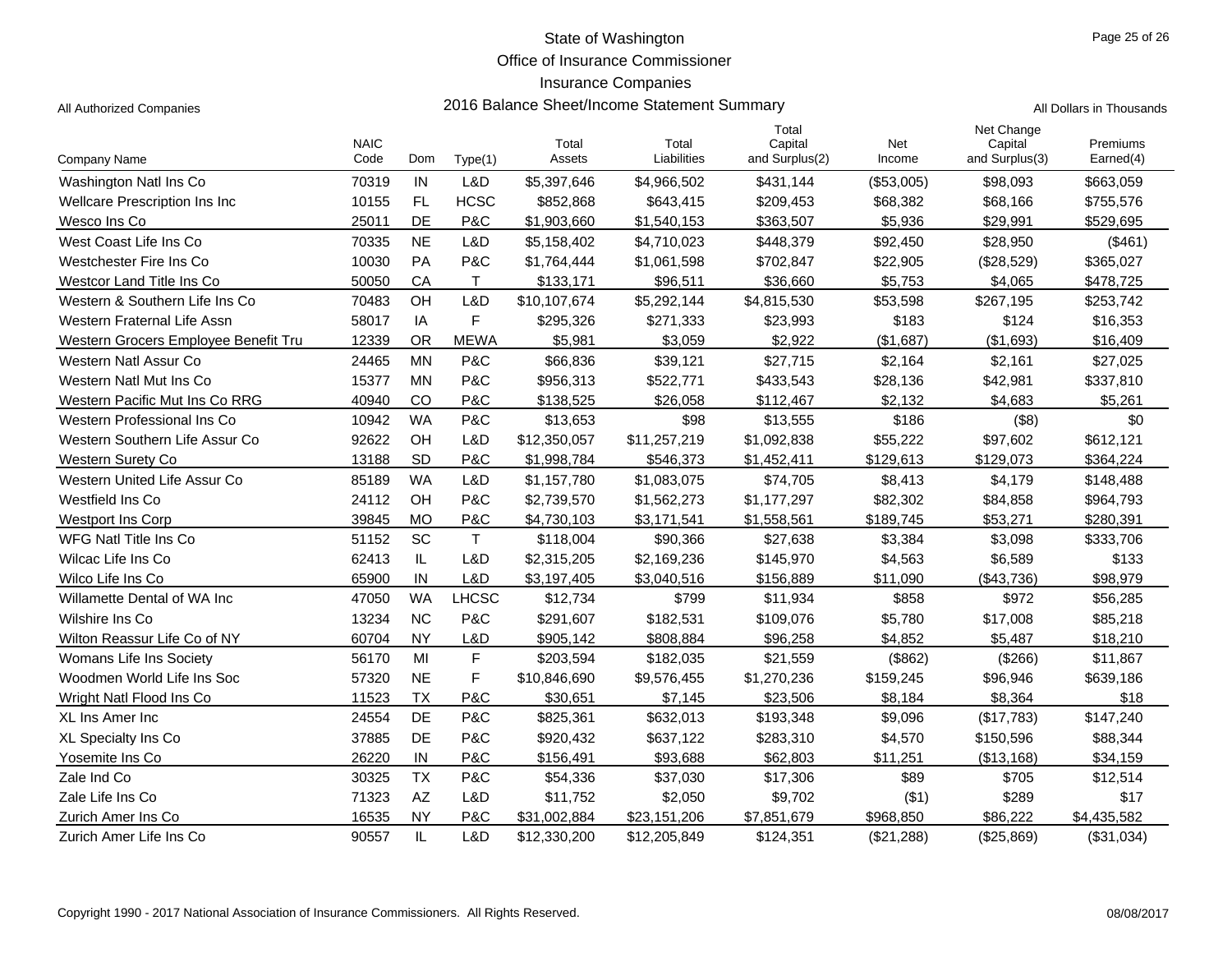State of Washington
Office of Insurance Commissioner
Insurance Companies
2016 Balance Sheet/Income Statement Summary

All Authorized Companies — All Dollars in Thousands

| Company Name | NAIC Code | Dom | Type(1) | Total Assets | Total Liabilities | Total Capital and Surplus(2) | Net Income | Net Change Capital and Surplus(3) | Premiums Earned(4) |
|---|---|---|---|---|---|---|---|---|---|
| Washington Natl Ins Co | 70319 | IN | L&D | $5,397,646 | $4,966,502 | $431,144 | ($53,005) | $98,093 | $663,059 |
| Wellcare Prescription Ins Inc | 10155 | FL | HCSC | $852,868 | $643,415 | $209,453 | $68,382 | $68,166 | $755,576 |
| Wesco Ins Co | 25011 | DE | P&C | $1,903,660 | $1,540,153 | $363,507 | $5,936 | $29,991 | $529,695 |
| West Coast Life Ins Co | 70335 | NE | L&D | $5,158,402 | $4,710,023 | $448,379 | $92,450 | $28,950 | ($461) |
| Westchester Fire Ins Co | 10030 | PA | P&C | $1,764,444 | $1,061,598 | $702,847 | $22,905 | ($28,529) | $365,027 |
| Westcor Land Title Ins Co | 50050 | CA | T | $133,171 | $96,511 | $36,660 | $5,753 | $4,065 | $478,725 |
| Western & Southern Life Ins Co | 70483 | OH | L&D | $10,107,674 | $5,292,144 | $4,815,530 | $53,598 | $267,195 | $253,742 |
| Western Fraternal Life Assn | 58017 | IA | F | $295,326 | $271,333 | $23,993 | $183 | $124 | $16,353 |
| Western Grocers Employee Benefit Tru | 12339 | OR | MEWA | $5,981 | $3,059 | $2,922 | ($1,687) | ($1,693) | $16,409 |
| Western Natl Assur Co | 24465 | MN | P&C | $66,836 | $39,121 | $27,715 | $2,164 | $2,161 | $27,025 |
| Western Natl Mut Ins Co | 15377 | MN | P&C | $956,313 | $522,771 | $433,543 | $28,136 | $42,981 | $337,810 |
| Western Pacific Mut Ins Co RRG | 40940 | CO | P&C | $138,525 | $26,058 | $112,467 | $2,132 | $4,683 | $5,261 |
| Western Professional Ins Co | 10942 | WA | P&C | $13,653 | $98 | $13,555 | $186 | ($8) | $0 |
| Western Southern Life Assur Co | 92622 | OH | L&D | $12,350,057 | $11,257,219 | $1,092,838 | $55,222 | $97,602 | $612,121 |
| Western Surety Co | 13188 | SD | P&C | $1,998,784 | $546,373 | $1,452,411 | $129,613 | $129,073 | $364,224 |
| Western United Life Assur Co | 85189 | WA | L&D | $1,157,780 | $1,083,075 | $74,705 | $8,413 | $4,179 | $148,488 |
| Westfield Ins Co | 24112 | OH | P&C | $2,739,570 | $1,562,273 | $1,177,297 | $82,302 | $84,858 | $964,793 |
| Westport Ins Corp | 39845 | MO | P&C | $4,730,103 | $3,171,541 | $1,558,561 | $189,745 | $53,271 | $280,391 |
| WFG Natl Title Ins Co | 51152 | SC | T | $118,004 | $90,366 | $27,638 | $3,384 | $3,098 | $333,706 |
| Wilcac Life Ins Co | 62413 | IL | L&D | $2,315,205 | $2,169,236 | $145,970 | $4,563 | $6,589 | $133 |
| Wilco Life Ins Co | 65900 | IN | L&D | $3,197,405 | $3,040,516 | $156,889 | $11,090 | ($43,736) | $98,979 |
| Willamette Dental of WA Inc | 47050 | WA | LHCSC | $12,734 | $799 | $11,934 | $858 | $972 | $56,285 |
| Wilshire Ins Co | 13234 | NC | P&C | $291,607 | $182,531 | $109,076 | $5,780 | $17,008 | $85,218 |
| Wilton Reassur Life Co of NY | 60704 | NY | L&D | $905,142 | $808,884 | $96,258 | $4,852 | $5,487 | $18,210 |
| Womans Life Ins Society | 56170 | MI | F | $203,594 | $182,035 | $21,559 | ($862) | ($266) | $11,867 |
| Woodmen World Life Ins Soc | 57320 | NE | F | $10,846,690 | $9,576,455 | $1,270,236 | $159,245 | $96,946 | $639,186 |
| Wright Natl Flood Ins Co | 11523 | TX | P&C | $30,651 | $7,145 | $23,506 | $8,184 | $8,364 | $18 |
| XL Ins Amer Inc | 24554 | DE | P&C | $825,361 | $632,013 | $193,348 | $9,096 | ($17,783) | $147,240 |
| XL Specialty Ins Co | 37885 | DE | P&C | $920,432 | $637,122 | $283,310 | $4,570 | $150,596 | $88,344 |
| Yosemite Ins Co | 26220 | IN | P&C | $156,491 | $93,688 | $62,803 | $11,251 | ($13,168) | $34,159 |
| Zale Ind Co | 30325 | TX | P&C | $54,336 | $37,030 | $17,306 | $89 | $705 | $12,514 |
| Zale Life Ins Co | 71323 | AZ | L&D | $11,752 | $2,050 | $9,702 | ($1) | $289 | $17 |
| Zurich Amer Ins Co | 16535 | NY | P&C | $31,002,884 | $23,151,206 | $7,851,679 | $968,850 | $86,222 | $4,435,582 |
| Zurich Amer Life Ins Co | 90557 | IL | L&D | $12,330,200 | $12,205,849 | $124,351 | ($21,288) | ($25,869) | ($31,034) |

Copyright 1990 - 2017 National Association of Insurance Commissioners. All Rights Reserved. 08/08/2017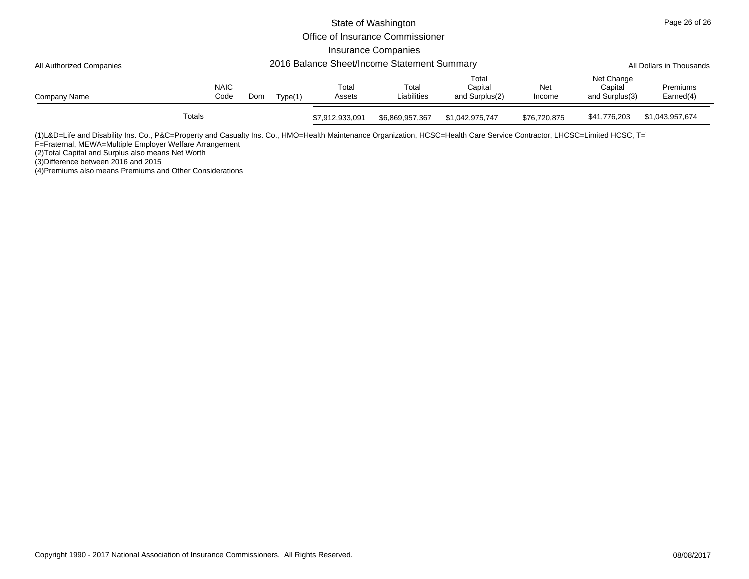State of Washington
Office of Insurance Commissioner
Insurance Companies

All Authorized Companies

2016 Balance Sheet/Income Statement Summary

All Dollars in Thousands

| Company Name | NAIC Code | Dom | Type(1) | Total Assets | Total Liabilities | Total Capital and Surplus(2) | Net Income | Net Change Capital and Surplus(3) | Premiums Earned(4) |
|---|---|---|---|---|---|---|---|---|---|
| Totals | | | | $7,912,933,091 | $6,869,957,367 | $1,042,975,747 | $76,720,875 | $41,776,203 | $1,043,957,674 |

(1)L&D=Life and Disability Ins. Co., P&C=Property and Casualty Ins. Co., HMO=Health Maintenance Organization, HCSC=Health Care Service Contractor, LHCSC=Limited HCSC, T=
F=Fraternal, MEWA=Multiple Employer Welfare Arrangement
(2)Total Capital and Surplus also means Net Worth
(3)Difference between 2016 and 2015
(4)Premiums also means Premiums and Other Considerations

Copyright 1990 - 2017 National Association of Insurance Commissioners. All Rights Reserved.

08/08/2017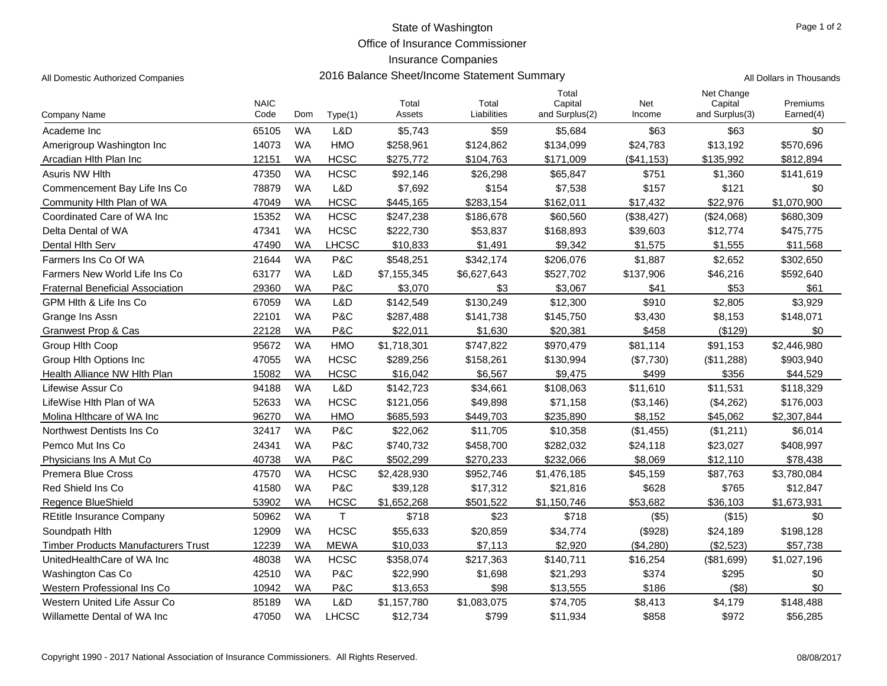# State of Washington
## Office of Insurance Commissioner
## Insurance Companies
## 2016 Balance Sheet/Income Statement Summary

All Domestic Authorized Companies

All Dollars in Thousands

| Company Name | NAIC Code | Dom | Type(1) | Total Assets | Total Liabilities | Total Capital and Surplus(2) | Net Income | Net Change Capital and Surplus(3) | Premiums Earned(4) |
|---|---|---|---|---|---|---|---|---|---|
| Academe Inc | 65105 | WA | L&D | $5,743 | $59 | $5,684 | $63 | $63 | $0 |
| Amerigroup Washington Inc | 14073 | WA | HMO | $258,961 | $124,862 | $134,099 | $24,783 | $13,192 | $570,696 |
| Arcadian Hlth Plan Inc | 12151 | WA | HCSC | $275,772 | $104,763 | $171,009 | ($41,153) | $135,992 | $812,894 |
| Asuris NW Hlth | 47350 | WA | HCSC | $92,146 | $26,298 | $65,847 | $751 | $1,360 | $141,619 |
| Commencement Bay Life Ins Co | 78879 | WA | L&D | $7,692 | $154 | $7,538 | $157 | $121 | $0 |
| Community Hlth Plan of WA | 47049 | WA | HCSC | $445,165 | $283,154 | $162,011 | $17,432 | $22,976 | $1,070,900 |
| Coordinated Care of WA Inc | 15352 | WA | HCSC | $247,238 | $186,678 | $60,560 | ($38,427) | ($24,068) | $680,309 |
| Delta Dental of WA | 47341 | WA | HCSC | $222,730 | $53,837 | $168,893 | $39,603 | $12,774 | $475,775 |
| Dental Hlth Serv | 47490 | WA | LHCSC | $10,833 | $1,491 | $9,342 | $1,575 | $1,555 | $11,568 |
| Farmers Ins Co Of WA | 21644 | WA | P&C | $548,251 | $342,174 | $206,076 | $1,887 | $2,652 | $302,650 |
| Farmers New World Life Ins Co | 63177 | WA | L&D | $7,155,345 | $6,627,643 | $527,702 | $137,906 | $46,216 | $592,640 |
| Fraternal Beneficial Association | 29360 | WA | P&C | $3,070 | $3 | $3,067 | $41 | $53 | $61 |
| GPM Hlth & Life Ins Co | 67059 | WA | L&D | $142,549 | $130,249 | $12,300 | $910 | $2,805 | $3,929 |
| Grange Ins Assn | 22101 | WA | P&C | $287,488 | $141,738 | $145,750 | $3,430 | $8,153 | $148,071 |
| Granwest Prop & Cas | 22128 | WA | P&C | $22,011 | $1,630 | $20,381 | $458 | ($129) | $0 |
| Group Hlth Coop | 95672 | WA | HMO | $1,718,301 | $747,822 | $970,479 | $81,114 | $91,153 | $2,446,980 |
| Group Hlth Options Inc | 47055 | WA | HCSC | $289,256 | $158,261 | $130,994 | ($7,730) | ($11,288) | $903,940 |
| Health Alliance NW Hlth Plan | 15082 | WA | HCSC | $16,042 | $6,567 | $9,475 | $499 | $356 | $44,529 |
| Lifewise Assur Co | 94188 | WA | L&D | $142,723 | $34,661 | $108,063 | $11,610 | $11,531 | $118,329 |
| LifeWise Hlth Plan of WA | 52633 | WA | HCSC | $121,056 | $49,898 | $71,158 | ($3,146) | ($4,262) | $176,003 |
| Molina Hlthcare of WA Inc | 96270 | WA | HMO | $685,593 | $449,703 | $235,890 | $8,152 | $45,062 | $2,307,844 |
| Northwest Dentists Ins Co | 32417 | WA | P&C | $22,062 | $11,705 | $10,358 | ($1,455) | ($1,211) | $6,014 |
| Pemco Mut Ins Co | 24341 | WA | P&C | $740,732 | $458,700 | $282,032 | $24,118 | $23,027 | $408,997 |
| Physicians Ins A Mut Co | 40738 | WA | P&C | $502,299 | $270,233 | $232,066 | $8,069 | $12,110 | $78,438 |
| Premera Blue Cross | 47570 | WA | HCSC | $2,428,930 | $952,746 | $1,476,185 | $45,159 | $87,763 | $3,780,084 |
| Red Shield Ins Co | 41580 | WA | P&C | $39,128 | $17,312 | $21,816 | $628 | $765 | $12,847 |
| Regence BlueShield | 53902 | WA | HCSC | $1,652,268 | $501,522 | $1,150,746 | $53,682 | $36,103 | $1,673,931 |
| REtitle Insurance Company | 50962 | WA | T | $718 | $23 | $718 | ($5) | ($15) | $0 |
| Soundpath Hlth | 12909 | WA | HCSC | $55,633 | $20,859 | $34,774 | ($928) | $24,189 | $198,128 |
| Timber Products Manufacturers Trust | 12239 | WA | MEWA | $10,033 | $7,113 | $2,920 | ($4,280) | ($2,523) | $57,738 |
| UnitedHealthCare of WA Inc | 48038 | WA | HCSC | $358,074 | $217,363 | $140,711 | $16,254 | ($81,699) | $1,027,196 |
| Washington Cas Co | 42510 | WA | P&C | $22,990 | $1,698 | $21,293 | $374 | $295 | $0 |
| Western Professional Ins Co | 10942 | WA | P&C | $13,653 | $98 | $13,555 | $186 | ($8) | $0 |
| Western United Life Assur Co | 85189 | WA | L&D | $1,157,780 | $1,083,075 | $74,705 | $8,413 | $4,179 | $148,488 |
| Willamette Dental of WA Inc | 47050 | WA | LHCSC | $12,734 | $799 | $11,934 | $858 | $972 | $56,285 |

Copyright 1990 - 2017 National Association of Insurance Commissioners. All Rights Reserved.

08/08/2017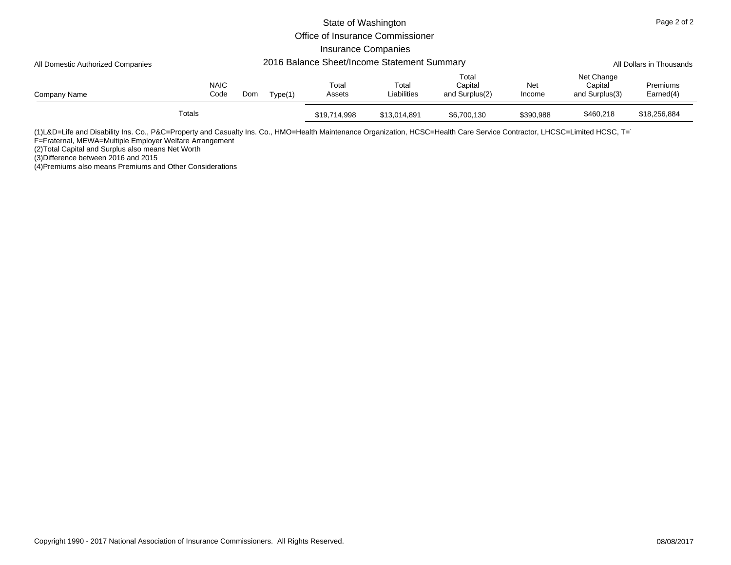# State of Washington
## Office of Insurance Commissioner
## Insurance Companies
### 2016 Balance Sheet/Income Statement Summary

All Domestic Authorized Companies

All Dollars in Thousands

| Company Name | NAIC Code | Dom | Type(1) | Total Assets | Total Liabilities | Total Capital and Surplus(2) | Net Income | Net Change Capital and Surplus(3) | Premiums Earned(4) |
|---|---|---|---|---|---|---|---|---|---|
| Totals | | | | $19,714,998 | $13,014,891 | $6,700,130 | $390,988 | $460,218 | $18,256,884 |

(1)L&D=Life and Disability Ins. Co., P&C=Property and Casualty Ins. Co., HMO=Health Maintenance Organization, HCSC=Health Care Service Contractor, LHCSC=Limited HCSC, T=
F=Fraternal, MEWA=Multiple Employer Welfare Arrangement
(2)Total Capital and Surplus also means Net Worth
(3)Difference between 2016 and 2015
(4)Premiums also means Premiums and Other Considerations

Copyright 1990 - 2017 National Association of Insurance Commissioners. All Rights Reserved.

08/08/2017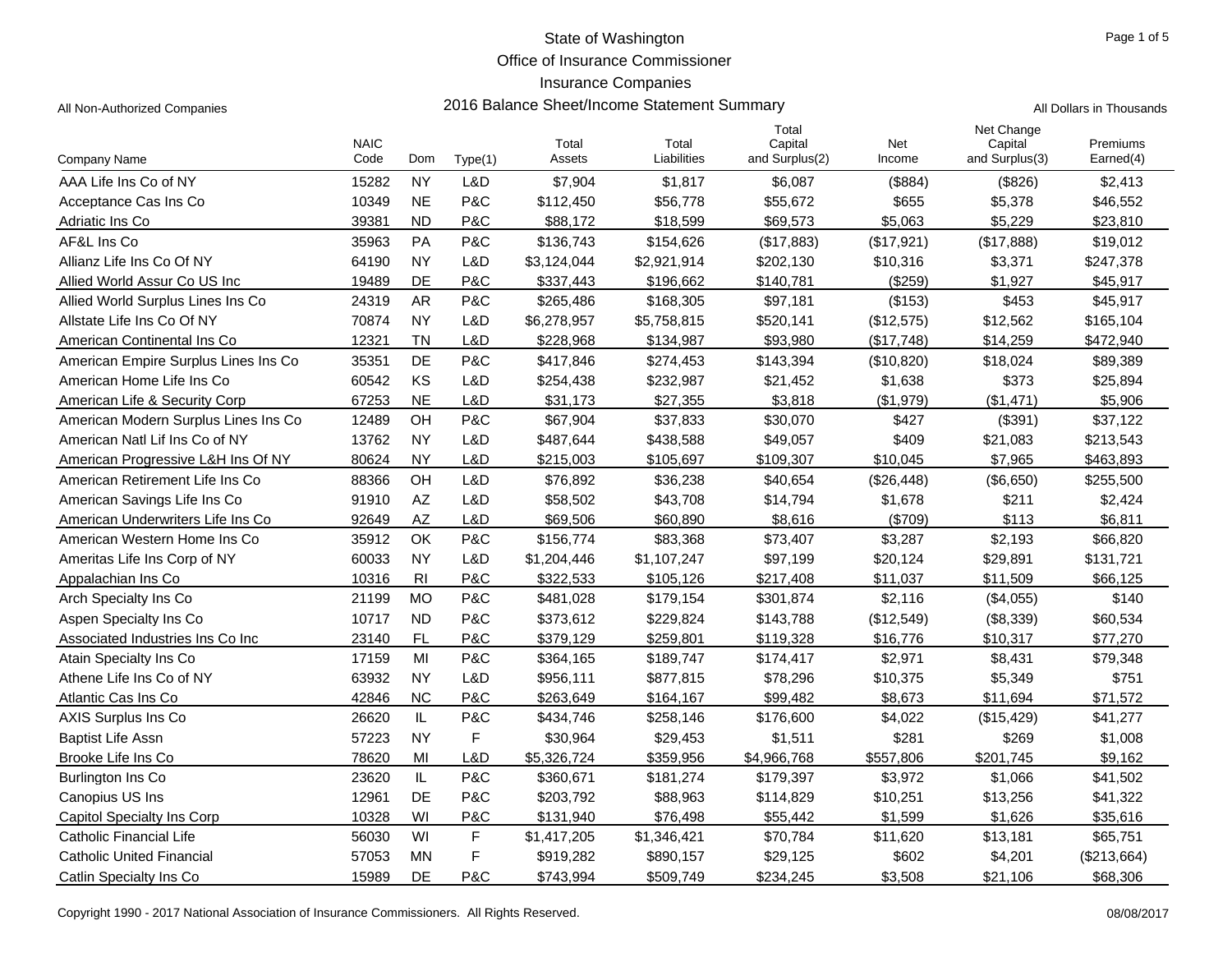# State of Washington
## Office of Insurance Commissioner
## Insurance Companies
## 2016 Balance Sheet/Income Statement Summary

All Non-Authorized Companies

All Dollars in Thousands

| Company Name | NAIC Code | Dom | Type(1) | Total Assets | Total Liabilities | Total Capital and Surplus(2) | Net Income | Net Change Capital and Surplus(3) | Premiums Earned(4) |
|---|---|---|---|---|---|---|---|---|---|
| AAA Life Ins Co of NY | 15282 | NY | L&D | $7,904 | $1,817 | $6,087 | ($884) | ($826) | $2,413 |
| Acceptance Cas Ins Co | 10349 | NE | P&C | $112,450 | $56,778 | $55,672 | $655 | $5,378 | $46,552 |
| Adriatic Ins Co | 39381 | ND | P&C | $88,172 | $18,599 | $69,573 | $5,063 | $5,229 | $23,810 |
| AF&L Ins Co | 35963 | PA | P&C | $136,743 | $154,626 | ($17,883) | ($17,921) | ($17,888) | $19,012 |
| Allianz Life Ins Co Of NY | 64190 | NY | L&D | $3,124,044 | $2,921,914 | $202,130 | $10,316 | $3,371 | $247,378 |
| Allied World Assur Co US Inc | 19489 | DE | P&C | $337,443 | $196,662 | $140,781 | ($259) | $1,927 | $45,917 |
| Allied World Surplus Lines Ins Co | 24319 | AR | P&C | $265,486 | $168,305 | $97,181 | ($153) | $453 | $45,917 |
| Allstate Life Ins Co Of NY | 70874 | NY | L&D | $6,278,957 | $5,758,815 | $520,141 | ($12,575) | $12,562 | $165,104 |
| American Continental Ins Co | 12321 | TN | L&D | $228,968 | $134,987 | $93,980 | ($17,748) | $14,259 | $472,940 |
| American Empire Surplus Lines Ins Co | 35351 | DE | P&C | $417,846 | $274,453 | $143,394 | ($10,820) | $18,024 | $89,389 |
| American Home Life Ins Co | 60542 | KS | L&D | $254,438 | $232,987 | $21,452 | $1,638 | $373 | $25,894 |
| American Life & Security Corp | 67253 | NE | L&D | $31,173 | $27,355 | $3,818 | ($1,979) | ($1,471) | $5,906 |
| American Modern Surplus Lines Ins Co | 12489 | OH | P&C | $67,904 | $37,833 | $30,070 | $427 | ($391) | $37,122 |
| American Natl Lif Ins Co of NY | 13762 | NY | L&D | $487,644 | $438,588 | $49,057 | $409 | $21,083 | $213,543 |
| American Progressive L&H Ins Of NY | 80624 | NY | L&D | $215,003 | $105,697 | $109,307 | $10,045 | $7,965 | $463,893 |
| American Retirement Life Ins Co | 88366 | OH | L&D | $76,892 | $36,238 | $40,654 | ($26,448) | ($6,650) | $255,500 |
| American Savings Life Ins Co | 91910 | AZ | L&D | $58,502 | $43,708 | $14,794 | $1,678 | $211 | $2,424 |
| American Underwriters Life Ins Co | 92649 | AZ | L&D | $69,506 | $60,890 | $8,616 | ($709) | $113 | $6,811 |
| American Western Home Ins Co | 35912 | OK | P&C | $156,774 | $83,368 | $73,407 | $3,287 | $2,193 | $66,820 |
| Ameritas Life Ins Corp of NY | 60033 | NY | L&D | $1,204,446 | $1,107,247 | $97,199 | $20,124 | $29,891 | $131,721 |
| Appalachian Ins Co | 10316 | RI | P&C | $322,533 | $105,126 | $217,408 | $11,037 | $11,509 | $66,125 |
| Arch Specialty Ins Co | 21199 | MO | P&C | $481,028 | $179,154 | $301,874 | $2,116 | ($4,055) | $140 |
| Aspen Specialty Ins Co | 10717 | ND | P&C | $373,612 | $229,824 | $143,788 | ($12,549) | ($8,339) | $60,534 |
| Associated Industries Ins Co Inc | 23140 | FL | P&C | $379,129 | $259,801 | $119,328 | $16,776 | $10,317 | $77,270 |
| Atain Specialty Ins Co | 17159 | MI | P&C | $364,165 | $189,747 | $174,417 | $2,971 | $8,431 | $79,348 |
| Athene Life Ins Co of NY | 63932 | NY | L&D | $956,111 | $877,815 | $78,296 | $10,375 | $5,349 | $751 |
| Atlantic Cas Ins Co | 42846 | NC | P&C | $263,649 | $164,167 | $99,482 | $8,673 | $11,694 | $71,572 |
| AXIS Surplus Ins Co | 26620 | IL | P&C | $434,746 | $258,146 | $176,600 | $4,022 | ($15,429) | $41,277 |
| Baptist Life Assn | 57223 | NY | F | $30,964 | $29,453 | $1,511 | $281 | $269 | $1,008 |
| Brooke Life Ins Co | 78620 | MI | L&D | $5,326,724 | $359,956 | $4,966,768 | $557,806 | $201,745 | $9,162 |
| Burlington Ins Co | 23620 | IL | P&C | $360,671 | $181,274 | $179,397 | $3,972 | $1,066 | $41,502 |
| Canopius US Ins | 12961 | DE | P&C | $203,792 | $88,963 | $114,829 | $10,251 | $13,256 | $41,322 |
| Capitol Specialty Ins Corp | 10328 | WI | P&C | $131,940 | $76,498 | $55,442 | $1,599 | $1,626 | $35,616 |
| Catholic Financial Life | 56030 | WI | F | $1,417,205 | $1,346,421 | $70,784 | $11,620 | $13,181 | $65,751 |
| Catholic United Financial | 57053 | MN | F | $919,282 | $890,157 | $29,125 | $602 | $4,201 | ($213,664) |
| Catlin Specialty Ins Co | 15989 | DE | P&C | $743,994 | $509,749 | $234,245 | $3,508 | $21,106 | $68,306 |

Copyright 1990 - 2017 National Association of Insurance Commissioners. All Rights Reserved.

08/08/2017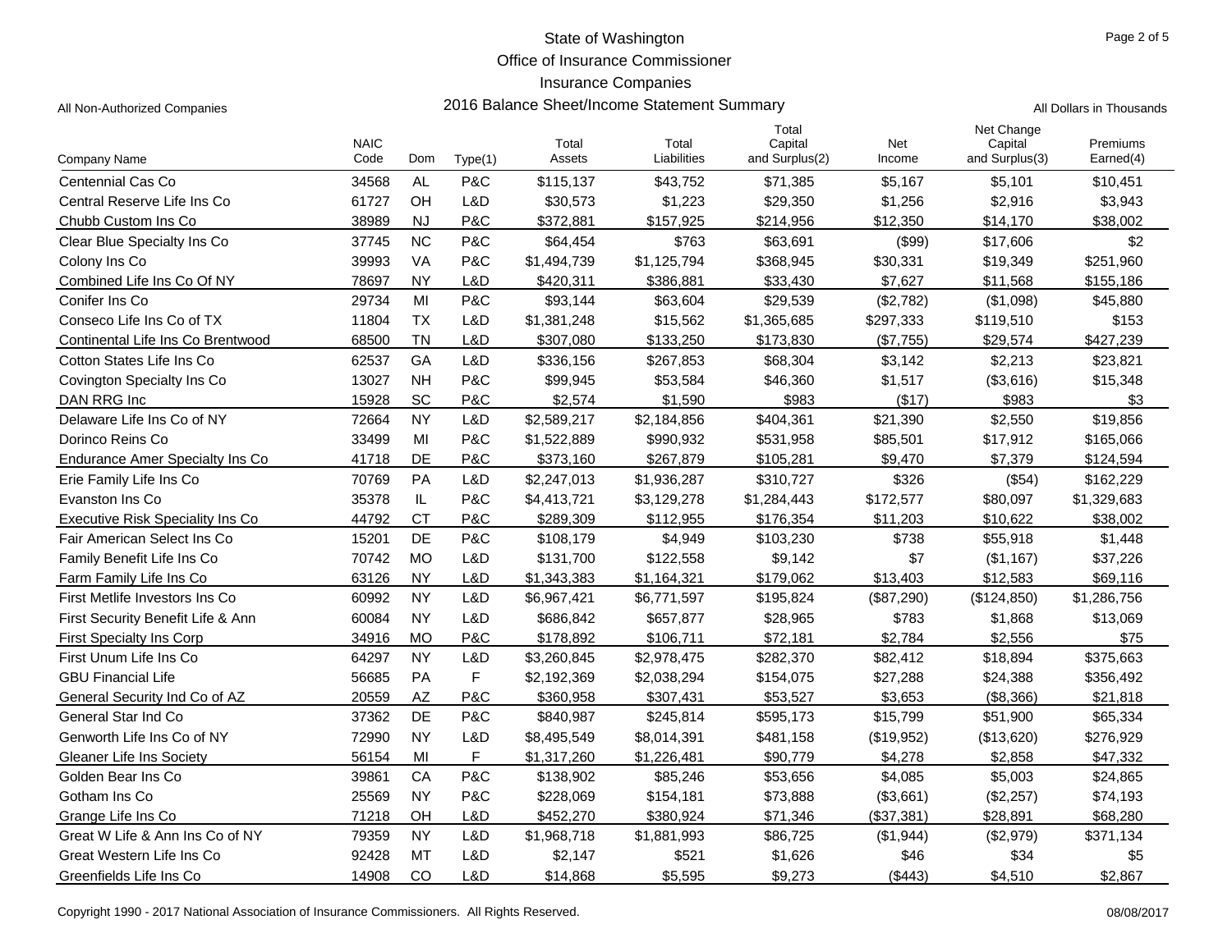# State of Washington
## Office of Insurance Commissioner
## Insurance Companies
## 2016 Balance Sheet/Income Statement Summary

All Non-Authorized Companies

All Dollars in Thousands

| Company Name | NAIC Code | Dom | Type(1) | Total Assets | Total Liabilities | Total Capital and Surplus(2) | Net Income | Net Change Capital and Surplus(3) | Premiums Earned(4) |
|---|---|---|---|---|---|---|---|---|---|
| Centennial Cas Co | 34568 | AL | P&C | $115,137 | $43,752 | $71,385 | $5,167 | $5,101 | $10,451 |
| Central Reserve Life Ins Co | 61727 | OH | L&D | $30,573 | $1,223 | $29,350 | $1,256 | $2,916 | $3,943 |
| Chubb Custom Ins Co | 38989 | NJ | P&C | $372,881 | $157,925 | $214,956 | $12,350 | $14,170 | $38,002 |
| Clear Blue Specialty Ins Co | 37745 | NC | P&C | $64,454 | $763 | $63,691 | ($99) | $17,606 | $2 |
| Colony Ins Co | 39993 | VA | P&C | $1,494,739 | $1,125,794 | $368,945 | $30,331 | $19,349 | $251,960 |
| Combined Life Ins Co Of NY | 78697 | NY | L&D | $420,311 | $386,881 | $33,430 | $7,627 | $11,568 | $155,186 |
| Conifer Ins Co | 29734 | MI | P&C | $93,144 | $63,604 | $29,539 | ($2,782) | ($1,098) | $45,880 |
| Conseco Life Ins Co of TX | 11804 | TX | L&D | $1,381,248 | $15,562 | $1,365,685 | $297,333 | $119,510 | $153 |
| Continental Life Ins Co Brentwood | 68500 | TN | L&D | $307,080 | $133,250 | $173,830 | ($7,755) | $29,574 | $427,239 |
| Cotton States Life Ins Co | 62537 | GA | L&D | $336,156 | $267,853 | $68,304 | $3,142 | $2,213 | $23,821 |
| Covington Specialty Ins Co | 13027 | NH | P&C | $99,945 | $53,584 | $46,360 | $1,517 | ($3,616) | $15,348 |
| DAN RRG Inc | 15928 | SC | P&C | $2,574 | $1,590 | $983 | ($17) | $983 | $3 |
| Delaware Life Ins Co of NY | 72664 | NY | L&D | $2,589,217 | $2,184,856 | $404,361 | $21,390 | $2,550 | $19,856 |
| Dorinco Reins Co | 33499 | MI | P&C | $1,522,889 | $990,932 | $531,958 | $85,501 | $17,912 | $165,066 |
| Endurance Amer Specialty Ins Co | 41718 | DE | P&C | $373,160 | $267,879 | $105,281 | $9,470 | $7,379 | $124,594 |
| Erie Family Life Ins Co | 70769 | PA | L&D | $2,247,013 | $1,936,287 | $310,727 | $326 | ($54) | $162,229 |
| Evanston Ins Co | 35378 | IL | P&C | $4,413,721 | $3,129,278 | $1,284,443 | $172,577 | $80,097 | $1,329,683 |
| Executive Risk Speciality Ins Co | 44792 | CT | P&C | $289,309 | $112,955 | $176,354 | $11,203 | $10,622 | $38,002 |
| Fair American Select Ins Co | 15201 | DE | P&C | $108,179 | $4,949 | $103,230 | $738 | $55,918 | $1,448 |
| Family Benefit Life Ins Co | 70742 | MO | L&D | $131,700 | $122,558 | $9,142 | $7 | ($1,167) | $37,226 |
| Farm Family Life Ins Co | 63126 | NY | L&D | $1,343,383 | $1,164,321 | $179,062 | $13,403 | $12,583 | $69,116 |
| First Metlife Investors Ins Co | 60992 | NY | L&D | $6,967,421 | $6,771,597 | $195,824 | ($87,290) | ($124,850) | $1,286,756 |
| First Security Benefit Life & Ann | 60084 | NY | L&D | $686,842 | $657,877 | $28,965 | $783 | $1,868 | $13,069 |
| First Specialty Ins Corp | 34916 | MO | P&C | $178,892 | $106,711 | $72,181 | $2,784 | $2,556 | $75 |
| First Unum Life Ins Co | 64297 | NY | L&D | $3,260,845 | $2,978,475 | $282,370 | $82,412 | $18,894 | $375,663 |
| GBU Financial Life | 56685 | PA | F | $2,192,369 | $2,038,294 | $154,075 | $27,288 | $24,388 | $356,492 |
| General Security Ind Co of AZ | 20559 | AZ | P&C | $360,958 | $307,431 | $53,527 | $3,653 | ($8,366) | $21,818 |
| General Star Ind Co | 37362 | DE | P&C | $840,987 | $245,814 | $595,173 | $15,799 | $51,900 | $65,334 |
| Genworth Life Ins Co of NY | 72990 | NY | L&D | $8,495,549 | $8,014,391 | $481,158 | ($19,952) | ($13,620) | $276,929 |
| Gleaner Life Ins Society | 56154 | MI | F | $1,317,260 | $1,226,481 | $90,779 | $4,278 | $2,858 | $47,332 |
| Golden Bear Ins Co | 39861 | CA | P&C | $138,902 | $85,246 | $53,656 | $4,085 | $5,003 | $24,865 |
| Gotham Ins Co | 25569 | NY | P&C | $228,069 | $154,181 | $73,888 | ($3,661) | ($2,257) | $74,193 |
| Grange Life Ins Co | 71218 | OH | L&D | $452,270 | $380,924 | $71,346 | ($37,381) | $28,891 | $68,280 |
| Great W Life & Ann Ins Co of NY | 79359 | NY | L&D | $1,968,718 | $1,881,993 | $86,725 | ($1,944) | ($2,979) | $371,134 |
| Great Western Life Ins Co | 92428 | MT | L&D | $2,147 | $521 | $1,626 | $46 | $34 | $5 |
| Greenfields Life Ins Co | 14908 | CO | L&D | $14,868 | $5,595 | $9,273 | ($443) | $4,510 | $2,867 |

Copyright 1990 - 2017 National Association of Insurance Commissioners. All Rights Reserved.

08/08/2017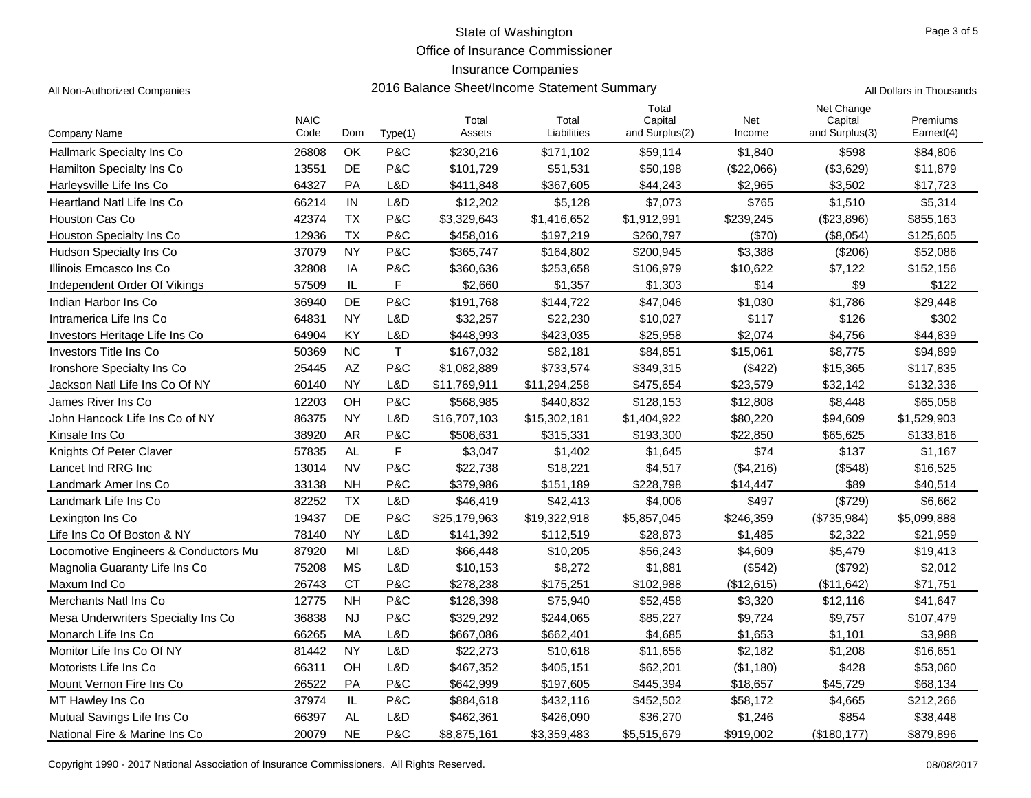# State of Washington
## Office of Insurance Commissioner
## Insurance Companies
## 2016 Balance Sheet/Income Statement Summary

All Non-Authorized Companies

All Dollars in Thousands

| Company Name | NAIC Code | Dom | Type(1) | Total Assets | Total Liabilities | Total Capital and Surplus(2) | Net Income | Net Change Capital and Surplus(3) | Premiums Earned(4) |
|---|---|---|---|---|---|---|---|---|---|
| Hallmark Specialty Ins Co | 26808 | OK | P&C | $230,216 | $171,102 | $59,114 | $1,840 | $598 | $84,806 |
| Hamilton Specialty Ins Co | 13551 | DE | P&C | $101,729 | $51,531 | $50,198 | ($22,066) | ($3,629) | $11,879 |
| Harleysville Life Ins Co | 64327 | PA | L&D | $411,848 | $367,605 | $44,243 | $2,965 | $3,502 | $17,723 |
| Heartland Natl Life Ins Co | 66214 | IN | L&D | $12,202 | $5,128 | $7,073 | $765 | $1,510 | $5,314 |
| Houston Cas Co | 42374 | TX | P&C | $3,329,643 | $1,416,652 | $1,912,991 | $239,245 | ($23,896) | $855,163 |
| Houston Specialty Ins Co | 12936 | TX | P&C | $458,016 | $197,219 | $260,797 | ($70) | ($8,054) | $125,605 |
| Hudson Specialty Ins Co | 37079 | NY | P&C | $365,747 | $164,802 | $200,945 | $3,388 | ($206) | $52,086 |
| Illinois Emcasco Ins Co | 32808 | IA | P&C | $360,636 | $253,658 | $106,979 | $10,622 | $7,122 | $152,156 |
| Independent Order Of Vikings | 57509 | IL | F | $2,660 | $1,357 | $1,303 | $14 | $9 | $122 |
| Indian Harbor Ins Co | 36940 | DE | P&C | $191,768 | $144,722 | $47,046 | $1,030 | $1,786 | $29,448 |
| Intramerica Life Ins Co | 64831 | NY | L&D | $32,257 | $22,230 | $10,027 | $117 | $126 | $302 |
| Investors Heritage Life Ins Co | 64904 | KY | L&D | $448,993 | $423,035 | $25,958 | $2,074 | $4,756 | $44,839 |
| Investors Title Ins Co | 50369 | NC | T | $167,032 | $82,181 | $84,851 | $15,061 | $8,775 | $94,899 |
| Ironshore Specialty Ins Co | 25445 | AZ | P&C | $1,082,889 | $733,574 | $349,315 | ($422) | $15,365 | $117,835 |
| Jackson Natl Life Ins Co Of NY | 60140 | NY | L&D | $11,769,911 | $11,294,258 | $475,654 | $23,579 | $32,142 | $132,336 |
| James River Ins Co | 12203 | OH | P&C | $568,985 | $440,832 | $128,153 | $12,808 | $8,448 | $65,058 |
| John Hancock Life Ins Co of NY | 86375 | NY | L&D | $16,707,103 | $15,302,181 | $1,404,922 | $80,220 | $94,609 | $1,529,903 |
| Kinsale Ins Co | 38920 | AR | P&C | $508,631 | $315,331 | $193,300 | $22,850 | $65,625 | $133,816 |
| Knights Of Peter Claver | 57835 | AL | F | $3,047 | $1,402 | $1,645 | $74 | $137 | $1,167 |
| Lancet Ind RRG Inc | 13014 | NV | P&C | $22,738 | $18,221 | $4,517 | ($4,216) | ($548) | $16,525 |
| Landmark Amer Ins Co | 33138 | NH | P&C | $379,986 | $151,189 | $228,798 | $14,447 | $89 | $40,514 |
| Landmark Life Ins Co | 82252 | TX | L&D | $46,419 | $42,413 | $4,006 | $497 | ($729) | $6,662 |
| Lexington Ins Co | 19437 | DE | P&C | $25,179,963 | $19,322,918 | $5,857,045 | $246,359 | ($735,984) | $5,099,888 |
| Life Ins Co Of Boston & NY | 78140 | NY | L&D | $141,392 | $112,519 | $28,873 | $1,485 | $2,322 | $21,959 |
| Locomotive Engineers & Conductors Mu | 87920 | MI | L&D | $66,448 | $10,205 | $56,243 | $4,609 | $5,479 | $19,413 |
| Magnolia Guaranty Life Ins Co | 75208 | MS | L&D | $10,153 | $8,272 | $1,881 | ($542) | ($792) | $2,012 |
| Maxum Ind Co | 26743 | CT | P&C | $278,238 | $175,251 | $102,988 | ($12,615) | ($11,642) | $71,751 |
| Merchants Natl Ins Co | 12775 | NH | P&C | $128,398 | $75,940 | $52,458 | $3,320 | $12,116 | $41,647 |
| Mesa Underwriters Specialty Ins Co | 36838 | NJ | P&C | $329,292 | $244,065 | $85,227 | $9,724 | $9,757 | $107,479 |
| Monarch Life Ins Co | 66265 | MA | L&D | $667,086 | $662,401 | $4,685 | $1,653 | $1,101 | $3,988 |
| Monitor Life Ins Co Of NY | 81442 | NY | L&D | $22,273 | $10,618 | $11,656 | $2,182 | $1,208 | $16,651 |
| Motorists Life Ins Co | 66311 | OH | L&D | $467,352 | $405,151 | $62,201 | ($1,180) | $428 | $53,060 |
| Mount Vernon Fire Ins Co | 26522 | PA | P&C | $642,999 | $197,605 | $445,394 | $18,657 | $45,729 | $68,134 |
| MT Hawley Ins Co | 37974 | IL | P&C | $884,618 | $432,116 | $452,502 | $58,172 | $4,665 | $212,266 |
| Mutual Savings Life Ins Co | 66397 | AL | L&D | $462,361 | $426,090 | $36,270 | $1,246 | $854 | $38,448 |
| National Fire & Marine Ins Co | 20079 | NE | P&C | $8,875,161 | $3,359,483 | $5,515,679 | $919,002 | ($180,177) | $879,896 |

Copyright 1990 - 2017 National Association of Insurance Commissioners. All Rights Reserved.

08/08/2017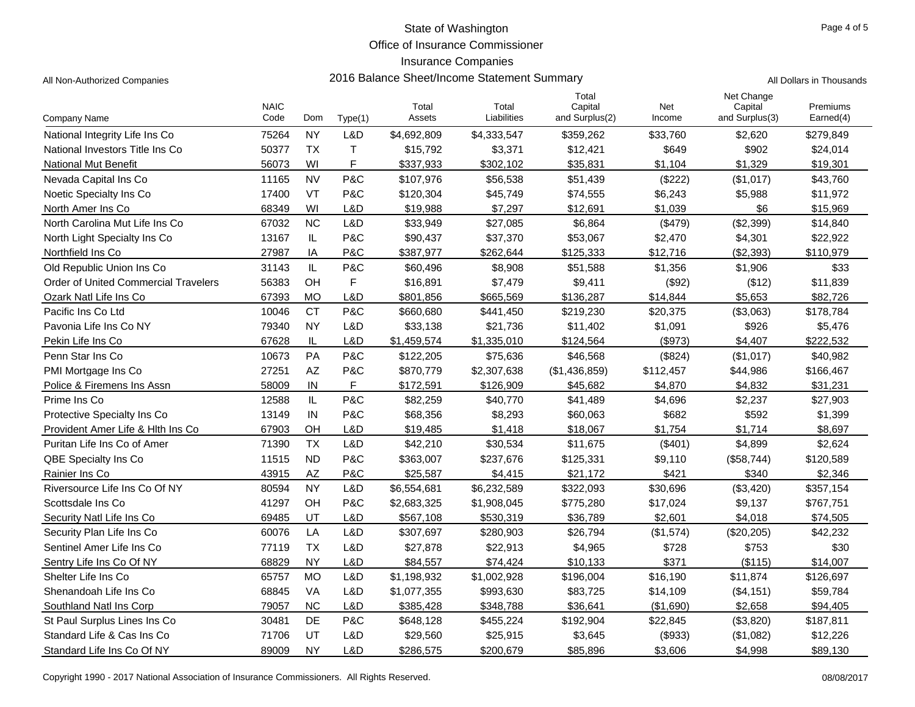State of Washington
Office of Insurance Commissioner
Insurance Companies

All Non-Authorized Companies — 2016 Balance Sheet/Income Statement Summary — All Dollars in Thousands

| Company Name | NAIC Code | Dom | Type(1) | Total Assets | Total Liabilities | Total Capital and Surplus(2) | Net Income | Net Change Capital and Surplus(3) | Premiums Earned(4) |
|---|---|---|---|---|---|---|---|---|---|
| National Integrity Life Ins Co | 75264 | NY | L&D | $4,692,809 | $4,333,547 | $359,262 | $33,760 | $2,620 | $279,849 |
| National Investors Title Ins Co | 50377 | TX | T | $15,792 | $3,371 | $12,421 | $649 | $902 | $24,014 |
| National Mut Benefit | 56073 | WI | F | $337,933 | $302,102 | $35,831 | $1,104 | $1,329 | $19,301 |
| Nevada Capital Ins Co | 11165 | NV | P&C | $107,976 | $56,538 | $51,439 | ($222) | ($1,017) | $43,760 |
| Noetic Specialty Ins Co | 17400 | VT | P&C | $120,304 | $45,749 | $74,555 | $6,243 | $5,988 | $11,972 |
| North Amer Ins Co | 68349 | WI | L&D | $19,988 | $7,297 | $12,691 | $1,039 | $6 | $15,969 |
| North Carolina Mut Life Ins Co | 67032 | NC | L&D | $33,949 | $27,085 | $6,864 | ($479) | ($2,399) | $14,840 |
| North Light Specialty Ins Co | 13167 | IL | P&C | $90,437 | $37,370 | $53,067 | $2,470 | $4,301 | $22,922 |
| Northfield Ins Co | 27987 | IA | P&C | $387,977 | $262,644 | $125,333 | $12,716 | ($2,393) | $110,979 |
| Old Republic Union Ins Co | 31143 | IL | P&C | $60,496 | $8,908 | $51,588 | $1,356 | $1,906 | $33 |
| Order of United Commercial Travelers | 56383 | OH | F | $16,891 | $7,479 | $9,411 | ($92) | ($12) | $11,839 |
| Ozark Natl Life Ins Co | 67393 | MO | L&D | $801,856 | $665,569 | $136,287 | $14,844 | $5,653 | $82,726 |
| Pacific Ins Co Ltd | 10046 | CT | P&C | $660,680 | $441,450 | $219,230 | $20,375 | ($3,063) | $178,784 |
| Pavonia Life Ins Co NY | 79340 | NY | L&D | $33,138 | $21,736 | $11,402 | $1,091 | $926 | $5,476 |
| Pekin Life Ins Co | 67628 | IL | L&D | $1,459,574 | $1,335,010 | $124,564 | ($973) | $4,407 | $222,532 |
| Penn Star Ins Co | 10673 | PA | P&C | $122,205 | $75,636 | $46,568 | ($824) | ($1,017) | $40,982 |
| PMI Mortgage Ins Co | 27251 | AZ | P&C | $870,779 | $2,307,638 | ($1,436,859) | $112,457 | $44,986 | $166,467 |
| Police & Firemens Ins Assn | 58009 | IN | F | $172,591 | $126,909 | $45,682 | $4,870 | $4,832 | $31,231 |
| Prime Ins Co | 12588 | IL | P&C | $82,259 | $40,770 | $41,489 | $4,696 | $2,237 | $27,903 |
| Protective Specialty Ins Co | 13149 | IN | P&C | $68,356 | $8,293 | $60,063 | $682 | $592 | $1,399 |
| Provident Amer Life & Hlth Ins Co | 67903 | OH | L&D | $19,485 | $1,418 | $18,067 | $1,754 | $1,714 | $8,697 |
| Puritan Life Ins Co of Amer | 71390 | TX | L&D | $42,210 | $30,534 | $11,675 | ($401) | $4,899 | $2,624 |
| QBE Specialty Ins Co | 11515 | ND | P&C | $363,007 | $237,676 | $125,331 | $9,110 | ($58,744) | $120,589 |
| Rainier Ins Co | 43915 | AZ | P&C | $25,587 | $4,415 | $21,172 | $421 | $340 | $2,346 |
| Riversource Life Ins Co Of NY | 80594 | NY | L&D | $6,554,681 | $6,232,589 | $322,093 | $30,696 | ($3,420) | $357,154 |
| Scottsdale Ins Co | 41297 | OH | P&C | $2,683,325 | $1,908,045 | $775,280 | $17,024 | $9,137 | $767,751 |
| Security Natl Life Ins Co | 69485 | UT | L&D | $567,108 | $530,319 | $36,789 | $2,601 | $4,018 | $74,505 |
| Security Plan Life Ins Co | 60076 | LA | L&D | $307,697 | $280,903 | $26,794 | ($1,574) | ($20,205) | $42,232 |
| Sentinel Amer Life Ins Co | 77119 | TX | L&D | $27,878 | $22,913 | $4,965 | $728 | $753 | $30 |
| Sentry Life Ins Co Of NY | 68829 | NY | L&D | $84,557 | $74,424 | $10,133 | $371 | ($115) | $14,007 |
| Shelter Life Ins Co | 65757 | MO | L&D | $1,198,932 | $1,002,928 | $196,004 | $16,190 | $11,874 | $126,697 |
| Shenandoah Life Ins Co | 68845 | VA | L&D | $1,077,355 | $993,630 | $83,725 | $14,109 | ($4,151) | $59,784 |
| Southland Natl Ins Corp | 79057 | NC | L&D | $385,428 | $348,788 | $36,641 | ($1,690) | $2,658 | $94,405 |
| St Paul Surplus Lines Ins Co | 30481 | DE | P&C | $648,128 | $455,224 | $192,904 | $22,845 | ($3,820) | $187,811 |
| Standard Life & Cas Ins Co | 71706 | UT | L&D | $29,560 | $25,915 | $3,645 | ($933) | ($1,082) | $12,226 |
| Standard Life Ins Co Of NY | 89009 | NY | L&D | $286,575 | $200,679 | $85,896 | $3,606 | $4,998 | $89,130 |

Copyright 1990 - 2017 National Association of Insurance Commissioners. All Rights Reserved. 08/08/2017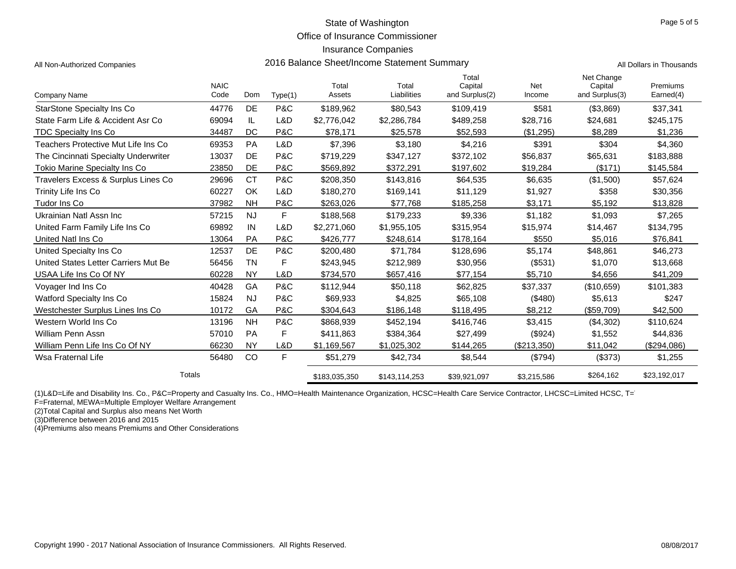# State of Washington
## Office of Insurance Commissioner
## Insurance Companies
## 2016 Balance Sheet/Income Statement Summary

All Non-Authorized Companies

All Dollars in Thousands

| Company Name | NAIC Code | Dom | Type(1) | Total Assets | Total Liabilities | Total Capital and Surplus(2) | Net Income | Net Change Capital and Surplus(3) | Premiums Earned(4) |
|---|---|---|---|---|---|---|---|---|---|
| StarStone Specialty Ins Co | 44776 | DE | P&C | $189,962 | $80,543 | $109,419 | $581 | ($3,869) | $37,341 |
| State Farm Life & Accident Asr Co | 69094 | IL | L&D | $2,776,042 | $2,286,784 | $489,258 | $28,716 | $24,681 | $245,175 |
| TDC Specialty Ins Co | 34487 | DC | P&C | $78,171 | $25,578 | $52,593 | ($1,295) | $8,289 | $1,236 |
| Teachers Protective Mut Life Ins Co | 69353 | PA | L&D | $7,396 | $3,180 | $4,216 | $391 | $304 | $4,360 |
| The Cincinnati Specialty Underwriter | 13037 | DE | P&C | $719,229 | $347,127 | $372,102 | $56,837 | $65,631 | $183,888 |
| Tokio Marine Specialty Ins Co | 23850 | DE | P&C | $569,892 | $372,291 | $197,602 | $19,284 | ($171) | $145,584 |
| Travelers Excess & Surplus Lines Co | 29696 | CT | P&C | $208,350 | $143,816 | $64,535 | $6,635 | ($1,500) | $57,624 |
| Trinity Life Ins Co | 60227 | OK | L&D | $180,270 | $169,141 | $11,129 | $1,927 | $358 | $30,356 |
| Tudor Ins Co | 37982 | NH | P&C | $263,026 | $77,768 | $185,258 | $3,171 | $5,192 | $13,828 |
| Ukrainian Natl Assn Inc | 57215 | NJ | F | $188,568 | $179,233 | $9,336 | $1,182 | $1,093 | $7,265 |
| United Farm Family Life Ins Co | 69892 | IN | L&D | $2,271,060 | $1,955,105 | $315,954 | $15,974 | $14,467 | $134,795 |
| United Natl Ins Co | 13064 | PA | P&C | $426,777 | $248,614 | $178,164 | $550 | $5,016 | $76,841 |
| United Specialty Ins Co | 12537 | DE | P&C | $200,480 | $71,784 | $128,696 | $5,174 | $48,861 | $46,273 |
| United States Letter Carriers Mut Be | 56456 | TN | F | $243,945 | $212,989 | $30,956 | ($531) | $1,070 | $13,668 |
| USAA Life Ins Co Of NY | 60228 | NY | L&D | $734,570 | $657,416 | $77,154 | $5,710 | $4,656 | $41,209 |
| Voyager Ind Ins Co | 40428 | GA | P&C | $112,944 | $50,118 | $62,825 | $37,337 | ($10,659) | $101,383 |
| Watford Specialty Ins Co | 15824 | NJ | P&C | $69,933 | $4,825 | $65,108 | ($480) | $5,613 | $247 |
| Westchester Surplus Lines Ins Co | 10172 | GA | P&C | $304,643 | $186,148 | $118,495 | $8,212 | ($59,709) | $42,500 |
| Western World Ins Co | 13196 | NH | P&C | $868,939 | $452,194 | $416,746 | $3,415 | ($4,302) | $110,624 |
| William Penn Assn | 57010 | PA | F | $411,863 | $384,364 | $27,499 | ($924) | $1,552 | $44,836 |
| William Penn Life Ins Co Of NY | 66230 | NY | L&D | $1,169,567 | $1,025,302 | $144,265 | ($213,350) | $11,042 | ($294,086) |
| Wsa Fraternal Life | 56480 | CO | F | $51,279 | $42,734 | $8,544 | ($794) | ($373) | $1,255 |
| Totals | | | | $183,035,350 | $143,114,253 | $39,921,097 | $3,215,586 | $264,162 | $23,192,017 |

(1)L&D=Life and Disability Ins. Co., P&C=Property and Casualty Ins. Co., HMO=Health Maintenance Organization, HCSC=Health Care Service Contractor, LHCSC=Limited HCSC, T=
F=Fraternal, MEWA=Multiple Employer Welfare Arrangement
(2)Total Capital and Surplus also means Net Worth
(3)Difference between 2016 and 2015
(4)Premiums also means Premiums and Other Considerations

Copyright 1990 - 2017 National Association of Insurance Commissioners. All Rights Reserved.

08/08/2017